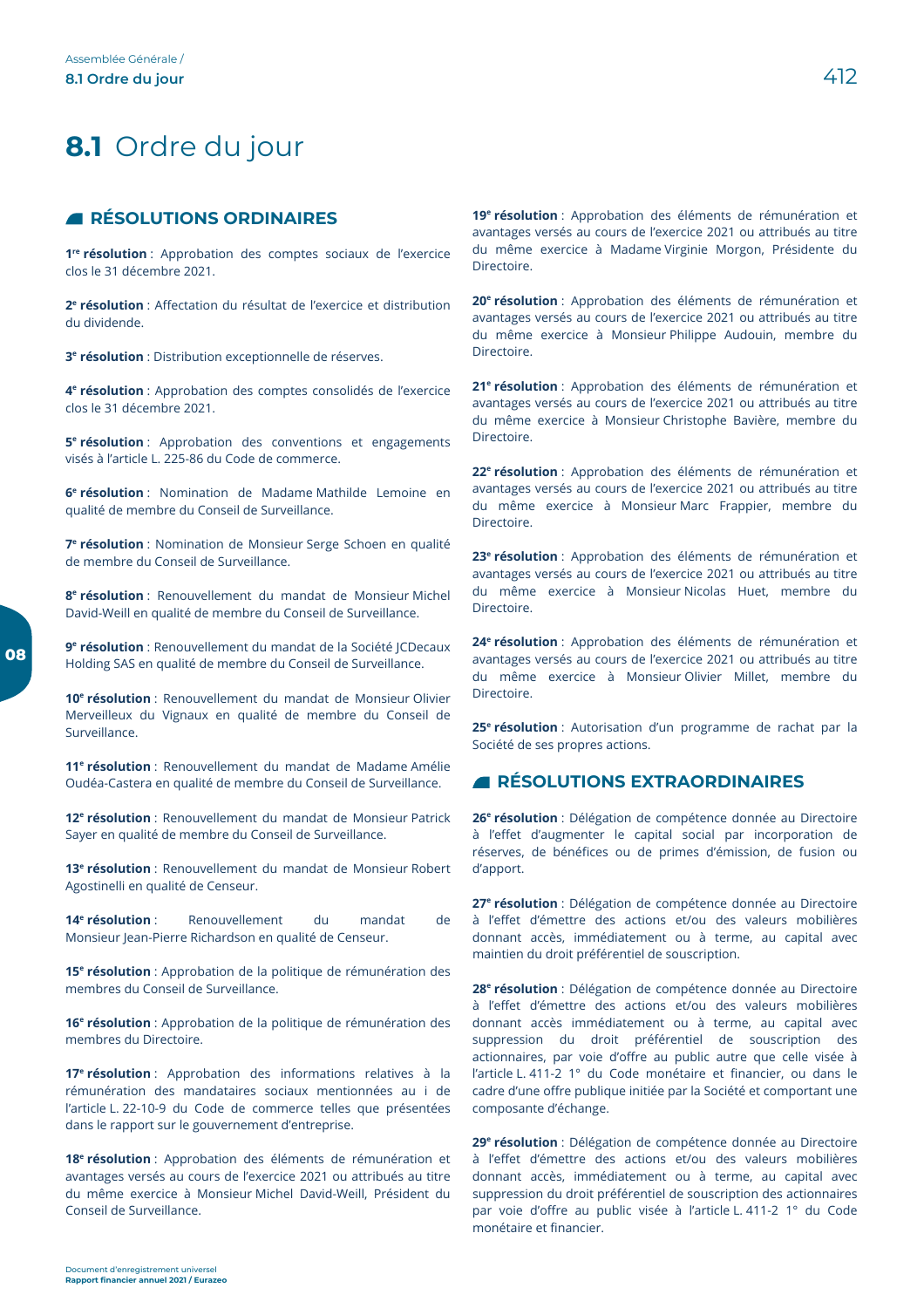# 8.1 Ordre du jour

## RÉSOLUTIONS ORDINAIRES

**1re résolution** : Approbation des comptes sociaux de l'exercice clos le 31 décembre 2021.

**2e résolution** : Affectation du résultat de l'exercice et distribution du dividende.

**3e résolution** : Distribution exceptionnelle de réserves.

**4e résolution** : Approbation des comptes consolidés de l'exercice clos le 31 décembre 2021.

**5e résolution** : Approbation des conventions et engagements visés à l'article L. 225-86 du Code de commerce.

**6e résolution** : Nomination de Madame Mathilde Lemoine en qualité de membre du Conseil de Surveillance.

**7e résolution** : Nomination de Monsieur Serge Schoen en qualité de membre du Conseil de Surveillance.

**8e résolution** : Renouvellement du mandat de Monsieur Michel David-Weill en qualité de membre du Conseil de Surveillance.

**9e résolution** : Renouvellement du mandat de la Société JCDecaux Holding SAS en qualité de membre du Conseil de Surveillance.

**10e résolution** : Renouvellement du mandat de Monsieur Olivier Merveilleux du Vignaux en qualité de membre du Conseil de Surveillance.

**11e résolution** : Renouvellement du mandat de Madame Amélie Oudéa-Castera en qualité de membre du Conseil de Surveillance.

**12e résolution** : Renouvellement du mandat de Monsieur Patrick Sayer en qualité de membre du Conseil de Surveillance.

**13e résolution** : Renouvellement du mandat de Monsieur Robert Agostinelli en qualité de Censeur.

**14e résolution** : Renouvellement du mandat de Monsieur Jean-Pierre Richardson en qualité de Censeur.

**15e résolution** : Approbation de la politique de rémunération des membres du Conseil de Surveillance.

**16e résolution** : Approbation de la politique de rémunération des membres du Directoire.

**17e résolution** : Approbation des informations relatives à la rémunération des mandataires sociaux mentionnées au i de l'article L. 22-10-9 du Code de commerce telles que présentées dans le rapport sur le gouvernement d'entreprise.

**18e résolution** : Approbation des éléments de rémunération et avantages versés au cours de l'exercice 2021 ou attribués au titre du même exercice à Monsieur Michel David-Weill, Président du Conseil de Surveillance.

**19e résolution** : Approbation des éléments de rémunération et avantages versés au cours de l'exercice 2021 ou attribués au titre du même exercice à Madame Virginie Morgon, Présidente du Directoire.

**20e résolution** : Approbation des éléments de rémunération et avantages versés au cours de l'exercice 2021 ou attribués au titre du même exercice à Monsieur Philippe Audouin, membre du Directoire.

**21e résolution** : Approbation des éléments de rémunération et avantages versés au cours de l'exercice 2021 ou attribués au titre du même exercice à Monsieur Christophe Bavière, membre du Directoire.

**22e résolution** : Approbation des éléments de rémunération et avantages versés au cours de l'exercice 2021 ou attribués au titre du même exercice à Monsieur Marc Frappier, membre du Directoire.

**23e résolution** : Approbation des éléments de rémunération et avantages versés au cours de l'exercice 2021 ou attribués au titre du même exercice à Monsieur Nicolas Huet, membre du Directoire.

**24e résolution** : Approbation des éléments de rémunération et avantages versés au cours de l'exercice 2021 ou attribués au titre du même exercice à Monsieur Olivier Millet, membre du Directoire.

**25e résolution** : Autorisation d'un programme de rachat par la Société de ses propres actions.

## RÉSOLUTIONS EXTRAORDINAIRES

**26e résolution** : Délégation de compétence donnée au Directoire à l'effet d'augmenter le capital social par incorporation de réserves, de bénéfices ou de primes d'émission, de fusion ou d'apport.

**27e résolution** : Délégation de compétence donnée au Directoire à l'effet d'émettre des actions et/ou des valeurs mobilières donnant accès, immédiatement ou à terme, au capital avec maintien du droit préférentiel de souscription.

**28e résolution** : Délégation de compétence donnée au Directoire à l'effet d'émettre des actions et/ou des valeurs mobilières donnant accès immédiatement ou à terme, au capital avec suppression du droit préférentiel de souscription des actionnaires, par voie d'offre au public autre que celle visée à l'article L. 411-2 1° du Code monétaire et financier, ou dans le cadre d'une offre publique initiée par la Société et comportant une composante d'échange.

**29e résolution** : Délégation de compétence donnée au Directoire à l'effet d'émettre des actions et/ou des valeurs mobilières donnant accès, immédiatement ou à terme, au capital avec suppression du droit préférentiel de souscription des actionnaires par voie d'offre au public visée à l'article L. 411-2 1° du Code monétaire et financier.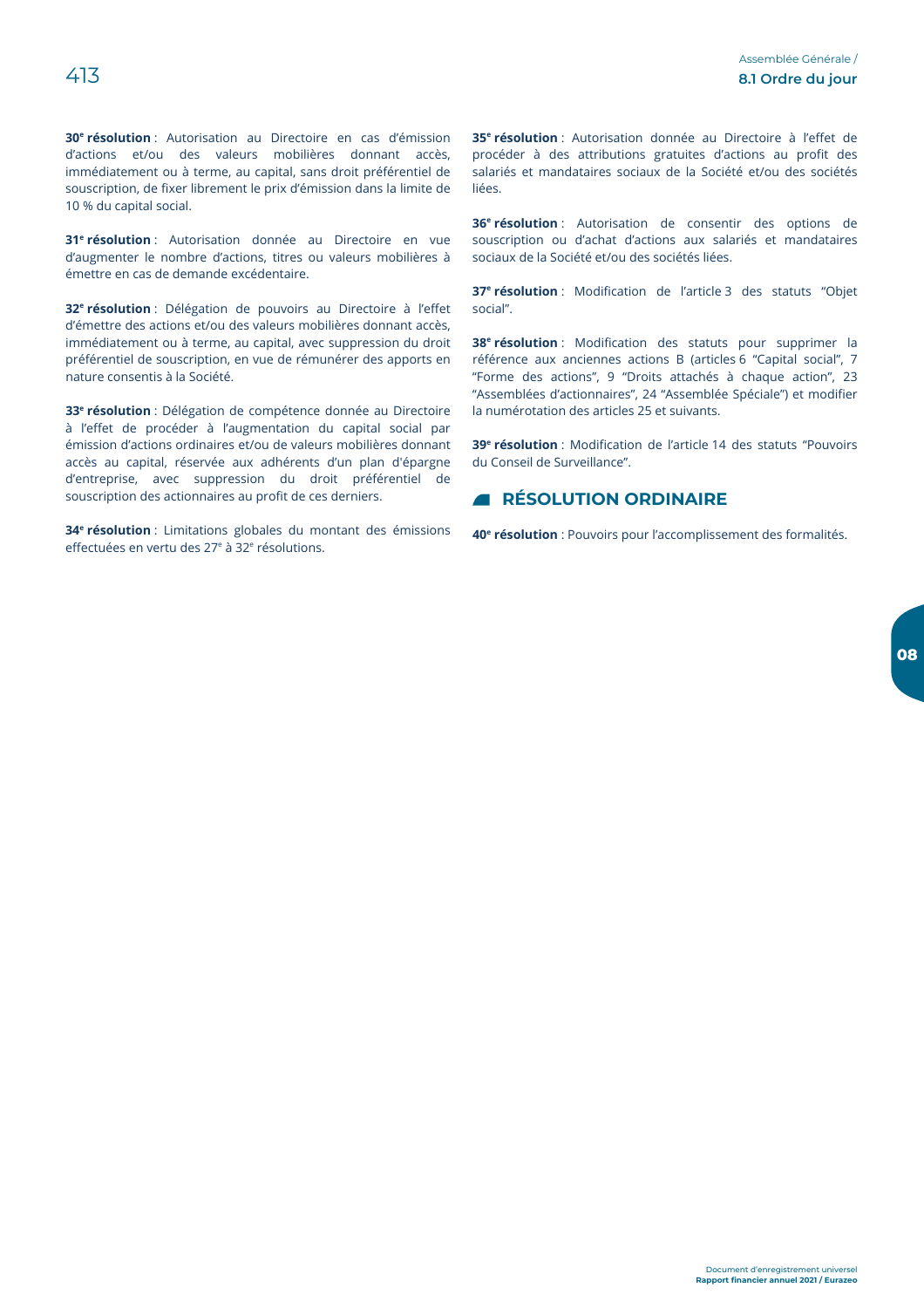**30e résolution** : Autorisation au Directoire en cas d'émission d'actions et/ou des valeurs mobilières donnant accès, immédiatement ou à terme, au capital, sans droit préférentiel de souscription, de fixer librement le prix d'émission dans la limite de 10 % du capital social.

**31e résolution** : Autorisation donnée au Directoire en vue d'augmenter le nombre d'actions, titres ou valeurs mobilières à émettre en cas de demande excédentaire.

**32e résolution** : Délégation de pouvoirs au Directoire à l'effet d'émettre des actions et/ou des valeurs mobilières donnant accès, immédiatement ou à terme, au capital, avec suppression du droit préférentiel de souscription, en vue de rémunérer des apports en nature consentis à la Société.

**33e résolution** : Délégation de compétence donnée au Directoire à l'effet de procéder à l'augmentation du capital social par émission d'actions ordinaires et/ou de valeurs mobilières donnant accès au capital, réservée aux adhérents d'un plan d'épargne d'entreprise, avec suppression du droit préférentiel de souscription des actionnaires au profit de ces derniers.

**34e résolution** : Limitations globales du montant des émissions effectuées en vertu des 27e à 32e résolutions.

**35e résolution** : Autorisation donnée au Directoire à l'effet de procéder à des attributions gratuites d'actions au profit des salariés et mandataires sociaux de la Société et/ou des sociétés liées.

**36e résolution** : Autorisation de consentir des options de souscription ou d'achat d'actions aux salariés et mandataires sociaux de la Société et/ou des sociétés liées.

**37e résolution** : Modification de l'article 3 des statuts "Objet social".

**38e résolution** : Modification des statuts pour supprimer la référence aux anciennes actions B (articles 6 "Capital social", 7 "Forme des actions", 9 "Droits attachés à chaque action", 23 "Assemblées d'actionnaires", 24 "Assemblée Spéciale") et modifier la numérotation des articles 25 et suivants.

**39e résolution** : Modification de l'article 14 des statuts "Pouvoirs du Conseil de Surveillance".

## RÉSOLUTION ORDINAIRE

**40e résolution** : Pouvoirs pour l'accomplissement des formalités.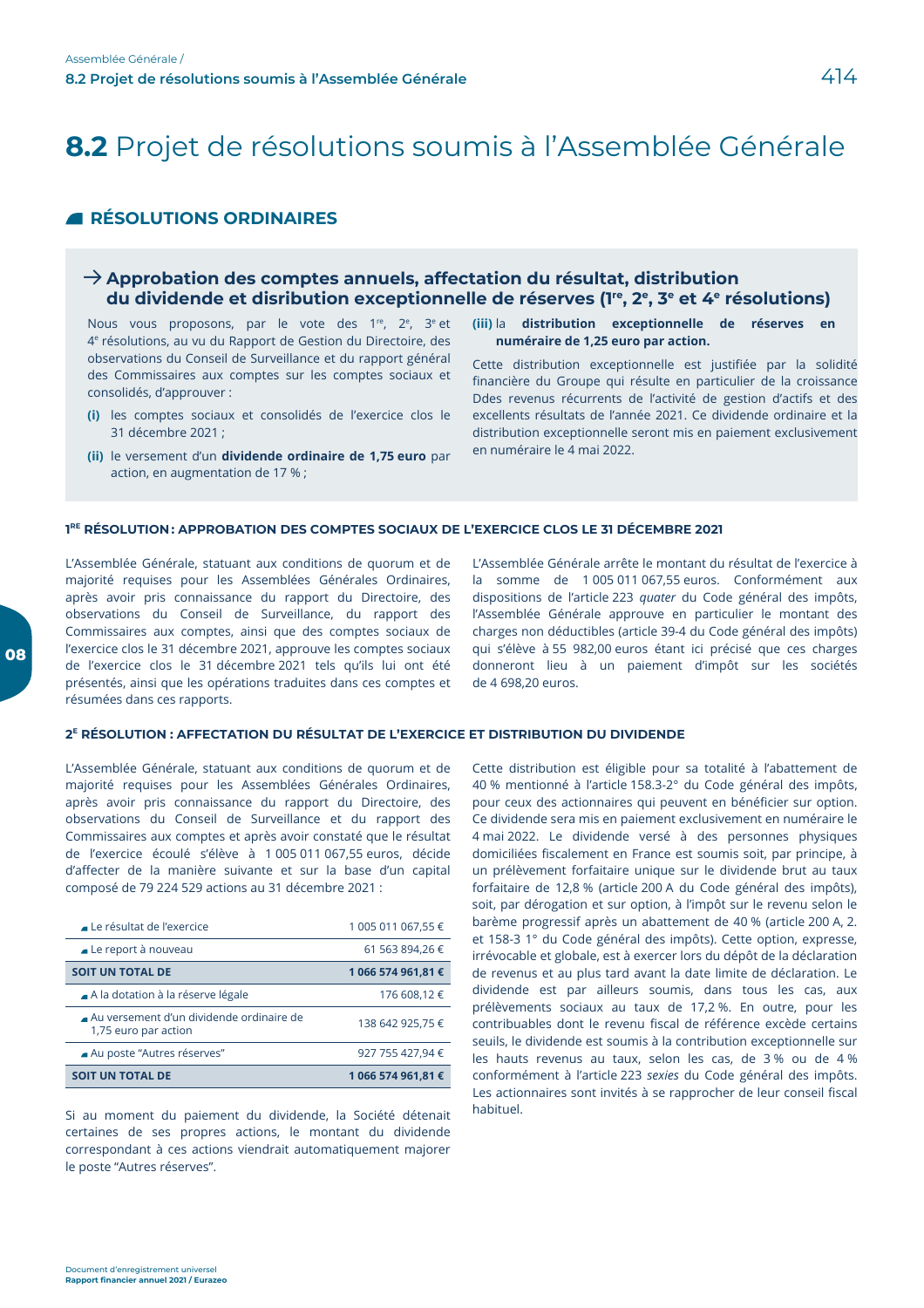# 8.2 Projet de résolutions soumis à l'Assemblée Générale

## RÉSOLUTIONS ORDINAIRES

### → Approbation des comptes annuels, affectation du résultat, distribution du dividende et disribution exceptionnelle de réserves (1re, 2e, 3e et 4e résolutions)

Nous vous proposons, par le vote des 1re, 2e, 3e et 4e résolutions, au vu du Rapport de Gestion du Directoire, des observations du Conseil de Surveillance et du rapport général des Commissaires aux comptes sur les comptes sociaux et consolidés, d'approuver :

**(i)** les comptes sociaux et consolidés de l'exercice clos le 31 décembre 2021 ;

**(ii)** le versement d'un **dividende ordinaire de 1,75 euro** par action, en augmentation de 17 % ;

**(iii)** la **distribution exceptionnelle de réserves en numéraire de 1,25 euro par action.**

Cette distribution exceptionnelle est justifiée par la solidité financière du Groupe qui résulte en particulier de la croissance Ddes revenus récurrents de l'activité de gestion d'actifs et des excellents résultats de l'année 2021. Ce dividende ordinaire et la distribution exceptionnelle seront mis en paiement exclusivement en numéraire le 4 mai 2022.

#### 1RE RÉSOLUTION : APPROBATION DES COMPTES SOCIAUX DE L'EXERCICE CLOS LE 31 DÉCEMBRE 2021

L'Assemblée Générale, statuant aux conditions de quorum et de majorité requises pour les Assemblées Générales Ordinaires, après avoir pris connaissance du rapport du Directoire, des observations du Conseil de Surveillance, du rapport des Commissaires aux comptes, ainsi que des comptes sociaux de l'exercice clos le 31 décembre 2021, approuve les comptes sociaux de l'exercice clos le 31 décembre 2021 tels qu'ils lui ont été présentés, ainsi que les opérations traduites dans ces comptes et résumées dans ces rapports.

L'Assemblée Générale arrête le montant du résultat de l'exercice à la somme de 1 005 011 067,55 euros. Conformément aux dispositions de l'article 223 *quater* du Code général des impôts, l'Assemblée Générale approuve en particulier le montant des charges non déductibles (article 39-4 du Code général des impôts) qui s'élève à 55 982,00 euros étant ici précisé que ces charges donneront lieu à un paiement d'impôt sur les sociétés de 4 698,20 euros.

#### 2E RÉSOLUTION : AFFECTATION DU RÉSULTAT DE L'EXERCICE ET DISTRIBUTION DU DIVIDENDE

L'Assemblée Générale, statuant aux conditions de quorum et de majorité requises pour les Assemblées Générales Ordinaires, après avoir pris connaissance du rapport du Directoire, des observations du Conseil de Surveillance et du rapport des Commissaires aux comptes et après avoir constaté que le résultat de l'exercice écoulé s'élève à 1 005 011 067,55 euros, décide d'affecter de la manière suivante et sur la base d'un capital composé de 79 224 529 actions au 31 décembre 2021 :

| | |
|---|---|
| Le résultat de l'exercice | 1 005 011 067,55 € |
| Le report à nouveau | 61 563 894,26 € |
| **SOIT UN TOTAL DE** | **1 066 574 961,81 €** |
| A la dotation à la réserve légale | 176 608,12 € |
| Au versement d'un dividende ordinaire de 1,75 euro par action | 138 642 925,75 € |
| Au poste "Autres réserves" | 927 755 427,94 € |
| **SOIT UN TOTAL DE** | **1 066 574 961,81 €** |

Si au moment du paiement du dividende, la Société détenait certaines de ses propres actions, le montant du dividende correspondant à ces actions viendrait automatiquement majorer le poste "Autres réserves".

Cette distribution est éligible pour sa totalité à l'abattement de 40 % mentionné à l'article 158.3-2° du Code général des impôts, pour ceux des actionnaires qui peuvent en bénéficier sur option. Ce dividende sera mis en paiement exclusivement en numéraire le 4 mai 2022. Le dividende versé à des personnes physiques domiciliées fiscalement en France est soumis soit, par principe, à un prélèvement forfaitaire unique sur le dividende brut au taux forfaitaire de 12,8 % (article 200 A du Code général des impôts), soit, par dérogation et sur option, à l'impôt sur le revenu selon le barème progressif après un abattement de 40 % (article 200 A, 2. et 158-3 1° du Code général des impôts). Cette option, expresse, irrévocable et globale, est à exercer lors du dépôt de la déclaration de revenus et au plus tard avant la date limite de déclaration. Le dividende est par ailleurs soumis, dans tous les cas, aux prélèvements sociaux au taux de 17,2 %. En outre, pour les contribuables dont le revenu fiscal de référence excède certains seuils, le dividende est soumis à la contribution exceptionnelle sur les hauts revenus au taux, selon les cas, de 3 % ou de 4 % conformément à l'article 223 *sexies* du Code général des impôts. Les actionnaires sont invités à se rapprocher de leur conseil fiscal habituel.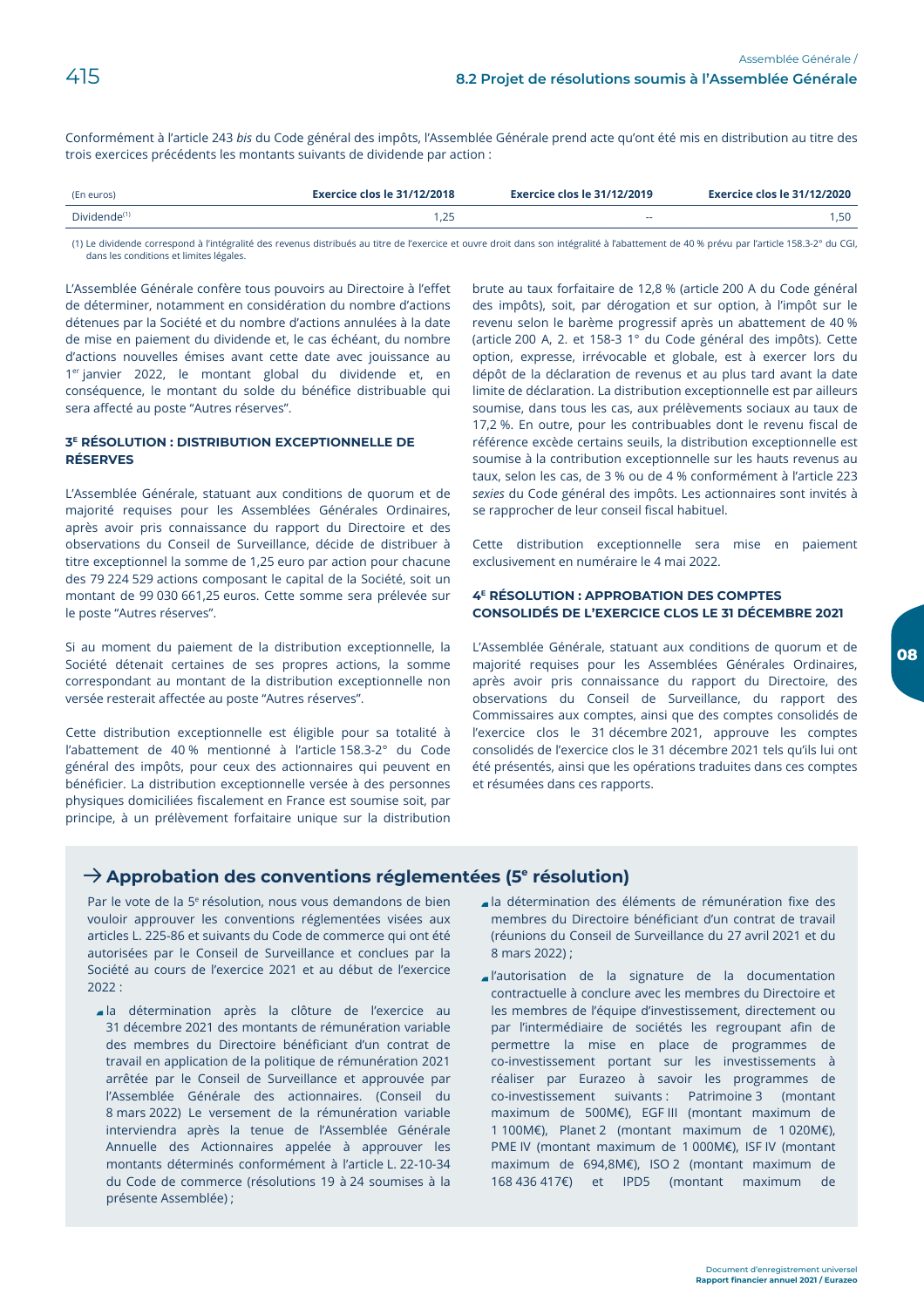Conformément à l'article 243 *bis* du Code général des impôts, l'Assemblée Générale prend acte qu'ont été mis en distribution au titre des trois exercices précédents les montants suivants de dividende par action :

| (En euros) | Exercice clos le 31/12/2018 | Exercice clos le 31/12/2019 | Exercice clos le 31/12/2020 |
|---|---|---|---|
| Dividende[(1)] | 1,25 | -- | 1,50 |

(1) Le dividende correspond à l'intégralité des revenus distribués au titre de l'exercice et ouvre droit dans son intégralité à l'abattement de 40 % prévu par l'article 158.3-2° du CGI, dans les conditions et limites légales.

L'Assemblée Générale confère tous pouvoirs au Directoire à l'effet de déterminer, notamment en considération du nombre d'actions détenues par la Société et du nombre d'actions annulées à la date de mise en paiement du dividende et, le cas échéant, du nombre d'actions nouvelles émises avant cette date avec jouissance au 1er janvier 2022, le montant global du dividende et, en conséquence, le montant du solde du bénéfice distribuable qui sera affecté au poste "Autres réserves".

### 3E RÉSOLUTION : DISTRIBUTION EXCEPTIONNELLE DE RÉSERVES

L'Assemblée Générale, statuant aux conditions de quorum et de majorité requises pour les Assemblées Générales Ordinaires, après avoir pris connaissance du rapport du Directoire et des observations du Conseil de Surveillance, décide de distribuer à titre exceptionnel la somme de 1,25 euro par action pour chacune des 79 224 529 actions composant le capital de la Société, soit un montant de 99 030 661,25 euros. Cette somme sera prélevée sur le poste "Autres réserves".

Si au moment du paiement de la distribution exceptionnelle, la Société détenait certaines de ses propres actions, la somme correspondant au montant de la distribution exceptionnelle non versée resterait affectée au poste "Autres réserves".

Cette distribution exceptionnelle est éligible pour sa totalité à l'abattement de 40 % mentionné à l'article 158.3-2° du Code général des impôts, pour ceux des actionnaires qui peuvent en bénéficier. La distribution exceptionnelle versée à des personnes physiques domiciliées fiscalement en France est soumise soit, par principe, à un prélèvement forfaitaire unique sur la distribution brute au taux forfaitaire de 12,8 % (article 200 A du Code général des impôts), soit, par dérogation et sur option, à l'impôt sur le revenu selon le barème progressif après un abattement de 40 % (article 200 A, 2. et 158-3 1° du Code général des impôts). Cette option, expresse, irrévocable et globale, est à exercer lors du dépôt de la déclaration de revenus et au plus tard avant la date limite de déclaration. La distribution exceptionnelle est par ailleurs soumise, dans tous les cas, aux prélèvements sociaux au taux de 17,2 %. En outre, pour les contribuables dont le revenu fiscal de référence excède certains seuils, la distribution exceptionnelle est soumise à la contribution exceptionnelle sur les hauts revenus au taux, selon les cas, de 3 % ou de 4 % conformément à l'article 223 *sexies* du Code général des impôts. Les actionnaires sont invités à se rapprocher de leur conseil fiscal habituel.

Cette distribution exceptionnelle sera mise en paiement exclusivement en numéraire le 4 mai 2022.

### 4E RÉSOLUTION : APPROBATION DES COMPTES CONSOLIDÉS DE L'EXERCICE CLOS LE 31 DÉCEMBRE 2021

L'Assemblée Générale, statuant aux conditions de quorum et de majorité requises pour les Assemblées Générales Ordinaires, après avoir pris connaissance du rapport du Directoire, des observations du Conseil de Surveillance, du rapport des Commissaires aux comptes, ainsi que des comptes consolidés de l'exercice clos le 31 décembre 2021, approuve les comptes consolidés de l'exercice clos le 31 décembre 2021 tels qu'ils lui ont été présentés, ainsi que les opérations traduites dans ces comptes et résumées dans ces rapports.

## → Approbation des conventions réglementées (5e résolution)

Par le vote de la 5e résolution, nous vous demandons de bien vouloir approuver les conventions réglementées visées aux articles L. 225-86 et suivants du Code de commerce qui ont été autorisées par le Conseil de Surveillance et conclues par la Société au cours de l'exercice 2021 et au début de l'exercice 2022 :

- la détermination après la clôture de l'exercice au 31 décembre 2021 des montants de rémunération variable des membres du Directoire bénéficiant d'un contrat de travail en application de la politique de rémunération 2021 arrêtée par le Conseil de Surveillance et approuvée par l'Assemblée Générale des actionnaires. (Conseil du 8 mars 2022) Le versement de la rémunération variable interviendra après la tenue de l'Assemblée Générale Annuelle des Actionnaires appelée à approuver les montants déterminés conformément à l'article L. 22-10-34 du Code de commerce (résolutions 19 à 24 soumises à la présente Assemblée) ;
- la détermination des éléments de rémunération fixe des membres du Directoire bénéficiant d'un contrat de travail (réunions du Conseil de Surveillance du 27 avril 2021 et du 8 mars 2022) ;
- l'autorisation de la signature de la documentation contractuelle à conclure avec les membres du Directoire et les membres de l'équipe d'investissement, directement ou par l'intermédiaire de sociétés les regroupant afin de permettre la mise en place de programmes de co-investissement portant sur les investissements à réaliser par Eurazeo à savoir les programmes de co-investissement suivants : Patrimoine 3 (montant maximum de 500M€), EGF III (montant maximum de 1 100M€), Planet 2 (montant maximum de 1 020M€), PME IV (montant maximum de 1 000M€), ISF IV (montant maximum de 694,8M€), ISO 2 (montant maximum de 168 436 417€) et IPD5 (montant maximum de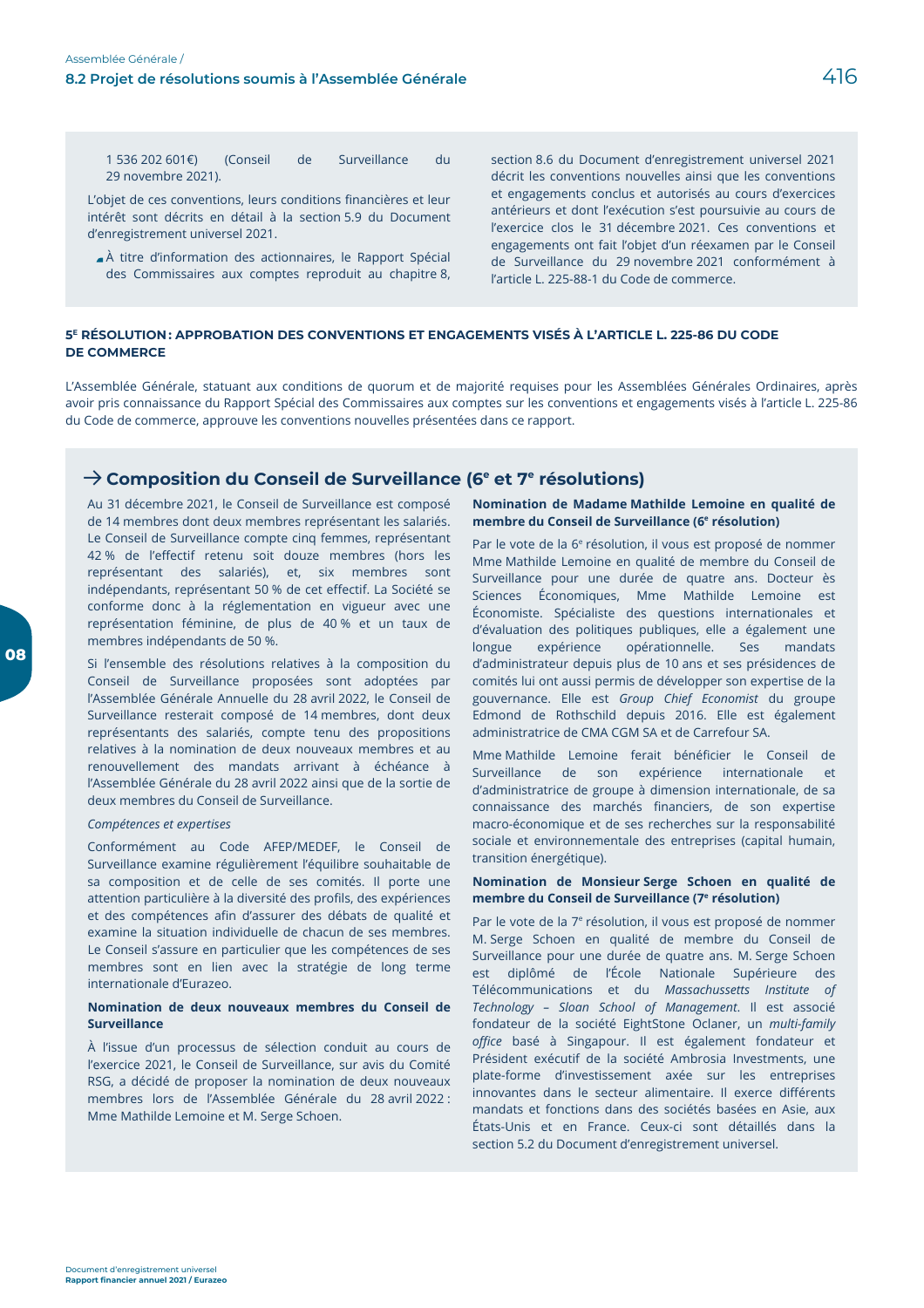1 536 202 601€) (Conseil de Surveillance du 29 novembre 2021).

L'objet de ces conventions, leurs conditions financières et leur intérêt sont décrits en détail à la section 5.9 du Document d'enregistrement universel 2021.

- À titre d'information des actionnaires, le Rapport Spécial des Commissaires aux comptes reproduit au chapitre 8, section 8.6 du Document d'enregistrement universel 2021 décrit les conventions nouvelles ainsi que les conventions et engagements conclus et autorisés au cours d'exercices antérieurs et dont l'exécution s'est poursuivie au cours de l'exercice clos le 31 décembre 2021. Ces conventions et engagements ont fait l'objet d'un réexamen par le Conseil de Surveillance du 29 novembre 2021 conformément à l'article L. 225-88-1 du Code de commerce.

#### 5E RÉSOLUTION : APPROBATION DES CONVENTIONS ET ENGAGEMENTS VISÉS À L'ARTICLE L. 225-86 DU CODE DE COMMERCE

L'Assemblée Générale, statuant aux conditions de quorum et de majorité requises pour les Assemblées Générales Ordinaires, après avoir pris connaissance du Rapport Spécial des Commissaires aux comptes sur les conventions et engagements visés à l'article L. 225-86 du Code de commerce, approuve les conventions nouvelles présentées dans ce rapport.

### → Composition du Conseil de Surveillance (6e et 7e résolutions)

Au 31 décembre 2021, le Conseil de Surveillance est composé de 14 membres dont deux membres représentant les salariés. Le Conseil de Surveillance compte cinq femmes, représentant 42 % de l'effectif retenu soit douze membres (hors les représentant des salariés), et, six membres sont indépendants, représentant 50 % de cet effectif. La Société se conforme donc à la réglementation en vigueur avec une représentation féminine, de plus de 40 % et un taux de membres indépendants de 50 %.

Si l'ensemble des résolutions relatives à la composition du Conseil de Surveillance proposées sont adoptées par l'Assemblée Générale Annuelle du 28 avril 2022, le Conseil de Surveillance resterait composé de 14 membres, dont deux représentants des salariés, compte tenu des propositions relatives à la nomination de deux nouveaux membres et au renouvellement des mandats arrivant à échéance à l'Assemblée Générale du 28 avril 2022 ainsi que de la sortie de deux membres du Conseil de Surveillance.

*Compétences et expertises*

Conformément au Code AFEP/MEDEF, le Conseil de Surveillance examine régulièrement l'équilibre souhaitable de sa composition et de celle de ses comités. Il porte une attention particulière à la diversité des profils, des expériences et des compétences afin d'assurer des débats de qualité et examine la situation individuelle de chacun de ses membres. Le Conseil s'assure en particulier que les compétences de ses membres sont en lien avec la stratégie de long terme internationale d'Eurazeo.

**Nomination de deux nouveaux membres du Conseil de Surveillance**

À l'issue d'un processus de sélection conduit au cours de l'exercice 2021, le Conseil de Surveillance, sur avis du Comité RSG, a décidé de proposer la nomination de deux nouveaux membres lors de l'Assemblée Générale du 28 avril 2022 : Mme Mathilde Lemoine et M. Serge Schoen.

**Nomination de Madame Mathilde Lemoine en qualité de membre du Conseil de Surveillance (6e résolution)**

Par le vote de la 6e résolution, il vous est proposé de nommer Mme Mathilde Lemoine en qualité de membre du Conseil de Surveillance pour une durée de quatre ans. Docteur ès Sciences Économiques, Mme Mathilde Lemoine est Économiste. Spécialiste des questions internationales et d'évaluation des politiques publiques, elle a également une longue expérience opérationnelle. Ses mandats d'administrateur depuis plus de 10 ans et ses présidences de comités lui ont aussi permis de développer son expertise de la gouvernance. Elle est *Group Chief Economist* du groupe Edmond de Rothschild depuis 2016. Elle est également administratrice de CMA CGM SA et de Carrefour SA.

Mme Mathilde Lemoine ferait bénéficier le Conseil de Surveillance de son expérience internationale et d'administratrice de groupe à dimension internationale, de sa connaissance des marchés financiers, de son expertise macro-économique et de ses recherches sur la responsabilité sociale et environnementale des entreprises (capital humain, transition énergétique).

**Nomination de Monsieur Serge Schoen en qualité de membre du Conseil de Surveillance (7e résolution)**

Par le vote de la 7e résolution, il vous est proposé de nommer M. Serge Schoen en qualité de membre du Conseil de Surveillance pour une durée de quatre ans. M. Serge Schoen est diplômé de l'École Nationale Supérieure des Télécommunications et du *Massachussetts Institute of Technology – Sloan School of Management*. Il est associé fondateur de la société EightStone Oclaner, un *multi-family office* basé à Singapour. Il est également fondateur et Président exécutif de la société Ambrosia Investments, une plate-forme d'investissement axée sur les entreprises innovantes dans le secteur alimentaire. Il exerce différents mandats et fonctions dans des sociétés basées en Asie, aux États-Unis et en France. Ceux-ci sont détaillés dans la section 5.2 du Document d'enregistrement universel.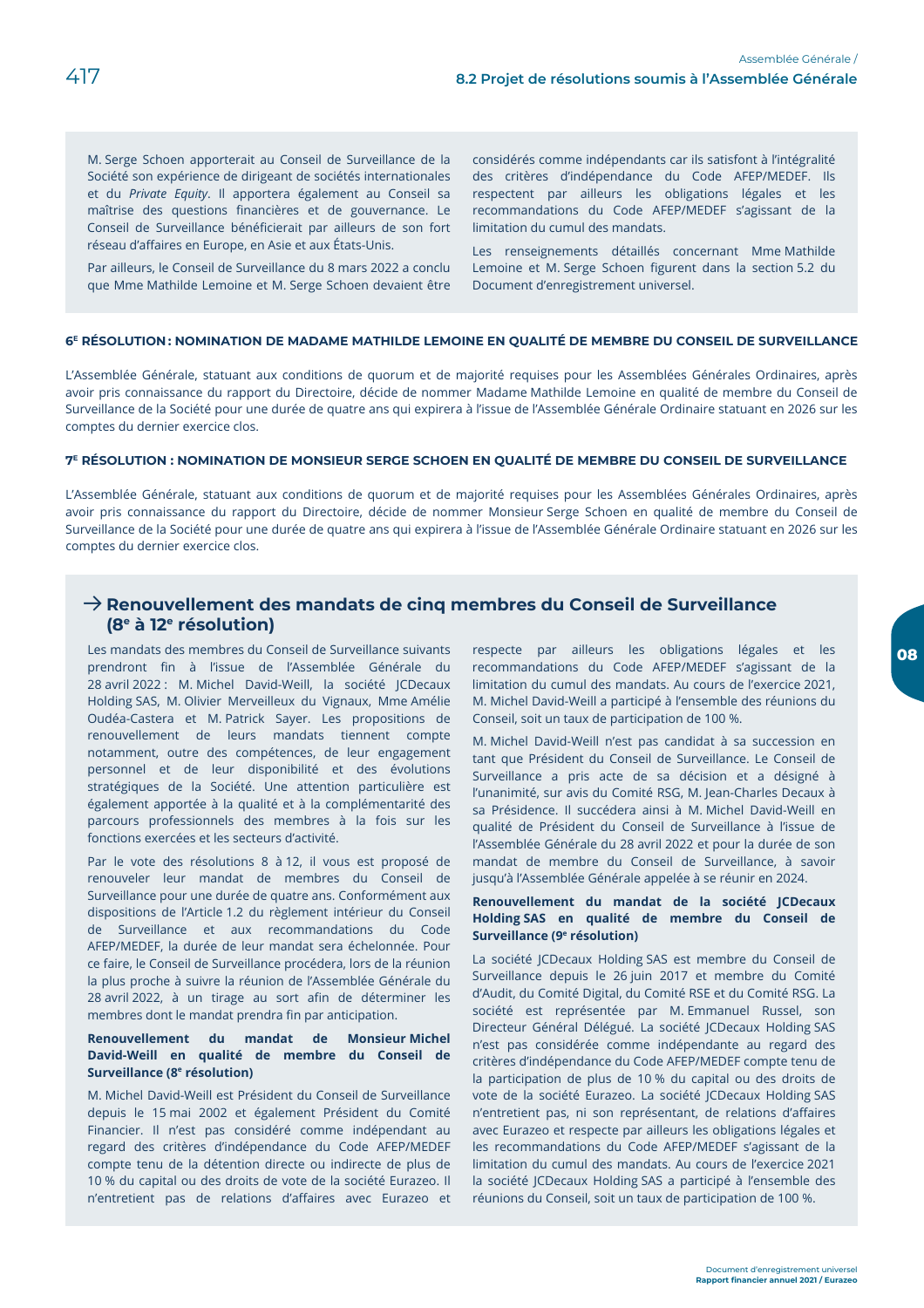M. Serge Schoen apporterait au Conseil de Surveillance de la Société son expérience de dirigeant de sociétés internationales et du *Private Equity*. Il apportera également au Conseil sa maîtrise des questions financières et de gouvernance. Le Conseil de Surveillance bénéficierait par ailleurs de son fort réseau d'affaires en Europe, en Asie et aux États-Unis.

Par ailleurs, le Conseil de Surveillance du 8 mars 2022 a conclu que Mme Mathilde Lemoine et M. Serge Schoen devaient être considérés comme indépendants car ils satisfont à l'intégralité des critères d'indépendance du Code AFEP/MEDEF. Ils respectent par ailleurs les obligations légales et les recommandations du Code AFEP/MEDEF s'agissant de la limitation du cumul des mandats.

Les renseignements détaillés concernant Mme Mathilde Lemoine et M. Serge Schoen figurent dans la section 5.2 du Document d'enregistrement universel.

### 6E RÉSOLUTION : NOMINATION DE MADAME MATHILDE LEMOINE EN QUALITÉ DE MEMBRE DU CONSEIL DE SURVEILLANCE

L'Assemblée Générale, statuant aux conditions de quorum et de majorité requises pour les Assemblées Générales Ordinaires, après avoir pris connaissance du rapport du Directoire, décide de nommer Madame Mathilde Lemoine en qualité de membre du Conseil de Surveillance de la Société pour une durée de quatre ans qui expirera à l'issue de l'Assemblée Générale Ordinaire statuant en 2026 sur les comptes du dernier exercice clos.

### 7E RÉSOLUTION : NOMINATION DE MONSIEUR SERGE SCHOEN EN QUALITÉ DE MEMBRE DU CONSEIL DE SURVEILLANCE

L'Assemblée Générale, statuant aux conditions de quorum et de majorité requises pour les Assemblées Générales Ordinaires, après avoir pris connaissance du rapport du Directoire, décide de nommer Monsieur Serge Schoen en qualité de membre du Conseil de Surveillance de la Société pour une durée de quatre ans qui expirera à l'issue de l'Assemblée Générale Ordinaire statuant en 2026 sur les comptes du dernier exercice clos.

## → Renouvellement des mandats de cinq membres du Conseil de Surveillance (8e à 12e résolution)

Les mandats des membres du Conseil de Surveillance suivants prendront fin à l'issue de l'Assemblée Générale du 28 avril 2022 : M. Michel David-Weill, la société JCDecaux Holding SAS, M. Olivier Merveilleux du Vignaux, Mme Amélie Oudéa-Castera et M. Patrick Sayer. Les propositions de renouvellement de leurs mandats tiennent compte notamment, outre des compétences, de leur engagement personnel et de leur disponibilité et des évolutions stratégiques de la Société. Une attention particulière est également apportée à la qualité et à la complémentarité des parcours professionnels des membres à la fois sur les fonctions exercées et les secteurs d'activité.

Par le vote des résolutions 8 à 12, il vous est proposé de renouveler leur mandat de membres du Conseil de Surveillance pour une durée de quatre ans. Conformément aux dispositions de l'Article 1.2 du règlement intérieur du Conseil de Surveillance et aux recommandations du Code AFEP/MEDEF, la durée de leur mandat sera échelonnée. Pour ce faire, le Conseil de Surveillance procédera, lors de la réunion la plus proche à suivre la réunion de l'Assemblée Générale du 28 avril 2022, à un tirage au sort afin de déterminer les membres dont le mandat prendra fin par anticipation.

**Renouvellement du mandat de Monsieur Michel David-Weill en qualité de membre du Conseil de Surveillance (8e résolution)**

M. Michel David-Weill est Président du Conseil de Surveillance depuis le 15 mai 2002 et également Président du Comité Financier. Il n'est pas considéré comme indépendant au regard des critères d'indépendance du Code AFEP/MEDEF compte tenu de la détention directe ou indirecte de plus de 10 % du capital ou des droits de vote de la société Eurazeo. Il n'entretient pas de relations d'affaires avec Eurazeo et respecte par ailleurs les obligations légales et les recommandations du Code AFEP/MEDEF s'agissant de la limitation du cumul des mandats. Au cours de l'exercice 2021, M. Michel David-Weill a participé à l'ensemble des réunions du Conseil, soit un taux de participation de 100 %.

M. Michel David-Weill n'est pas candidat à sa succession en tant que Président du Conseil de Surveillance. Le Conseil de Surveillance a pris acte de sa décision et a désigné à l'unanimité, sur avis du Comité RSG, M. Jean-Charles Decaux à sa Présidence. Il succédera ainsi à M. Michel David-Weill en qualité de Président du Conseil de Surveillance à l'issue de l'Assemblée Générale du 28 avril 2022 et pour la durée de son mandat de membre du Conseil de Surveillance, à savoir jusqu'à l'Assemblée Générale appelée à se réunir en 2024.

**Renouvellement du mandat de la société JCDecaux Holding SAS en qualité de membre du Conseil de Surveillance (9e résolution)**

La société JCDecaux Holding SAS est membre du Conseil de Surveillance depuis le 26 juin 2017 et membre du Comité d'Audit, du Comité Digital, du Comité RSE et du Comité RSG. La société est représentée par M. Emmanuel Russel, son Directeur Général Délégué. La société JCDecaux Holding SAS n'est pas considérée comme indépendante au regard des critères d'indépendance du Code AFEP/MEDEF compte tenu de la participation de plus de 10 % du capital ou des droits de vote de la société Eurazeo. La société JCDecaux Holding SAS n'entretient pas, ni son représentant, de relations d'affaires avec Eurazeo et respecte par ailleurs les obligations légales et les recommandations du Code AFEP/MEDEF s'agissant de la limitation du cumul des mandats. Au cours de l'exercice 2021 la société JCDecaux Holding SAS a participé à l'ensemble des réunions du Conseil, soit un taux de participation de 100 %.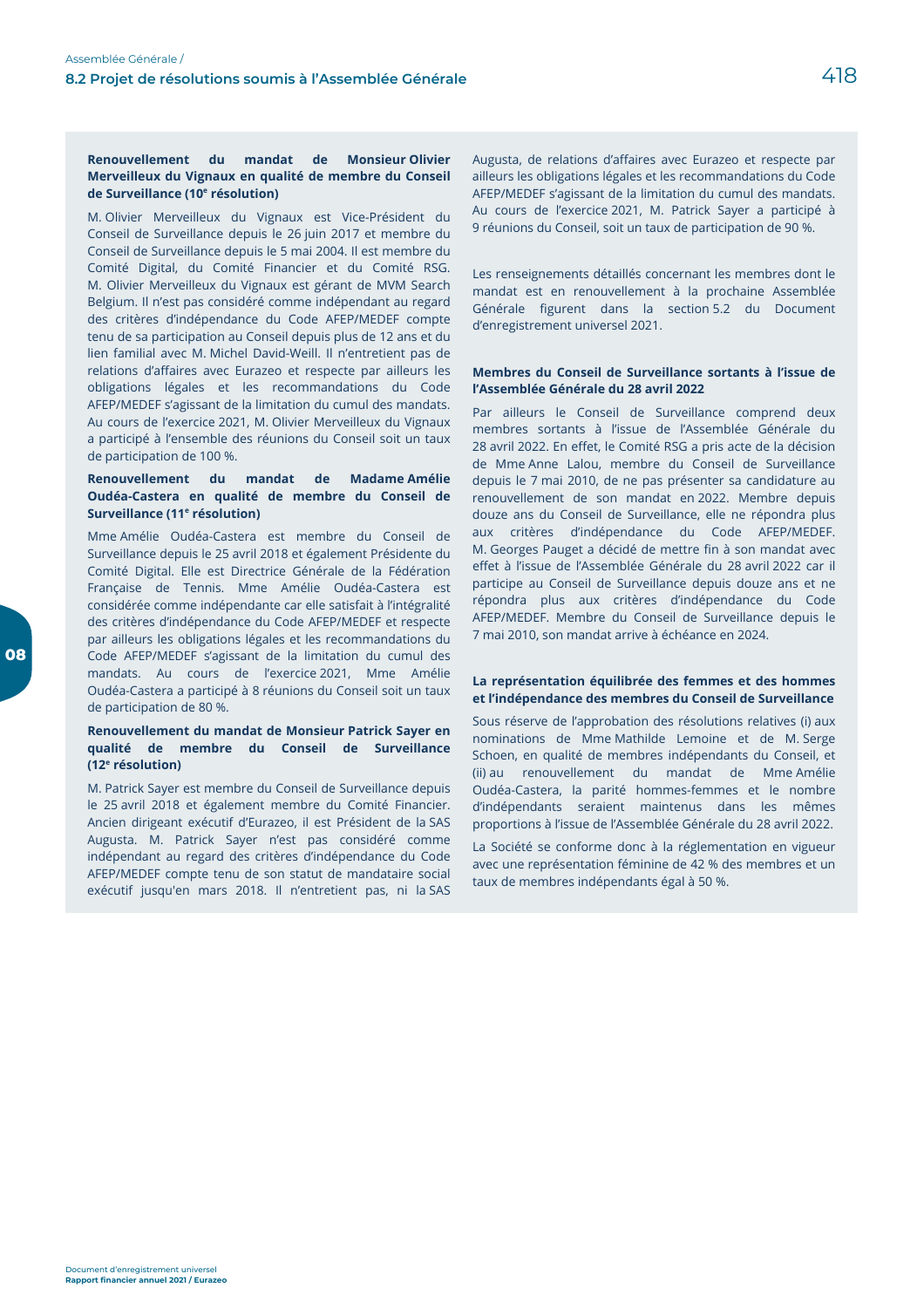**Renouvellement du mandat de Monsieur Olivier Merveilleux du Vignaux en qualité de membre du Conseil de Surveillance (10e résolution)**

M. Olivier Merveilleux du Vignaux est Vice-Président du Conseil de Surveillance depuis le 26 juin 2017 et membre du Conseil de Surveillance depuis le 5 mai 2004. Il est membre du Comité Digital, du Comité Financier et du Comité RSG. M. Olivier Merveilleux du Vignaux est gérant de MVM Search Belgium. Il n'est pas considéré comme indépendant au regard des critères d'indépendance du Code AFEP/MEDEF compte tenu de sa participation au Conseil depuis plus de 12 ans et du lien familial avec M. Michel David-Weill. Il n'entretient pas de relations d'affaires avec Eurazeo et respecte par ailleurs les obligations légales et les recommandations du Code AFEP/MEDEF s'agissant de la limitation du cumul des mandats. Au cours de l'exercice 2021, M. Olivier Merveilleux du Vignaux a participé à l'ensemble des réunions du Conseil soit un taux de participation de 100 %.

**Renouvellement du mandat de Madame Amélie Oudéa-Castera en qualité de membre du Conseil de Surveillance (11e résolution)**

Mme Amélie Oudéa-Castera est membre du Conseil de Surveillance depuis le 25 avril 2018 et également Présidente du Comité Digital. Elle est Directrice Générale de la Fédération Française de Tennis. Mme Amélie Oudéa-Castera est considérée comme indépendante car elle satisfait à l'intégralité des critères d'indépendance du Code AFEP/MEDEF et respecte par ailleurs les obligations légales et les recommandations du Code AFEP/MEDEF s'agissant de la limitation du cumul des mandats. Au cours de l'exercice 2021, Mme Amélie Oudéa-Castera a participé à 8 réunions du Conseil soit un taux de participation de 80 %.

**Renouvellement du mandat de Monsieur Patrick Sayer en qualité de membre du Conseil de Surveillance (12e résolution)**

M. Patrick Sayer est membre du Conseil de Surveillance depuis le 25 avril 2018 et également membre du Comité Financier. Ancien dirigeant exécutif d'Eurazeo, il est Président de la SAS Augusta. M. Patrick Sayer n'est pas considéré comme indépendant au regard des critères d'indépendance du Code AFEP/MEDEF compte tenu de son statut de mandataire social exécutif jusqu'en mars 2018. Il n'entretient pas, ni la SAS Augusta, de relations d'affaires avec Eurazeo et respecte par ailleurs les obligations légales et les recommandations du Code AFEP/MEDEF s'agissant de la limitation du cumul des mandats. Au cours de l'exercice 2021, M. Patrick Sayer a participé à 9 réunions du Conseil, soit un taux de participation de 90 %.

Les renseignements détaillés concernant les membres dont le mandat est en renouvellement à la prochaine Assemblée Générale figurent dans la section 5.2 du Document d'enregistrement universel 2021.

**Membres du Conseil de Surveillance sortants à l'issue de l'Assemblée Générale du 28 avril 2022**

Par ailleurs le Conseil de Surveillance comprend deux membres sortants à l'issue de l'Assemblée Générale du 28 avril 2022. En effet, le Comité RSG a pris acte de la décision de Mme Anne Lalou, membre du Conseil de Surveillance depuis le 7 mai 2010, de ne pas présenter sa candidature au renouvellement de son mandat en 2022. Membre depuis douze ans du Conseil de Surveillance, elle ne répondra plus aux critères d'indépendance du Code AFEP/MEDEF. M. Georges Pauget a décidé de mettre fin à son mandat avec effet à l'issue de l'Assemblée Générale du 28 avril 2022 car il participe au Conseil de Surveillance depuis douze ans et ne répondra plus aux critères d'indépendance du Code AFEP/MEDEF. Membre du Conseil de Surveillance depuis le 7 mai 2010, son mandat arrive à échéance en 2024.

**La représentation équilibrée des femmes et des hommes et l'indépendance des membres du Conseil de Surveillance**

Sous réserve de l'approbation des résolutions relatives (i) aux nominations de Mme Mathilde Lemoine et de M. Serge Schoen, en qualité de membres indépendants du Conseil, et (ii) au renouvellement du mandat de Mme Amélie Oudéa-Castera, la parité hommes-femmes et le nombre d'indépendants seraient maintenus dans les mêmes proportions à l'issue de l'Assemblée Générale du 28 avril 2022.

La Société se conforme donc à la réglementation en vigueur avec une représentation féminine de 42 % des membres et un taux de membres indépendants égal à 50 %.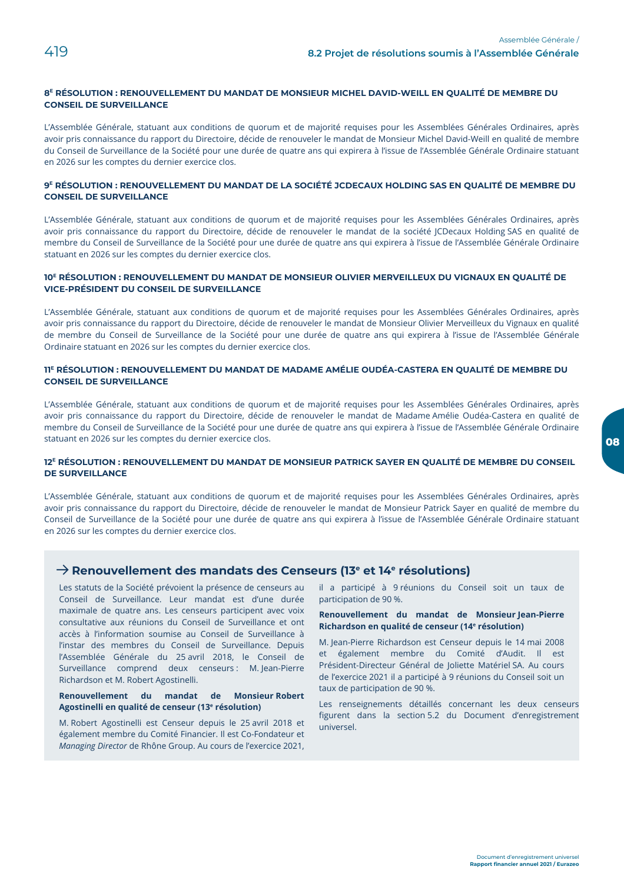### 8E RÉSOLUTION : RENOUVELLEMENT DU MANDAT DE MONSIEUR MICHEL DAVID-WEILL EN QUALITÉ DE MEMBRE DU CONSEIL DE SURVEILLANCE

L'Assemblée Générale, statuant aux conditions de quorum et de majorité requises pour les Assemblées Générales Ordinaires, après avoir pris connaissance du rapport du Directoire, décide de renouveler le mandat de Monsieur Michel David-Weill en qualité de membre du Conseil de Surveillance de la Société pour une durée de quatre ans qui expirera à l'issue de l'Assemblée Générale Ordinaire statuant en 2026 sur les comptes du dernier exercice clos.

### 9E RÉSOLUTION : RENOUVELLEMENT DU MANDAT DE LA SOCIÉTÉ JCDECAUX HOLDING SAS EN QUALITÉ DE MEMBRE DU CONSEIL DE SURVEILLANCE

L'Assemblée Générale, statuant aux conditions de quorum et de majorité requises pour les Assemblées Générales Ordinaires, après avoir pris connaissance du rapport du Directoire, décide de renouveler le mandat de la société JCDecaux Holding SAS en qualité de membre du Conseil de Surveillance de la Société pour une durée de quatre ans qui expirera à l'issue de l'Assemblée Générale Ordinaire statuant en 2026 sur les comptes du dernier exercice clos.

### 10E RÉSOLUTION : RENOUVELLEMENT DU MANDAT DE MONSIEUR OLIVIER MERVEILLEUX DU VIGNAUX EN QUALITÉ DE VICE-PRÉSIDENT DU CONSEIL DE SURVEILLANCE

L'Assemblée Générale, statuant aux conditions de quorum et de majorité requises pour les Assemblées Générales Ordinaires, après avoir pris connaissance du rapport du Directoire, décide de renouveler le mandat de Monsieur Olivier Merveilleux du Vignaux en qualité de membre du Conseil de Surveillance de la Société pour une durée de quatre ans qui expirera à l'issue de l'Assemblée Générale Ordinaire statuant en 2026 sur les comptes du dernier exercice clos.

### 11E RÉSOLUTION : RENOUVELLEMENT DU MANDAT DE MADAME AMÉLIE OUDÉA-CASTERA EN QUALITÉ DE MEMBRE DU CONSEIL DE SURVEILLANCE

L'Assemblée Générale, statuant aux conditions de quorum et de majorité requises pour les Assemblées Générales Ordinaires, après avoir pris connaissance du rapport du Directoire, décide de renouveler le mandat de Madame Amélie Oudéa-Castera en qualité de membre du Conseil de Surveillance de la Société pour une durée de quatre ans qui expirera à l'issue de l'Assemblée Générale Ordinaire statuant en 2026 sur les comptes du dernier exercice clos.

### 12E RÉSOLUTION : RENOUVELLEMENT DU MANDAT DE MONSIEUR PATRICK SAYER EN QUALITÉ DE MEMBRE DU CONSEIL DE SURVEILLANCE

L'Assemblée Générale, statuant aux conditions de quorum et de majorité requises pour les Assemblées Générales Ordinaires, après avoir pris connaissance du rapport du Directoire, décide de renouveler le mandat de Monsieur Patrick Sayer en qualité de membre du Conseil de Surveillance de la Société pour une durée de quatre ans qui expirera à l'issue de l'Assemblée Générale Ordinaire statuant en 2026 sur les comptes du dernier exercice clos.

## → Renouvellement des mandats des Censeurs (13e et 14e résolutions)

Les statuts de la Société prévoient la présence de censeurs au Conseil de Surveillance. Leur mandat est d'une durée maximale de quatre ans. Les censeurs participent avec voix consultative aux réunions du Conseil de Surveillance et ont accès à l'information soumise au Conseil de Surveillance à l'instar des membres du Conseil de Surveillance. Depuis l'Assemblée Générale du 25 avril 2018, le Conseil de Surveillance comprend deux censeurs : M. Jean-Pierre Richardson et M. Robert Agostinelli.

**Renouvellement du mandat de Monsieur Robert Agostinelli en qualité de censeur (13e résolution)**

M. Robert Agostinelli est Censeur depuis le 25 avril 2018 et également membre du Comité Financier. Il est Co-Fondateur et *Managing Director* de Rhône Group. Au cours de l'exercice 2021, il a participé à 9 réunions du Conseil soit un taux de participation de 90 %.

**Renouvellement du mandat de Monsieur Jean-Pierre Richardson en qualité de censeur (14e résolution)**

M. Jean-Pierre Richardson est Censeur depuis le 14 mai 2008 et également membre du Comité d'Audit. Il est Président-Directeur Général de Joliette Matériel SA. Au cours de l'exercice 2021 il a participé à 9 réunions du Conseil soit un taux de participation de 90 %.

Les renseignements détaillés concernant les deux censeurs figurent dans la section 5.2 du Document d'enregistrement universel.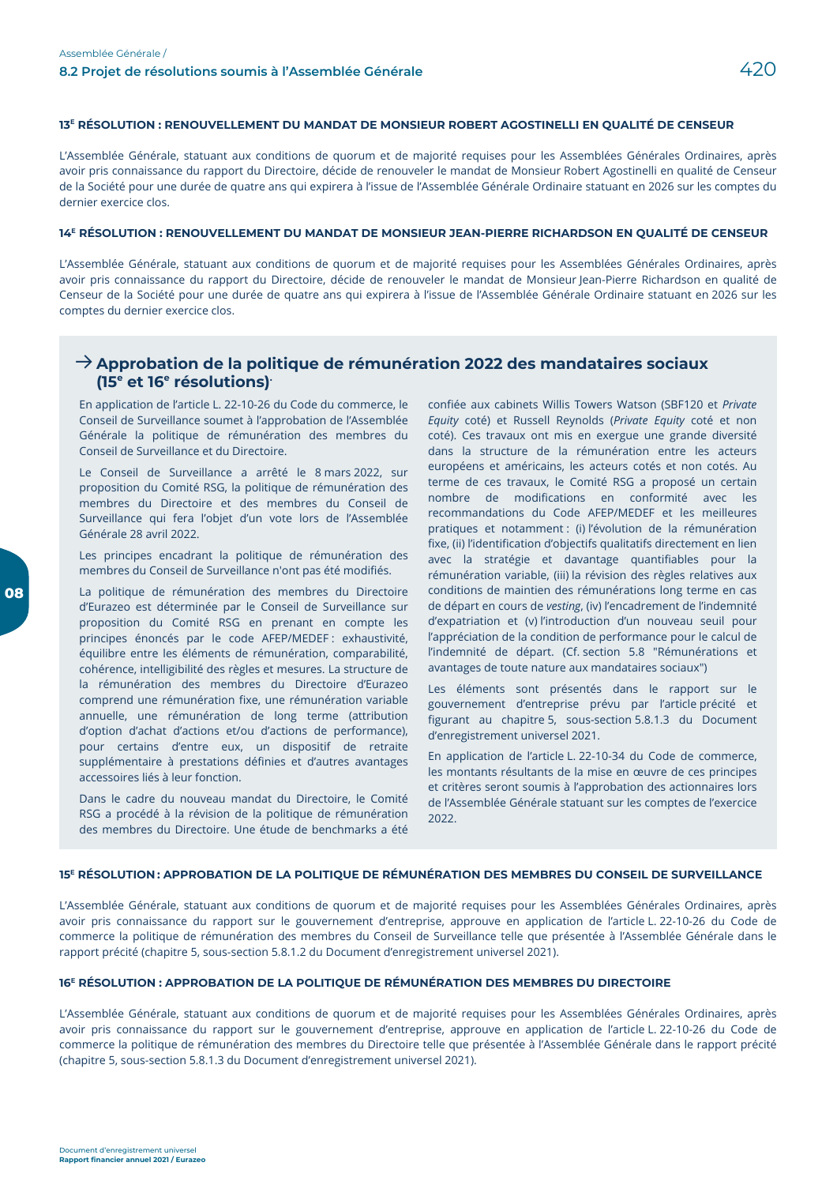### 13E RÉSOLUTION : RENOUVELLEMENT DU MANDAT DE MONSIEUR ROBERT AGOSTINELLI EN QUALITÉ DE CENSEUR

L'Assemblée Générale, statuant aux conditions de quorum et de majorité requises pour les Assemblées Générales Ordinaires, après avoir pris connaissance du rapport du Directoire, décide de renouveler le mandat de Monsieur Robert Agostinelli en qualité de Censeur de la Société pour une durée de quatre ans qui expirera à l'issue de l'Assemblée Générale Ordinaire statuant en 2026 sur les comptes du dernier exercice clos.

### 14E RÉSOLUTION : RENOUVELLEMENT DU MANDAT DE MONSIEUR JEAN-PIERRE RICHARDSON EN QUALITÉ DE CENSEUR

L'Assemblée Générale, statuant aux conditions de quorum et de majorité requises pour les Assemblées Générales Ordinaires, après avoir pris connaissance du rapport du Directoire, décide de renouveler le mandat de Monsieur Jean-Pierre Richardson en qualité de Censeur de la Société pour une durée de quatre ans qui expirera à l'issue de l'Assemblée Générale Ordinaire statuant en 2026 sur les comptes du dernier exercice clos.

## → Approbation de la politique de rémunération 2022 des mandataires sociaux (15e et 16e résolutions).

En application de l'article L. 22-10-26 du Code du commerce, le Conseil de Surveillance soumet à l'approbation de l'Assemblée Générale la politique de rémunération des membres du Conseil de Surveillance et du Directoire.

Le Conseil de Surveillance a arrêté le 8 mars 2022, sur proposition du Comité RSG, la politique de rémunération des membres du Directoire et des membres du Conseil de Surveillance qui fera l'objet d'un vote lors de l'Assemblée Générale 28 avril 2022.

Les principes encadrant la politique de rémunération des membres du Conseil de Surveillance n'ont pas été modifiés.

La politique de rémunération des membres du Directoire d'Eurazeo est déterminée par le Conseil de Surveillance sur proposition du Comité RSG en prenant en compte les principes énoncés par le code AFEP/MEDEF : exhaustivité, équilibre entre les éléments de rémunération, comparabilité, cohérence, intelligibilité des règles et mesures. La structure de la rémunération des membres du Directoire d'Eurazeo comprend une rémunération fixe, une rémunération variable annuelle, une rémunération de long terme (attribution d'option d'achat d'actions et/ou d'actions de performance), pour certains d'entre eux, un dispositif de retraite supplémentaire à prestations définies et d'autres avantages accessoires liés à leur fonction.

Dans le cadre du nouveau mandat du Directoire, le Comité RSG a procédé à la révision de la politique de rémunération des membres du Directoire. Une étude de benchmarks a été confiée aux cabinets Willis Towers Watson (SBF120 et *Private Equity* coté) et Russell Reynolds (*Private Equity* coté et non coté). Ces travaux ont mis en exergue une grande diversité dans la structure de la rémunération entre les acteurs européens et américains, les acteurs cotés et non cotés. Au terme de ces travaux, le Comité RSG a proposé un certain nombre de modifications en conformité avec les recommandations du Code AFEP/MEDEF et les meilleures pratiques et notamment : (i) l'évolution de la rémunération fixe, (ii) l'identification d'objectifs qualitatifs directement en lien avec la stratégie et davantage quantifiables pour la rémunération variable, (iii) la révision des règles relatives aux conditions de maintien des rémunérations long terme en cas de départ en cours de *vesting*, (iv) l'encadrement de l'indemnité d'expatriation et (v) l'introduction d'un nouveau seuil pour l'appréciation de la condition de performance pour le calcul de l'indemnité de départ. (Cf. section 5.8 "Rémunérations et avantages de toute nature aux mandataires sociaux")

Les éléments sont présentés dans le rapport sur le gouvernement d'entreprise prévu par l'article précité et figurant au chapitre 5, sous-section 5.8.1.3 du Document d'enregistrement universel 2021.

En application de l'article L. 22-10-34 du Code de commerce, les montants résultants de la mise en œuvre de ces principes et critères seront soumis à l'approbation des actionnaires lors de l'Assemblée Générale statuant sur les comptes de l'exercice 2022.

### 15E RÉSOLUTION : APPROBATION DE LA POLITIQUE DE RÉMUNÉRATION DES MEMBRES DU CONSEIL DE SURVEILLANCE

L'Assemblée Générale, statuant aux conditions de quorum et de majorité requises pour les Assemblées Générales Ordinaires, après avoir pris connaissance du rapport sur le gouvernement d'entreprise, approuve en application de l'article L. 22-10-26 du Code de commerce la politique de rémunération des membres du Conseil de Surveillance telle que présentée à l'Assemblée Générale dans le rapport précité (chapitre 5, sous-section 5.8.1.2 du Document d'enregistrement universel 2021).

### 16E RÉSOLUTION : APPROBATION DE LA POLITIQUE DE RÉMUNÉRATION DES MEMBRES DU DIRECTOIRE

L'Assemblée Générale, statuant aux conditions de quorum et de majorité requises pour les Assemblées Générales Ordinaires, après avoir pris connaissance du rapport sur le gouvernement d'entreprise, approuve en application de l'article L. 22-10-26 du Code de commerce la politique de rémunération des membres du Directoire telle que présentée à l'Assemblée Générale dans le rapport précité (chapitre 5, sous-section 5.8.1.3 du Document d'enregistrement universel 2021).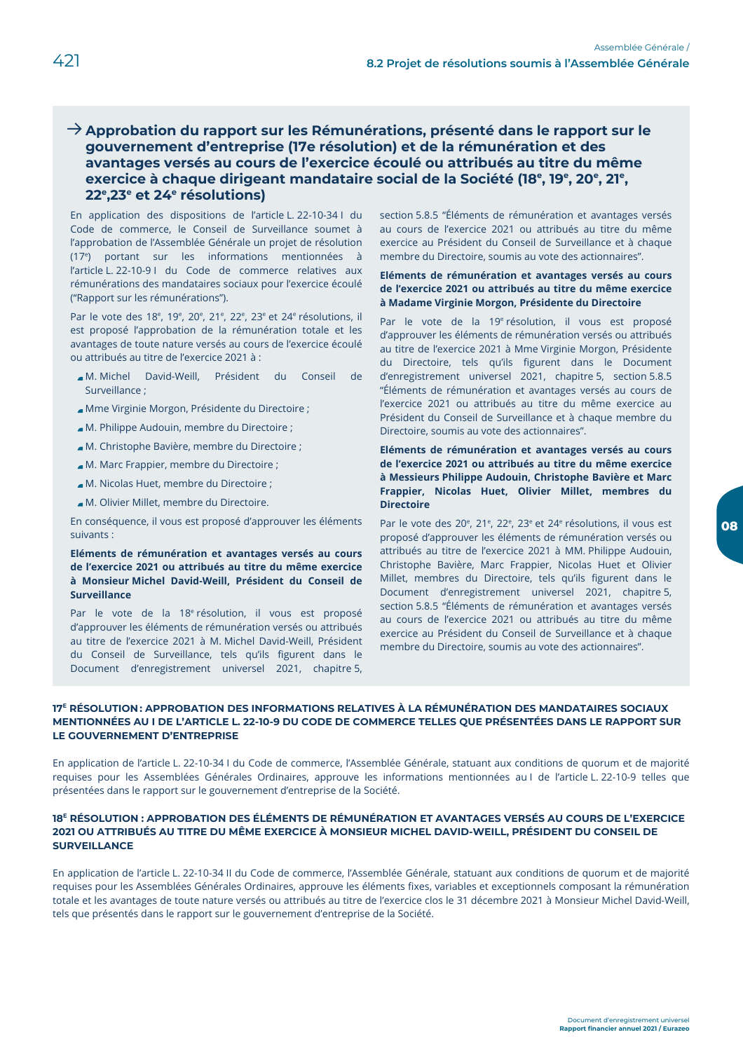## → Approbation du rapport sur les Rémunérations, présenté dans le rapport sur le gouvernement d'entreprise (17e résolution) et de la rémunération et des avantages versés au cours de l'exercice écoulé ou attribués au titre du même exercice à chaque dirigeant mandataire social de la Société (18e, 19e, 20e, 21e, 22e,23e et 24e résolutions)

En application des dispositions de l'article L. 22-10-34 I du Code de commerce, le Conseil de Surveillance soumet à l'approbation de l'Assemblée Générale un projet de résolution (17e) portant sur les informations mentionnées à l'article L. 22-10-9 I du Code de commerce relatives aux rémunérations des mandataires sociaux pour l'exercice écoulé ("Rapport sur les rémunérations").

Par le vote des 18e, 19e, 20e, 21e, 22e, 23e et 24e résolutions, il est proposé l'approbation de la rémunération totale et les avantages de toute nature versés au cours de l'exercice écoulé ou attribués au titre de l'exercice 2021 à :

- M. Michel David-Weill, Président du Conseil de Surveillance ;
- Mme Virginie Morgon, Présidente du Directoire ;
- M. Philippe Audouin, membre du Directoire ;
- M. Christophe Bavière, membre du Directoire ;
- M. Marc Frappier, membre du Directoire ;
- M. Nicolas Huet, membre du Directoire ;
- M. Olivier Millet, membre du Directoire.

En conséquence, il vous est proposé d'approuver les éléments suivants :

**Eléments de rémunération et avantages versés au cours de l'exercice 2021 ou attribués au titre du même exercice à Monsieur Michel David-Weill, Président du Conseil de Surveillance**

Par le vote de la 18e résolution, il vous est proposé d'approuver les éléments de rémunération versés ou attribués au titre de l'exercice 2021 à M. Michel David-Weill, Président du Conseil de Surveillance, tels qu'ils figurent dans le Document d'enregistrement universel 2021, chapitre 5, section 5.8.5 "Éléments de rémunération et avantages versés au cours de l'exercice 2021 ou attribués au titre du même exercice au Président du Conseil de Surveillance et à chaque membre du Directoire, soumis au vote des actionnaires".

**Eléments de rémunération et avantages versés au cours de l'exercice 2021 ou attribués au titre du même exercice à Madame Virginie Morgon, Présidente du Directoire**

Par le vote de la 19e résolution, il vous est proposé d'approuver les éléments de rémunération versés ou attribués au titre de l'exercice 2021 à Mme Virginie Morgon, Présidente du Directoire, tels qu'ils figurent dans le Document d'enregistrement universel 2021, chapitre 5, section 5.8.5 "Éléments de rémunération et avantages versés au cours de l'exercice 2021 ou attribués au titre du même exercice au Président du Conseil de Surveillance et à chaque membre du Directoire, soumis au vote des actionnaires".

**Eléments de rémunération et avantages versés au cours de l'exercice 2021 ou attribués au titre du même exercice à Messieurs Philippe Audouin, Christophe Bavière et Marc Frappier, Nicolas Huet, Olivier Millet, membres du Directoire**

Par le vote des 20e, 21e, 22e, 23e et 24e résolutions, il vous est proposé d'approuver les éléments de rémunération versés ou attribués au titre de l'exercice 2021 à MM. Philippe Audouin, Christophe Bavière, Marc Frappier, Nicolas Huet et Olivier Millet, membres du Directoire, tels qu'ils figurent dans le Document d'enregistrement universel 2021, chapitre 5, section 5.8.5 "Éléments de rémunération et avantages versés au cours de l'exercice 2021 ou attribués au titre du même exercice au Président du Conseil de Surveillance et à chaque membre du Directoire, soumis au vote des actionnaires".

### 17E RÉSOLUTION : APPROBATION DES INFORMATIONS RELATIVES À LA RÉMUNÉRATION DES MANDATAIRES SOCIAUX MENTIONNÉES AU I DE L'ARTICLE L. 22-10-9 DU CODE DE COMMERCE TELLES QUE PRÉSENTÉES DANS LE RAPPORT SUR LE GOUVERNEMENT D'ENTREPRISE

En application de l'article L. 22-10-34 I du Code de commerce, l'Assemblée Générale, statuant aux conditions de quorum et de majorité requises pour les Assemblées Générales Ordinaires, approuve les informations mentionnées au I de l'article L. 22-10-9 telles que présentées dans le rapport sur le gouvernement d'entreprise de la Société.

### 18E RÉSOLUTION : APPROBATION DES ÉLÉMENTS DE RÉMUNÉRATION ET AVANTAGES VERSÉS AU COURS DE L'EXERCICE 2021 OU ATTRIBUÉS AU TITRE DU MÊME EXERCICE À MONSIEUR MICHEL DAVID-WEILL, PRÉSIDENT DU CONSEIL DE SURVEILLANCE

En application de l'article L. 22-10-34 II du Code de commerce, l'Assemblée Générale, statuant aux conditions de quorum et de majorité requises pour les Assemblées Générales Ordinaires, approuve les éléments fixes, variables et exceptionnels composant la rémunération totale et les avantages de toute nature versés ou attribués au titre de l'exercice clos le 31 décembre 2021 à Monsieur Michel David-Weill, tels que présentés dans le rapport sur le gouvernement d'entreprise de la Société.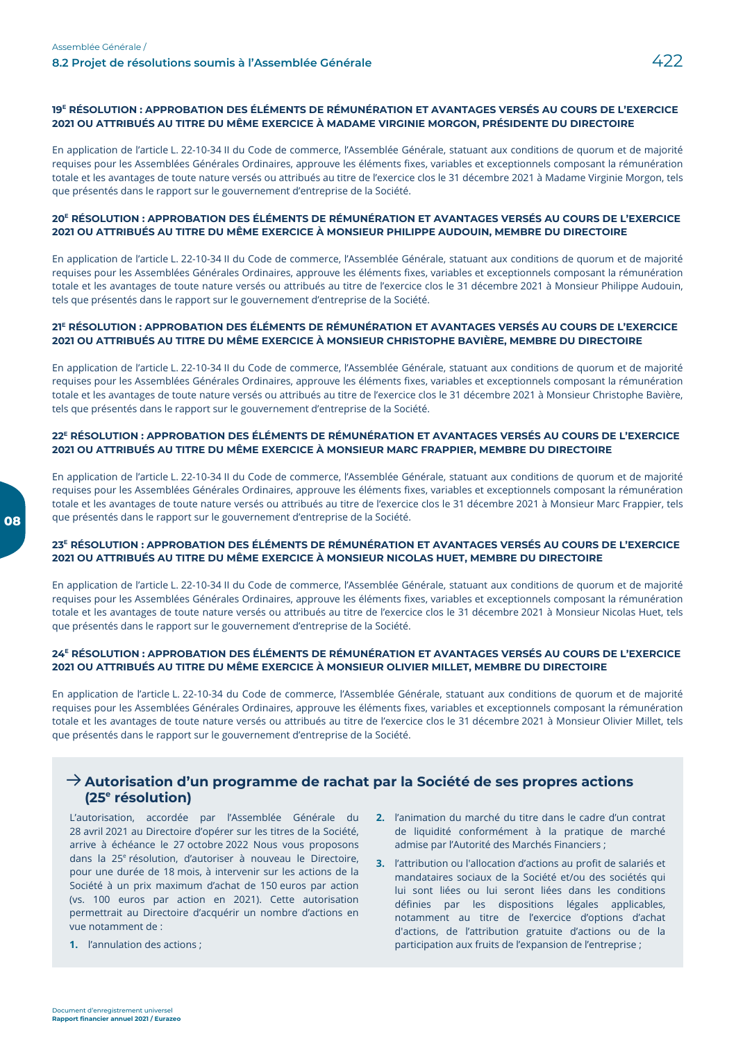### 19[E] RÉSOLUTION : APPROBATION DES ÉLÉMENTS DE RÉMUNÉRATION ET AVANTAGES VERSÉS AU COURS DE L'EXERCICE 2021 OU ATTRIBUÉS AU TITRE DU MÊME EXERCICE À MADAME VIRGINIE MORGON, PRÉSIDENTE DU DIRECTOIRE

En application de l'article L. 22-10-34 II du Code de commerce, l'Assemblée Générale, statuant aux conditions de quorum et de majorité requises pour les Assemblées Générales Ordinaires, approuve les éléments fixes, variables et exceptionnels composant la rémunération totale et les avantages de toute nature versés ou attribués au titre de l'exercice clos le 31 décembre 2021 à Madame Virginie Morgon, tels que présentés dans le rapport sur le gouvernement d'entreprise de la Société.

### 20[E] RÉSOLUTION : APPROBATION DES ÉLÉMENTS DE RÉMUNÉRATION ET AVANTAGES VERSÉS AU COURS DE L'EXERCICE 2021 OU ATTRIBUÉS AU TITRE DU MÊME EXERCICE À MONSIEUR PHILIPPE AUDOUIN, MEMBRE DU DIRECTOIRE

En application de l'article L. 22-10-34 II du Code de commerce, l'Assemblée Générale, statuant aux conditions de quorum et de majorité requises pour les Assemblées Générales Ordinaires, approuve les éléments fixes, variables et exceptionnels composant la rémunération totale et les avantages de toute nature versés ou attribués au titre de l'exercice clos le 31 décembre 2021 à Monsieur Philippe Audouin, tels que présentés dans le rapport sur le gouvernement d'entreprise de la Société.

### 21[E] RÉSOLUTION : APPROBATION DES ÉLÉMENTS DE RÉMUNÉRATION ET AVANTAGES VERSÉS AU COURS DE L'EXERCICE 2021 OU ATTRIBUÉS AU TITRE DU MÊME EXERCICE À MONSIEUR CHRISTOPHE BAVIÈRE, MEMBRE DU DIRECTOIRE

En application de l'article L. 22-10-34 II du Code de commerce, l'Assemblée Générale, statuant aux conditions de quorum et de majorité requises pour les Assemblées Générales Ordinaires, approuve les éléments fixes, variables et exceptionnels composant la rémunération totale et les avantages de toute nature versés ou attribués au titre de l'exercice clos le 31 décembre 2021 à Monsieur Christophe Bavière, tels que présentés dans le rapport sur le gouvernement d'entreprise de la Société.

### 22[E] RÉSOLUTION : APPROBATION DES ÉLÉMENTS DE RÉMUNÉRATION ET AVANTAGES VERSÉS AU COURS DE L'EXERCICE 2021 OU ATTRIBUÉS AU TITRE DU MÊME EXERCICE À MONSIEUR MARC FRAPPIER, MEMBRE DU DIRECTOIRE

En application de l'article L. 22-10-34 II du Code de commerce, l'Assemblée Générale, statuant aux conditions de quorum et de majorité requises pour les Assemblées Générales Ordinaires, approuve les éléments fixes, variables et exceptionnels composant la rémunération totale et les avantages de toute nature versés ou attribués au titre de l'exercice clos le 31 décembre 2021 à Monsieur Marc Frappier, tels que présentés dans le rapport sur le gouvernement d'entreprise de la Société.

### 23[E] RÉSOLUTION : APPROBATION DES ÉLÉMENTS DE RÉMUNÉRATION ET AVANTAGES VERSÉS AU COURS DE L'EXERCICE 2021 OU ATTRIBUÉS AU TITRE DU MÊME EXERCICE À MONSIEUR NICOLAS HUET, MEMBRE DU DIRECTOIRE

En application de l'article L. 22-10-34 II du Code de commerce, l'Assemblée Générale, statuant aux conditions de quorum et de majorité requises pour les Assemblées Générales Ordinaires, approuve les éléments fixes, variables et exceptionnels composant la rémunération totale et les avantages de toute nature versés ou attribués au titre de l'exercice clos le 31 décembre 2021 à Monsieur Nicolas Huet, tels que présentés dans le rapport sur le gouvernement d'entreprise de la Société.

### 24[E] RÉSOLUTION : APPROBATION DES ÉLÉMENTS DE RÉMUNÉRATION ET AVANTAGES VERSÉS AU COURS DE L'EXERCICE 2021 OU ATTRIBUÉS AU TITRE DU MÊME EXERCICE À MONSIEUR OLIVIER MILLET, MEMBRE DU DIRECTOIRE

En application de l'article L. 22-10-34 du Code de commerce, l'Assemblée Générale, statuant aux conditions de quorum et de majorité requises pour les Assemblées Générales Ordinaires, approuve les éléments fixes, variables et exceptionnels composant la rémunération totale et les avantages de toute nature versés ou attribués au titre de l'exercice clos le 31 décembre 2021 à Monsieur Olivier Millet, tels que présentés dans le rapport sur le gouvernement d'entreprise de la Société.

## → Autorisation d'un programme de rachat par la Société de ses propres actions (25[e] résolution)

L'autorisation, accordée par l'Assemblée Générale du 28 avril 2021 au Directoire d'opérer sur les titres de la Société, arrive à échéance le 27 octobre 2022 Nous vous proposons dans la 25[e] résolution, d'autoriser à nouveau le Directoire, pour une durée de 18 mois, à intervenir sur les actions de la Société à un prix maximum d'achat de 150 euros par action (vs. 100 euros par action en 2021). Cette autorisation permettrait au Directoire d'acquérir un nombre d'actions en vue notamment de :

1. l'annulation des actions ;
2. l'animation du marché du titre dans le cadre d'un contrat de liquidité conformément à la pratique de marché admise par l'Autorité des Marchés Financiers ;
3. l'attribution ou l'allocation d'actions au profit de salariés et mandataires sociaux de la Société et/ou des sociétés qui lui sont liées ou lui seront liées dans les conditions définies par les dispositions légales applicables, notamment au titre de l'exercice d'options d'achat d'actions, de l'attribution gratuite d'actions ou de la participation aux fruits de l'expansion de l'entreprise ;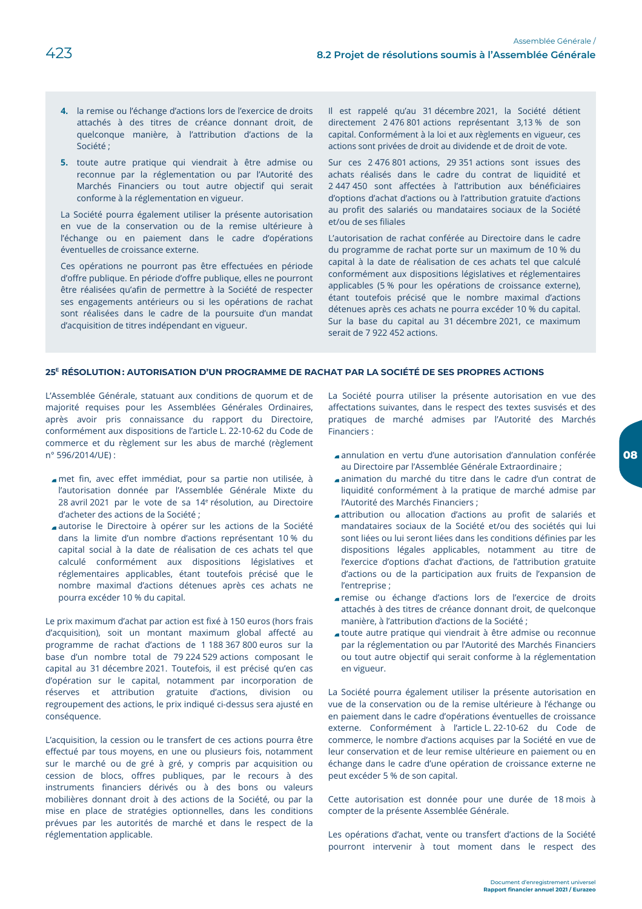4. la remise ou l'échange d'actions lors de l'exercice de droits attachés à des titres de créance donnant droit, de quelconque manière, à l'attribution d'actions de la Société ;
5. toute autre pratique qui viendrait à être admise ou reconnue par la réglementation ou par l'Autorité des Marchés Financiers ou tout autre objectif qui serait conforme à la réglementation en vigueur.

La Société pourra également utiliser la présente autorisation en vue de la conservation ou de la remise ultérieure à l'échange ou en paiement dans le cadre d'opérations éventuelles de croissance externe.

Ces opérations ne pourront pas être effectuées en période d'offre publique. En période d'offre publique, elles ne pourront être réalisées qu'afin de permettre à la Société de respecter ses engagements antérieurs ou si les opérations de rachat sont réalisées dans le cadre de la poursuite d'un mandat d'acquisition de titres indépendant en vigueur.

Il est rappelé qu'au 31 décembre 2021, la Société détient directement 2 476 801 actions représentant 3,13 % de son capital. Conformément à la loi et aux règlements en vigueur, ces actions sont privées de droit au dividende et de droit de vote.

Sur ces 2 476 801 actions, 29 351 actions sont issues des achats réalisés dans le cadre du contrat de liquidité et 2 447 450 sont affectées à l'attribution aux bénéficiaires d'options d'achat d'actions ou à l'attribution gratuite d'actions au profit des salariés ou mandataires sociaux de la Société et/ou de ses filiales

L'autorisation de rachat conférée au Directoire dans le cadre du programme de rachat porte sur un maximum de 10 % du capital à la date de réalisation de ces achats tel que calculé conformément aux dispositions législatives et réglementaires applicables (5 % pour les opérations de croissance externe), étant toutefois précisé que le nombre maximal d'actions détenues après ces achats ne pourra excéder 10 % du capital. Sur la base du capital au 31 décembre 2021, ce maximum serait de 7 922 452 actions.

### 25E RÉSOLUTION : AUTORISATION D'UN PROGRAMME DE RACHAT PAR LA SOCIÉTÉ DE SES PROPRES ACTIONS

L'Assemblée Générale, statuant aux conditions de quorum et de majorité requises pour les Assemblées Générales Ordinaires, après avoir pris connaissance du rapport du Directoire, conformément aux dispositions de l'article L. 22-10-62 du Code de commerce et du règlement sur les abus de marché (règlement n° 596/2014/UE) :

- met fin, avec effet immédiat, pour sa partie non utilisée, à l'autorisation donnée par l'Assemblée Générale Mixte du 28 avril 2021 par le vote de sa 14e résolution, au Directoire d'acheter des actions de la Société ;
- autorise le Directoire à opérer sur les actions de la Société dans la limite d'un nombre d'actions représentant 10 % du capital social à la date de réalisation de ces achats tel que calculé conformément aux dispositions législatives et réglementaires applicables, étant toutefois précisé que le nombre maximal d'actions détenues après ces achats ne pourra excéder 10 % du capital.

Le prix maximum d'achat par action est fixé à 150 euros (hors frais d'acquisition), soit un montant maximum global affecté au programme de rachat d'actions de 1 188 367 800 euros sur la base d'un nombre total de 79 224 529 actions composant le capital au 31 décembre 2021. Toutefois, il est précisé qu'en cas d'opération sur le capital, notamment par incorporation de réserves et attribution gratuite d'actions, division ou regroupement des actions, le prix indiqué ci-dessus sera ajusté en conséquence.

L'acquisition, la cession ou le transfert de ces actions pourra être effectué par tous moyens, en une ou plusieurs fois, notamment sur le marché ou de gré à gré, y compris par acquisition ou cession de blocs, offres publiques, par le recours à des instruments financiers dérivés ou à des bons ou valeurs mobilières donnant droit à des actions de la Société, ou par la mise en place de stratégies optionnelles, dans les conditions prévues par les autorités de marché et dans le respect de la réglementation applicable.

La Société pourra utiliser la présente autorisation en vue des affectations suivantes, dans le respect des textes susvisés et des pratiques de marché admises par l'Autorité des Marchés Financiers :

- annulation en vertu d'une autorisation d'annulation conférée au Directoire par l'Assemblée Générale Extraordinaire ;
- animation du marché du titre dans le cadre d'un contrat de liquidité conformément à la pratique de marché admise par l'Autorité des Marchés Financiers ;
- attribution ou allocation d'actions au profit de salariés et mandataires sociaux de la Société et/ou des sociétés qui lui sont liées ou lui seront liées dans les conditions définies par les dispositions légales applicables, notamment au titre de l'exercice d'options d'achat d'actions, de l'attribution gratuite d'actions ou de la participation aux fruits de l'expansion de l'entreprise ;
- remise ou échange d'actions lors de l'exercice de droits attachés à des titres de créance donnant droit, de quelconque manière, à l'attribution d'actions de la Société ;
- toute autre pratique qui viendrait à être admise ou reconnue par la réglementation ou par l'Autorité des Marchés Financiers ou tout autre objectif qui serait conforme à la réglementation en vigueur.

La Société pourra également utiliser la présente autorisation en vue de la conservation ou de la remise ultérieure à l'échange ou en paiement dans le cadre d'opérations éventuelles de croissance externe. Conformément à l'article L. 22-10-62 du Code de commerce, le nombre d'actions acquises par la Société en vue de leur conservation et de leur remise ultérieure en paiement ou en échange dans le cadre d'une opération de croissance externe ne peut excéder 5 % de son capital.

Cette autorisation est donnée pour une durée de 18 mois à compter de la présente Assemblée Générale.

Les opérations d'achat, vente ou transfert d'actions de la Société pourront intervenir à tout moment dans le respect des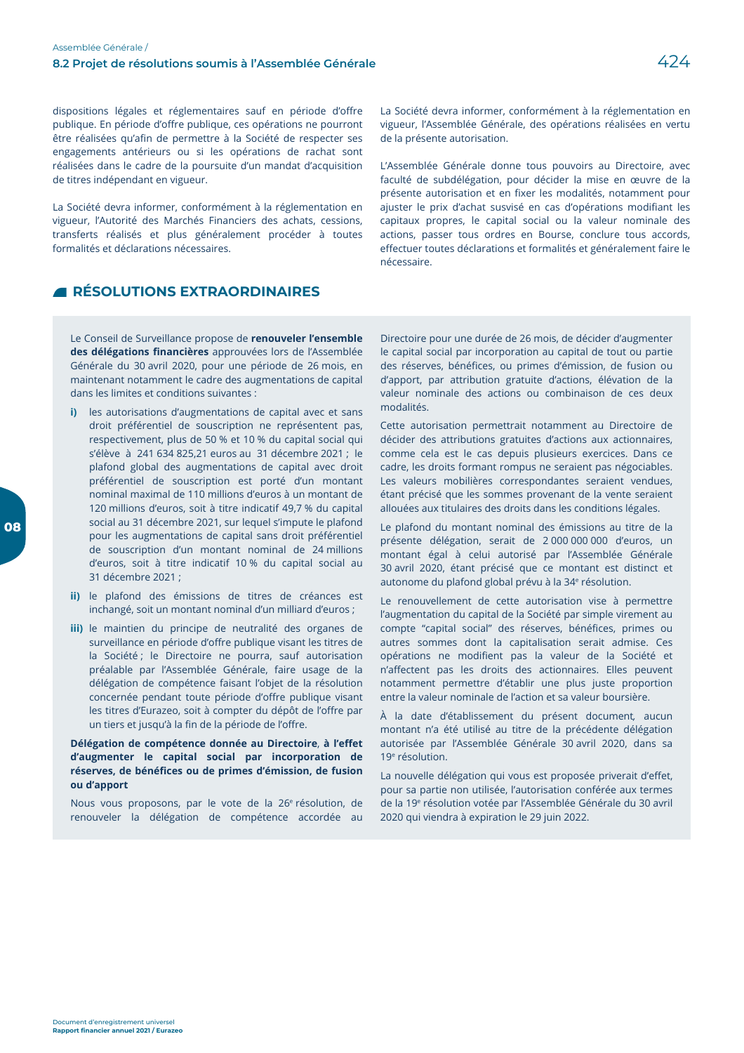dispositions légales et réglementaires sauf en période d'offre publique. En période d'offre publique, ces opérations ne pourront être réalisées qu'afin de permettre à la Société de respecter ses engagements antérieurs ou si les opérations de rachat sont réalisées dans le cadre de la poursuite d'un mandat d'acquisition de titres indépendant en vigueur.

La Société devra informer, conformément à la réglementation en vigueur, l'Autorité des Marchés Financiers des achats, cessions, transferts réalisés et plus généralement procéder à toutes formalités et déclarations nécessaires.

La Société devra informer, conformément à la réglementation en vigueur, l'Assemblée Générale, des opérations réalisées en vertu de la présente autorisation.

L'Assemblée Générale donne tous pouvoirs au Directoire, avec faculté de subdélégation, pour décider la mise en œuvre de la présente autorisation et en fixer les modalités, notamment pour ajuster le prix d'achat susvisé en cas d'opérations modifiant les capitaux propres, le capital social ou la valeur nominale des actions, passer tous ordres en Bourse, conclure tous accords, effectuer toutes déclarations et formalités et généralement faire le nécessaire.

## RÉSOLUTIONS EXTRAORDINAIRES

Le Conseil de Surveillance propose de **renouveler l'ensemble des délégations financières** approuvées lors de l'Assemblée Générale du 30 avril 2020, pour une période de 26 mois, en maintenant notamment le cadre des augmentations de capital dans les limites et conditions suivantes :

- **i)** les autorisations d'augmentations de capital avec et sans droit préférentiel de souscription ne représentent pas, respectivement, plus de 50 % et 10 % du capital social qui s'élève à 241 634 825,21 euros au 31 décembre 2021 ; le plafond global des augmentations de capital avec droit préférentiel de souscription est porté d'un montant nominal maximal de 110 millions d'euros à un montant de 120 millions d'euros, soit à titre indicatif 49,7 % du capital social au 31 décembre 2021, sur lequel s'impute le plafond pour les augmentations de capital sans droit préférentiel de souscription d'un montant nominal de 24 millions d'euros, soit à titre indicatif 10 % du capital social au 31 décembre 2021 ;
- **ii)** le plafond des émissions de titres de créances est inchangé, soit un montant nominal d'un milliard d'euros ;
- **iii)** le maintien du principe de neutralité des organes de surveillance en période d'offre publique visant les titres de la Société ; le Directoire ne pourra, sauf autorisation préalable par l'Assemblée Générale, faire usage de la délégation de compétence faisant l'objet de la résolution concernée pendant toute période d'offre publique visant les titres d'Eurazeo, soit à compter du dépôt de l'offre par un tiers et jusqu'à la fin de la période de l'offre.

**Délégation de compétence donnée au Directoire, à l'effet d'augmenter le capital social par incorporation de réserves, de bénéfices ou de primes d'émission, de fusion ou d'apport**

Nous vous proposons, par le vote de la 26e résolution, de renouveler la délégation de compétence accordée au Directoire pour une durée de 26 mois, de décider d'augmenter le capital social par incorporation au capital de tout ou partie des réserves, bénéfices, ou primes d'émission, de fusion ou d'apport, par attribution gratuite d'actions, élévation de la valeur nominale des actions ou combinaison de ces deux modalités.

Cette autorisation permettrait notamment au Directoire de décider des attributions gratuites d'actions aux actionnaires, comme cela est le cas depuis plusieurs exercices. Dans ce cadre, les droits formant rompus ne seraient pas négociables. Les valeurs mobilières correspondantes seraient vendues, étant précisé que les sommes provenant de la vente seraient allouées aux titulaires des droits dans les conditions légales.

Le plafond du montant nominal des émissions au titre de la présente délégation, serait de 2 000 000 000 d'euros, un montant égal à celui autorisé par l'Assemblée Générale 30 avril 2020, étant précisé que ce montant est distinct et autonome du plafond global prévu à la 34e résolution.

Le renouvellement de cette autorisation vise à permettre l'augmentation du capital de la Société par simple virement au compte "capital social" des réserves, bénéfices, primes ou autres sommes dont la capitalisation serait admise. Ces opérations ne modifient pas la valeur de la Société et n'affectent pas les droits des actionnaires. Elles peuvent notamment permettre d'établir une plus juste proportion entre la valeur nominale de l'action et sa valeur boursière.

À la date d'établissement du présent document, aucun montant n'a été utilisé au titre de la précédente délégation autorisée par l'Assemblée Générale 30 avril 2020, dans sa 19e résolution.

La nouvelle délégation qui vous est proposée priverait d'effet, pour sa partie non utilisée, l'autorisation conférée aux termes de la 19e résolution votée par l'Assemblée Générale du 30 avril 2020 qui viendra à expiration le 29 juin 2022.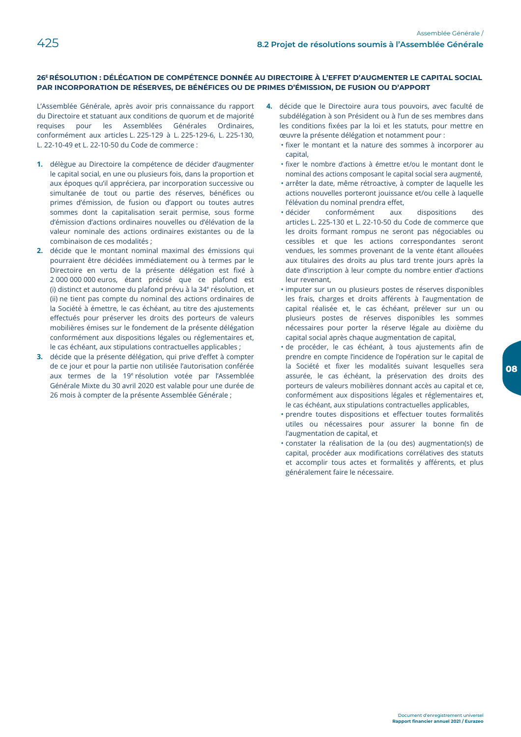### 26E RÉSOLUTION : DÉLÉGATION DE COMPÉTENCE DONNÉE AU DIRECTOIRE À L'EFFET D'AUGMENTER LE CAPITAL SOCIAL PAR INCORPORATION DE RÉSERVES, DE BÉNÉFICES OU DE PRIMES D'ÉMISSION, DE FUSION OU D'APPORT

L'Assemblée Générale, après avoir pris connaissance du rapport du Directoire et statuant aux conditions de quorum et de majorité requises pour les Assemblées Générales Ordinaires, conformément aux articles L. 225-129 à L. 225-129-6, L. 225-130, L. 22-10-49 et L. 22-10-50 du Code de commerce :

1. délègue au Directoire la compétence de décider d'augmenter le capital social, en une ou plusieurs fois, dans la proportion et aux époques qu'il appréciera, par incorporation successive ou simultanée de tout ou partie des réserves, bénéfices ou primes d'émission, de fusion ou d'apport ou toutes autres sommes dont la capitalisation serait permise, sous forme d'émission d'actions ordinaires nouvelles ou d'élévation de la valeur nominale des actions ordinaires existantes ou de la combinaison de ces modalités ;
2. décide que le montant nominal maximal des émissions qui pourraient être décidées immédiatement ou à termes par le Directoire en vertu de la présente délégation est fixé à 2 000 000 000 euros, étant précisé que ce plafond est (i) distinct et autonome du plafond prévu à la 34e résolution, et (ii) ne tient pas compte du nominal des actions ordinaires de la Société à émettre, le cas échéant, au titre des ajustements effectués pour préserver les droits des porteurs de valeurs mobilières émises sur le fondement de la présente délégation conformément aux dispositions légales ou réglementaires et, le cas échéant, aux stipulations contractuelles applicables ;
3. décide que la présente délégation, qui prive d'effet à compter de ce jour et pour la partie non utilisée l'autorisation conférée aux termes de la 19e résolution votée par l'Assemblée Générale Mixte du 30 avril 2020 est valable pour une durée de 26 mois à compter de la présente Assemblée Générale ;
4. décide que le Directoire aura tous pouvoirs, avec faculté de subdélégation à son Président ou à l'un de ses membres dans les conditions fixées par la loi et les statuts, pour mettre en œuvre la présente délégation et notamment pour :
   - fixer le montant et la nature des sommes à incorporer au capital,
   - fixer le nombre d'actions à émettre et/ou le montant dont le nominal des actions composant le capital social sera augmenté,
   - arrêter la date, même rétroactive, à compter de laquelle les actions nouvelles porteront jouissance et/ou celle à laquelle l'élévation du nominal prendra effet,
   - décider conformément aux dispositions des articles L. 225-130 et L. 22-10-50 du Code de commerce que les droits formant rompus ne seront pas négociables ou cessibles et que les actions correspondantes seront vendues, les sommes provenant de la vente étant allouées aux titulaires des droits au plus tard trente jours après la date d'inscription à leur compte du nombre entier d'actions leur revenant,
   - imputer sur un ou plusieurs postes de réserves disponibles les frais, charges et droits afférents à l'augmentation de capital réalisée et, le cas échéant, prélever sur un ou plusieurs postes de réserves disponibles les sommes nécessaires pour porter la réserve légale au dixième du capital social après chaque augmentation de capital,
   - de procéder, le cas échéant, à tous ajustements afin de prendre en compte l'incidence de l'opération sur le capital de la Société et fixer les modalités suivant lesquelles sera assurée, le cas échéant, la préservation des droits des porteurs de valeurs mobilières donnant accès au capital et ce, conformément aux dispositions légales et réglementaires et, le cas échéant, aux stipulations contractuelles applicables,
   - prendre toutes dispositions et effectuer toutes formalités utiles ou nécessaires pour assurer la bonne fin de l'augmentation de capital, et
   - constater la réalisation de la (ou des) augmentation(s) de capital, procéder aux modifications corrélatives des statuts et accomplir tous actes et formalités y afférents, et plus généralement faire le nécessaire.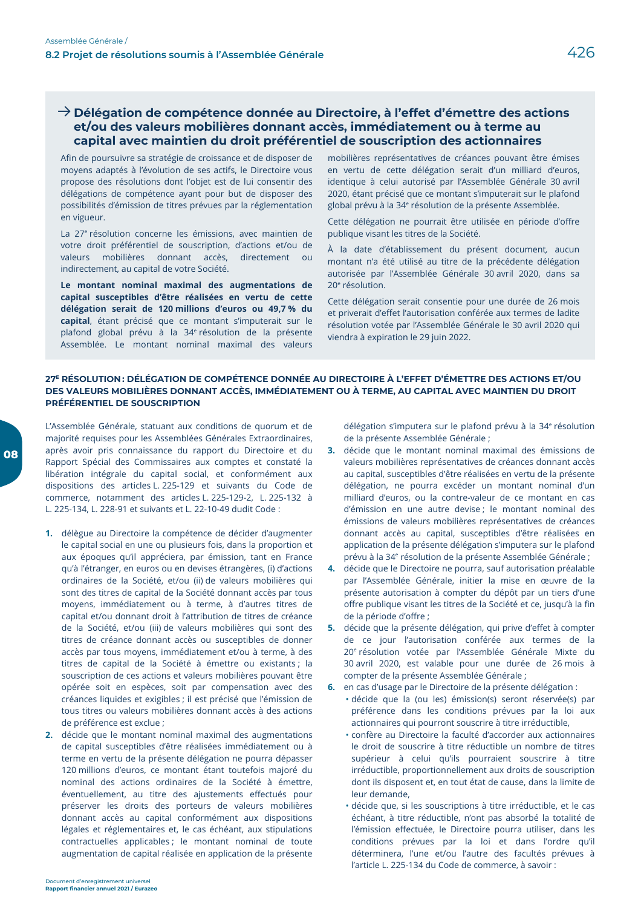## → Délégation de compétence donnée au Directoire, à l'effet d'émettre des actions et/ou des valeurs mobilières donnant accès, immédiatement ou à terme au capital avec maintien du droit préférentiel de souscription des actionnaires

Afin de poursuivre sa stratégie de croissance et de disposer de moyens adaptés à l'évolution de ses actifs, le Directoire vous propose des résolutions dont l'objet est de lui consentir des délégations de compétence ayant pour but de disposer des possibilités d'émission de titres prévues par la réglementation en vigueur.

La 27e résolution concerne les émissions, avec maintien de votre droit préférentiel de souscription, d'actions et/ou de valeurs mobilières donnant accès, directement ou indirectement, au capital de votre Société.

**Le montant nominal maximal des augmentations de capital susceptibles d'être réalisées en vertu de cette délégation serait de 120 millions d'euros ou 49,7 % du capital**, étant précisé que ce montant s'imputerait sur le plafond global prévu à la 34e résolution de la présente Assemblée. Le montant nominal maximal des valeurs mobilières représentatives de créances pouvant être émises en vertu de cette délégation serait d'un milliard d'euros, identique à celui autorisé par l'Assemblée Générale 30 avril 2020, étant précisé que ce montant s'imputerait sur le plafond global prévu à la 34e résolution de la présente Assemblée.

Cette délégation ne pourrait être utilisée en période d'offre publique visant les titres de la Société.

À la date d'établissement du présent document, aucun montant n'a été utilisé au titre de la précédente délégation autorisée par l'Assemblée Générale 30 avril 2020, dans sa 20e résolution.

Cette délégation serait consentie pour une durée de 26 mois et priverait d'effet l'autorisation conférée aux termes de ladite résolution votée par l'Assemblée Générale le 30 avril 2020 qui viendra à expiration le 29 juin 2022.

### 27E RÉSOLUTION : DÉLÉGATION DE COMPÉTENCE DONNÉE AU DIRECTOIRE À L'EFFET D'ÉMETTRE DES ACTIONS ET/OU DES VALEURS MOBILIÈRES DONNANT ACCÈS, IMMÉDIATEMENT OU À TERME, AU CAPITAL AVEC MAINTIEN DU DROIT PRÉFÉRENTIEL DE SOUSCRIPTION

L'Assemblée Générale, statuant aux conditions de quorum et de majorité requises pour les Assemblées Générales Extraordinaires, après avoir pris connaissance du rapport du Directoire et du Rapport Spécial des Commissaires aux comptes et constaté la libération intégrale du capital social, et conformément aux dispositions des articles L. 225-129 et suivants du Code de commerce, notamment des articles L. 225-129-2, L. 225-132 à L. 225-134, L. 228-91 et suivants et L. 22-10-49 dudit Code :

1. délègue au Directoire la compétence de décider d'augmenter le capital social en une ou plusieurs fois, dans la proportion et aux époques qu'il appréciera, par émission, tant en France qu'à l'étranger, en euros ou en devises étrangères, (i) d'actions ordinaires de la Société, et/ou (ii) de valeurs mobilières qui sont des titres de capital de la Société donnant accès par tous moyens, immédiatement ou à terme, à d'autres titres de capital et/ou donnant droit à l'attribution de titres de créance de la Société, et/ou (iii) de valeurs mobilières qui sont des titres de créance donnant accès ou susceptibles de donner accès par tous moyens, immédiatement et/ou à terme, à des titres de capital de la Société à émettre ou existants ; la souscription de ces actions et valeurs mobilières pouvant être opérée soit en espèces, soit par compensation avec des créances liquides et exigibles ; il est précisé que l'émission de tous titres ou valeurs mobilières donnant accès à des actions de préférence est exclue ;
2. décide que le montant nominal maximal des augmentations de capital susceptibles d'être réalisées immédiatement ou à terme en vertu de la présente délégation ne pourra dépasser 120 millions d'euros, ce montant étant toutefois majoré du nominal des actions ordinaires de la Société à émettre, éventuellement, au titre des ajustements effectués pour préserver les droits des porteurs de valeurs mobilières donnant accès au capital conformément aux dispositions légales et réglementaires et, le cas échéant, aux stipulations contractuelles applicables ; le montant nominal de toute augmentation de capital réalisée en application de la présente délégation s'imputera sur le plafond prévu à la 34e résolution de la présente Assemblée Générale ;
3. décide que le montant nominal maximal des émissions de valeurs mobilières représentatives de créances donnant accès au capital, susceptibles d'être réalisées en vertu de la présente délégation, ne pourra excéder un montant nominal d'un milliard d'euros, ou la contre-valeur de ce montant en cas d'émission en une autre devise ; le montant nominal des émissions de valeurs mobilières représentatives de créances donnant accès au capital, susceptibles d'être réalisées en application de la présente délégation s'imputera sur le plafond prévu à la 34e résolution de la présente Assemblée Générale ;
4. décide que le Directoire ne pourra, sauf autorisation préalable par l'Assemblée Générale, initier la mise en œuvre de la présente autorisation à compter du dépôt par un tiers d'une offre publique visant les titres de la Société et ce, jusqu'à la fin de la période d'offre ;
5. décide que la présente délégation, qui prive d'effet à compter de ce jour l'autorisation conférée aux termes de la 20e résolution votée par l'Assemblée Générale Mixte du 30 avril 2020, est valable pour une durée de 26 mois à compter de la présente Assemblée Générale ;
6. en cas d'usage par le Directoire de la présente délégation :
   - décide que la (ou les) émission(s) seront réservée(s) par préférence dans les conditions prévues par la loi aux actionnaires qui pourront souscrire à titre irréductible,
   - confère au Directoire la faculté d'accorder aux actionnaires le droit de souscrire à titre réductible un nombre de titres supérieur à celui qu'ils pourraient souscrire à titre irréductible, proportionnellement aux droits de souscription dont ils disposent et, en tout état de cause, dans la limite de leur demande,
   - décide que, si les souscriptions à titre irréductible, et le cas échéant, à titre réductible, n'ont pas absorbé la totalité de l'émission effectuée, le Directoire pourra utiliser, dans les conditions prévues par la loi et dans l'ordre qu'il déterminera, l'une et/ou l'autre des facultés prévues à l'article L. 225-134 du Code de commerce, à savoir :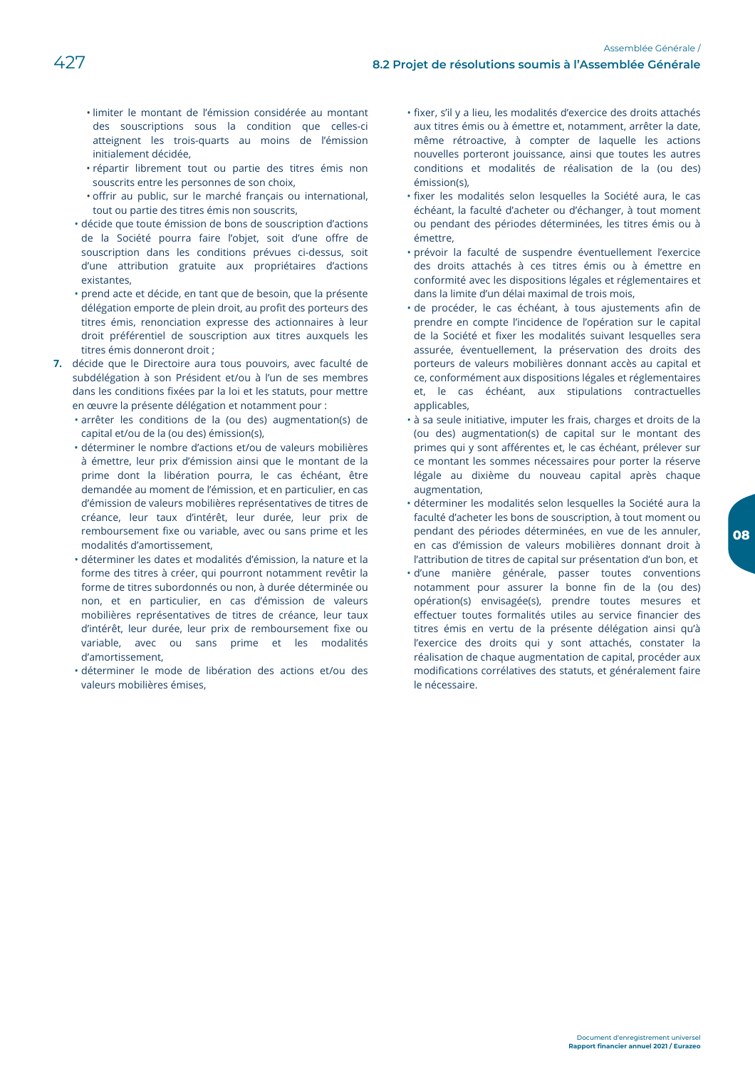- limiter le montant de l'émission considérée au montant des souscriptions sous la condition que celles-ci atteignent les trois-quarts au moins de l'émission initialement décidée,
- répartir librement tout ou partie des titres émis non souscrits entre les personnes de son choix,
- offrir au public, sur le marché français ou international, tout ou partie des titres émis non souscrits,

- décide que toute émission de bons de souscription d'actions de la Société pourra faire l'objet, soit d'une offre de souscription dans les conditions prévues ci-dessus, soit d'une attribution gratuite aux propriétaires d'actions existantes,
- prend acte et décide, en tant que de besoin, que la présente délégation emporte de plein droit, au profit des porteurs des titres émis, renonciation expresse des actionnaires à leur droit préférentiel de souscription aux titres auxquels les titres émis donneront droit ;

**7.** décide que le Directoire aura tous pouvoirs, avec faculté de subdélégation à son Président et/ou à l'un de ses membres dans les conditions fixées par la loi et les statuts, pour mettre en œuvre la présente délégation et notamment pour :

- arrêter les conditions de la (ou des) augmentation(s) de capital et/ou de la (ou des) émission(s),
- déterminer le nombre d'actions et/ou de valeurs mobilières à émettre, leur prix d'émission ainsi que le montant de la prime dont la libération pourra, le cas échéant, être demandée au moment de l'émission, et en particulier, en cas d'émission de valeurs mobilières représentatives de titres de créance, leur taux d'intérêt, leur durée, leur prix de remboursement fixe ou variable, avec ou sans prime et les modalités d'amortissement,
- déterminer les dates et modalités d'émission, la nature et la forme des titres à créer, qui pourront notamment revêtir la forme de titres subordonnés ou non, à durée déterminée ou non, et en particulier, en cas d'émission de valeurs mobilières représentatives de titres de créance, leur taux d'intérêt, leur durée, leur prix de remboursement fixe ou variable, avec ou sans prime et les modalités d'amortissement,
- déterminer le mode de libération des actions et/ou des valeurs mobilières émises,
- fixer, s'il y a lieu, les modalités d'exercice des droits attachés aux titres émis ou à émettre et, notamment, arrêter la date, même rétroactive, à compter de laquelle les actions nouvelles porteront jouissance, ainsi que toutes les autres conditions et modalités de réalisation de la (ou des) émission(s),
- fixer les modalités selon lesquelles la Société aura, le cas échéant, la faculté d'acheter ou d'échanger, à tout moment ou pendant des périodes déterminées, les titres émis ou à émettre,
- prévoir la faculté de suspendre éventuellement l'exercice des droits attachés à ces titres émis ou à émettre en conformité avec les dispositions légales et réglementaires et dans la limite d'un délai maximal de trois mois,
- de procéder, le cas échéant, à tous ajustements afin de prendre en compte l'incidence de l'opération sur le capital de la Société et fixer les modalités suivant lesquelles sera assurée, éventuellement, la préservation des droits des porteurs de valeurs mobilières donnant accès au capital et ce, conformément aux dispositions légales et réglementaires et, le cas échéant, aux stipulations contractuelles applicables,
- à sa seule initiative, imputer les frais, charges et droits de la (ou des) augmentation(s) de capital sur le montant des primes qui y sont afférentes et, le cas échéant, prélever sur ce montant les sommes nécessaires pour porter la réserve légale au dixième du nouveau capital après chaque augmentation,
- déterminer les modalités selon lesquelles la Société aura la faculté d'acheter les bons de souscription, à tout moment ou pendant des périodes déterminées, en vue de les annuler, en cas d'émission de valeurs mobilières donnant droit à l'attribution de titres de capital sur présentation d'un bon, et
- d'une manière générale, passer toutes conventions notamment pour assurer la bonne fin de la (ou des) opération(s) envisagée(s), prendre toutes mesures et effectuer toutes formalités utiles au service financier des titres émis en vertu de la présente délégation ainsi qu'à l'exercice des droits qui y sont attachés, constater la réalisation de chaque augmentation de capital, procéder aux modifications corrélatives des statuts, et généralement faire le nécessaire.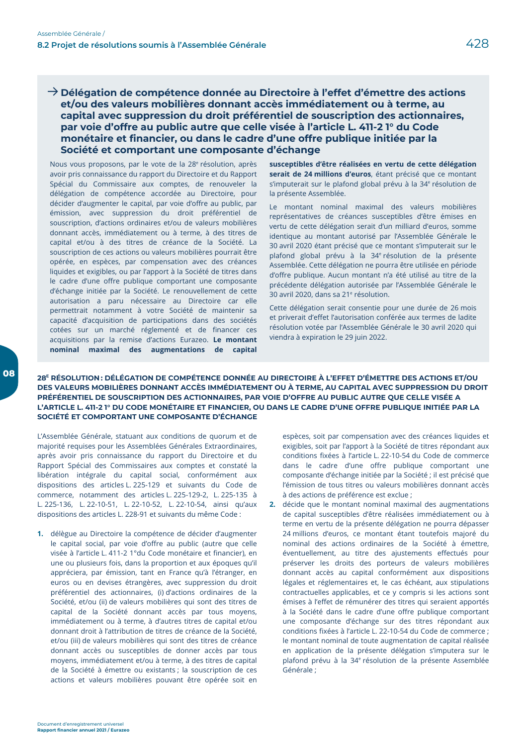### → Délégation de compétence donnée au Directoire à l'effet d'émettre des actions et/ou des valeurs mobilières donnant accès immédiatement ou à terme, au capital avec suppression du droit préférentiel de souscription des actionnaires, par voie d'offre au public autre que celle visée à l'article L. 411-2 1° du Code monétaire et financier, ou dans le cadre d'une offre publique initiée par la Société et comportant une composante d'échange

Nous vous proposons, par le vote de la 28e résolution, après avoir pris connaissance du rapport du Directoire et du Rapport Spécial du Commissaire aux comptes, de renouveler la délégation de compétence accordée au Directoire, pour décider d'augmenter le capital, par voie d'offre au public, par émission, avec suppression du droit préférentiel de souscription, d'actions ordinaires et/ou de valeurs mobilières donnant accès, immédiatement ou à terme, à des titres de capital et/ou à des titres de créance de la Société. La souscription de ces actions ou valeurs mobilières pourrait être opérée, en espèces, par compensation avec des créances liquides et exigibles, ou par l'apport à la Société de titres dans le cadre d'une offre publique comportant une composante d'échange initiée par la Société. Le renouvellement de cette autorisation a paru nécessaire au Directoire car elle permettrait notamment à votre Société de maintenir sa capacité d'acquisition de participations dans des sociétés cotées sur un marché réglementé et de financer ces acquisitions par la remise d'actions Eurazeo. **Le montant nominal maximal des augmentations de capital susceptibles d'être réalisées en vertu de cette délégation serait de 24 millions d'euros**, étant précisé que ce montant s'imputerait sur le plafond global prévu à la 34e résolution de la présente Assemblée.

Le montant nominal maximal des valeurs mobilières représentatives de créances susceptibles d'être émises en vertu de cette délégation serait d'un milliard d'euros, somme identique au montant autorisé par l'Assemblée Générale le 30 avril 2020 étant précisé que ce montant s'imputerait sur le plafond global prévu à la 34e résolution de la présente Assemblée. Cette délégation ne pourra être utilisée en période d'offre publique. Aucun montant n'a été utilisé au titre de la précédente délégation autorisée par l'Assemblée Générale le 30 avril 2020, dans sa 21e résolution.

Cette délégation serait consentie pour une durée de 26 mois et priverait d'effet l'autorisation conférée aux termes de ladite résolution votée par l'Assemblée Générale le 30 avril 2020 qui viendra à expiration le 29 juin 2022.

## 28E RÉSOLUTION : DÉLÉGATION DE COMPÉTENCE DONNÉE AU DIRECTOIRE À L'EFFET D'ÉMETTRE DES ACTIONS ET/OU DES VALEURS MOBILIÈRES DONNANT ACCÈS IMMÉDIATEMENT OU À TERME, AU CAPITAL AVEC SUPPRESSION DU DROIT PRÉFÉRENTIEL DE SOUSCRIPTION DES ACTIONNAIRES, PAR VOIE D'OFFRE AU PUBLIC AUTRE QUE CELLE VISÉE À L'ARTICLE L. 411-2 1° DU CODE MONÉTAIRE ET FINANCIER, OU DANS LE CADRE D'UNE OFFRE PUBLIQUE INITIÉE PAR LA SOCIÉTÉ ET COMPORTANT UNE COMPOSANTE D'ÉCHANGE

L'Assemblée Générale, statuant aux conditions de quorum et de majorité requises pour les Assemblées Générales Extraordinaires, après avoir pris connaissance du rapport du Directoire et du Rapport Spécial des Commissaires aux comptes et constaté la libération intégrale du capital social, conformément aux dispositions des articles L. 225-129 et suivants du Code de commerce, notamment des articles L. 225-129-2, L. 225-135 à L. 225-136, L. 22-10-51, L. 22-10-52, L. 22-10-54, ainsi qu'aux dispositions des articles L. 228-91 et suivants du même Code :

1. délègue au Directoire la compétence de décider d'augmenter le capital social, par voie d'offre au public (autre que celle visée à l'article L. 411-2 1°du Code monétaire et financier), en une ou plusieurs fois, dans la proportion et aux époques qu'il appréciera, par émission, tant en France qu'à l'étranger, en euros ou en devises étrangères, avec suppression du droit préférentiel des actionnaires, (i) d'actions ordinaires de la Société, et/ou (ii) de valeurs mobilières qui sont des titres de capital de la Société donnant accès par tous moyens, immédiatement ou à terme, à d'autres titres de capital et/ou donnant droit à l'attribution de titres de créance de la Société, et/ou (iii) de valeurs mobilières qui sont des titres de créance donnant accès ou susceptibles de donner accès par tous moyens, immédiatement et/ou à terme, à des titres de capital de la Société à émettre ou existants ; la souscription de ces actions et valeurs mobilières pouvant être opérée soit en espèces, soit par compensation avec des créances liquides et exigibles, soit par l'apport à la Société de titres répondant aux conditions fixées à l'article L. 22-10-54 du Code de commerce dans le cadre d'une offre publique comportant une composante d'échange initiée par la Société ; il est précisé que l'émission de tous titres ou valeurs mobilières donnant accès à des actions de préférence est exclue ;
2. décide que le montant nominal maximal des augmentations de capital susceptibles d'être réalisées immédiatement ou à terme en vertu de la présente délégation ne pourra dépasser 24 millions d'euros, ce montant étant toutefois majoré du nominal des actions ordinaires de la Société à émettre, éventuellement, au titre des ajustements effectués pour préserver les droits des porteurs de valeurs mobilières donnant accès au capital conformément aux dispositions légales et réglementaires et, le cas échéant, aux stipulations contractuelles applicables, et ce y compris si les actions sont émises à l'effet de rémunérer des titres qui seraient apportés à la Société dans le cadre d'une offre publique comportant une composante d'échange sur des titres répondant aux conditions fixées à l'article L. 22-10-54 du Code de commerce ; le montant nominal de toute augmentation de capital réalisée en application de la présente délégation s'imputera sur le plafond prévu à la 34e résolution de la présente Assemblée Générale ;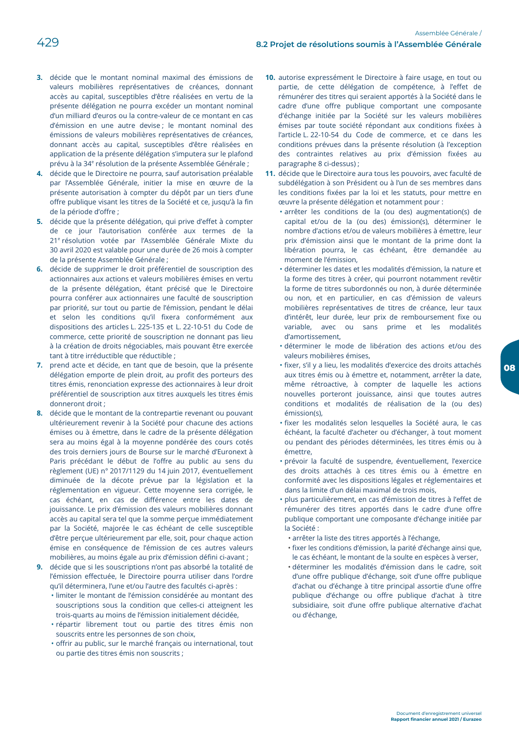3. décide que le montant nominal maximal des émissions de valeurs mobilières représentatives de créances, donnant accès au capital, susceptibles d'être réalisées en vertu de la présente délégation ne pourra excéder un montant nominal d'un milliard d'euros ou la contre-valeur de ce montant en cas d'émission en une autre devise ; le montant nominal des émissions de valeurs mobilières représentatives de créances, donnant accès au capital, susceptibles d'être réalisées en application de la présente délégation s'imputera sur le plafond prévu à la 34e résolution de la présente Assemblée Générale ;
4. décide que le Directoire ne pourra, sauf autorisation préalable par l'Assemblée Générale, initier la mise en œuvre de la présente autorisation à compter du dépôt par un tiers d'une offre publique visant les titres de la Société et ce, jusqu'à la fin de la période d'offre ;
5. décide que la présente délégation, qui prive d'effet à compter de ce jour l'autorisation conférée aux termes de la 21e résolution votée par l'Assemblée Générale Mixte du 30 avril 2020 est valable pour une durée de 26 mois à compter de la présente Assemblée Générale ;
6. décide de supprimer le droit préférentiel de souscription des actionnaires aux actions et valeurs mobilières émises en vertu de la présente délégation, étant précisé que le Directoire pourra conférer aux actionnaires une faculté de souscription par priorité, sur tout ou partie de l'émission, pendant le délai et selon les conditions qu'il fixera conformément aux dispositions des articles L. 225-135 et L. 22-10-51 du Code de commerce, cette priorité de souscription ne donnant pas lieu à la création de droits négociables, mais pouvant être exercée tant à titre irréductible que réductible ;
7. prend acte et décide, en tant que de besoin, que la présente délégation emporte de plein droit, au profit des porteurs des titres émis, renonciation expresse des actionnaires à leur droit préférentiel de souscription aux titres auxquels les titres émis donneront droit ;
8. décide que le montant de la contrepartie revenant ou pouvant ultérieurement revenir à la Société pour chacune des actions émises ou à émettre, dans le cadre de la présente délégation sera au moins égal à la moyenne pondérée des cours cotés des trois derniers jours de Bourse sur le marché d'Euronext à Paris précédant le début de l'offre au public au sens du règlement (UE) n° 2017/1129 du 14 juin 2017, éventuellement diminuée de la décote prévue par la législation et la réglementation en vigueur. Cette moyenne sera corrigée, le cas échéant, en cas de différence entre les dates de jouissance. Le prix d'émission des valeurs mobilières donnant accès au capital sera tel que la somme perçue immédiatement par la Société, majorée le cas échéant de celle susceptible d'être perçue ultérieurement par elle, soit, pour chaque action émise en conséquence de l'émission de ces autres valeurs mobilières, au moins égale au prix d'émission défini ci-avant ;
9. décide que si les souscriptions n'ont pas absorbé la totalité de l'émission effectuée, le Directoire pourra utiliser dans l'ordre qu'il déterminera, l'une et/ou l'autre des facultés ci-après :
   - limiter le montant de l'émission considérée au montant des souscriptions sous la condition que celles-ci atteignent les trois-quarts au moins de l'émission initialement décidée,
   - répartir librement tout ou partie des titres émis non souscrits entre les personnes de son choix,
   - offrir au public, sur le marché français ou international, tout ou partie des titres émis non souscrits ;
10. autorise expressément le Directoire à faire usage, en tout ou partie, de cette délégation de compétence, à l'effet de rémunérer des titres qui seraient apportés à la Société dans le cadre d'une offre publique comportant une composante d'échange initiée par la Société sur les valeurs mobilières émises par toute société répondant aux conditions fixées à l'article L. 22-10-54 du Code de commerce, et ce dans les conditions prévues dans la présente résolution (à l'exception des contraintes relatives au prix d'émission fixées au paragraphe 8 ci-dessus) ;
11. décide que le Directoire aura tous les pouvoirs, avec faculté de subdélégation à son Président ou à l'un de ses membres dans les conditions fixées par la loi et les statuts, pour mettre en œuvre la présente délégation et notamment pour :
   - arrêter les conditions de la (ou des) augmentation(s) de capital et/ou de la (ou des) émission(s), déterminer le nombre d'actions et/ou de valeurs mobilières à émettre, leur prix d'émission ainsi que le montant de la prime dont la libération pourra, le cas échéant, être demandée au moment de l'émission,
   - déterminer les dates et les modalités d'émission, la nature et la forme des titres à créer, qui pourront notamment revêtir la forme de titres subordonnés ou non, à durée déterminée ou non, et en particulier, en cas d'émission de valeurs mobilières représentatives de titres de créance, leur taux d'intérêt, leur durée, leur prix de remboursement fixe ou variable, avec ou sans prime et les modalités d'amortissement,
   - déterminer le mode de libération des actions et/ou des valeurs mobilières émises,
   - fixer, s'il y a lieu, les modalités d'exercice des droits attachés aux titres émis ou à émettre et, notamment, arrêter la date, même rétroactive, à compter de laquelle les actions nouvelles porteront jouissance, ainsi que toutes autres conditions et modalités de réalisation de la (ou des) émission(s),
   - fixer les modalités selon lesquelles la Société aura, le cas échéant, la faculté d'acheter ou d'échanger, à tout moment ou pendant des périodes déterminées, les titres émis ou à émettre,
   - prévoir la faculté de suspendre, éventuellement, l'exercice des droits attachés à ces titres émis ou à émettre en conformité avec les dispositions légales et réglementaires et dans la limite d'un délai maximal de trois mois,
   - plus particulièrement, en cas d'émission de titres à l'effet de rémunérer des titres apportés dans le cadre d'une offre publique comportant une composante d'échange initiée par la Société :
     - arrêter la liste des titres apportés à l'échange,
     - fixer les conditions d'émission, la parité d'échange ainsi que, le cas échéant, le montant de la soulte en espèces à verser,
     - déterminer les modalités d'émission dans le cadre, soit d'une offre publique d'échange, soit d'une offre publique d'achat ou d'échange à titre principal assortie d'une offre publique d'échange ou offre publique d'achat à titre subsidiaire, soit d'une offre publique alternative d'achat ou d'échange,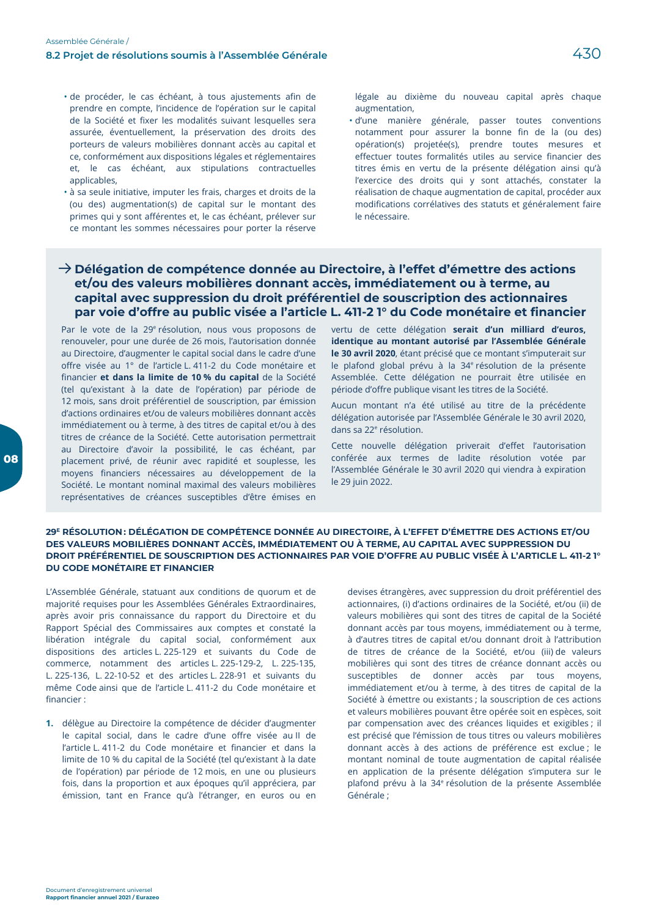- de procéder, le cas échéant, à tous ajustements afin de prendre en compte, l'incidence de l'opération sur le capital de la Société et fixer les modalités suivant lesquelles sera assurée, éventuellement, la préservation des droits des porteurs de valeurs mobilières donnant accès au capital et ce, conformément aux dispositions légales et réglementaires et, le cas échéant, aux stipulations contractuelles applicables,
- à sa seule initiative, imputer les frais, charges et droits de la (ou des) augmentation(s) de capital sur le montant des primes qui y sont afférentes et, le cas échéant, prélever sur ce montant les sommes nécessaires pour porter la réserve légale au dixième du nouveau capital après chaque augmentation,
- d'une manière générale, passer toutes conventions notamment pour assurer la bonne fin de la (ou des) opération(s) projetée(s), prendre toutes mesures et effectuer toutes formalités utiles au service financier des titres émis en vertu de la présente délégation ainsi qu'à l'exercice des droits qui y sont attachés, constater la réalisation de chaque augmentation de capital, procéder aux modifications corrélatives des statuts et généralement faire le nécessaire.

## → Délégation de compétence donnée au Directoire, à l'effet d'émettre des actions et/ou des valeurs mobilières donnant accès, immédiatement ou à terme, au capital avec suppression du droit préférentiel de souscription des actionnaires par voie d'offre au public visée a l'article L. 411-2 1° du Code monétaire et financier

Par le vote de la 29e résolution, nous vous proposons de renouveler, pour une durée de 26 mois, l'autorisation donnée au Directoire, d'augmenter le capital social dans le cadre d'une offre visée au 1° de l'article L. 411-2 du Code monétaire et financier **et dans la limite de 10 % du capital** de la Société (tel qu'existant à la date de l'opération) par période de 12 mois, sans droit préférentiel de souscription, par émission d'actions ordinaires et/ou de valeurs mobilières donnant accès immédiatement ou à terme, à des titres de capital et/ou à des titres de créance de la Société. Cette autorisation permettrait au Directoire d'avoir la possibilité, le cas échéant, par placement privé, de réunir avec rapidité et souplesse, les moyens financiers nécessaires au développement de la Société. Le montant nominal maximal des valeurs mobilières représentatives de créances susceptibles d'être émises en vertu de cette délégation **serait d'un milliard d'euros, identique au montant autorisé par l'Assemblée Générale le 30 avril 2020**, étant précisé que ce montant s'imputerait sur le plafond global prévu à la 34e résolution de la présente Assemblée. Cette délégation ne pourrait être utilisée en période d'offre publique visant les titres de la Société.

Aucun montant n'a été utilisé au titre de la précédente délégation autorisée par l'Assemblée Générale le 30 avril 2020, dans sa 22e résolution.

Cette nouvelle délégation priverait d'effet l'autorisation conférée aux termes de ladite résolution votée par l'Assemblée Générale le 30 avril 2020 qui viendra à expiration le 29 juin 2022.

### 29E RÉSOLUTION : DÉLÉGATION DE COMPÉTENCE DONNÉE AU DIRECTOIRE, À L'EFFET D'ÉMETTRE DES ACTIONS ET/OU DES VALEURS MOBILIÈRES DONNANT ACCÈS, IMMÉDIATEMENT OU À TERME, AU CAPITAL AVEC SUPPRESSION DU DROIT PRÉFÉRENTIEL DE SOUSCRIPTION DES ACTIONNAIRES PAR VOIE D'OFFRE AU PUBLIC VISÉE À L'ARTICLE L. 411-2 1° DU CODE MONÉTAIRE ET FINANCIER

L'Assemblée Générale, statuant aux conditions de quorum et de majorité requises pour les Assemblées Générales Extraordinaires, après avoir pris connaissance du rapport du Directoire et du Rapport Spécial des Commissaires aux comptes et constaté la libération intégrale du capital social, conformément aux dispositions des articles L. 225-129 et suivants du Code de commerce, notamment des articles L. 225-129-2, L. 225-135, L. 225-136, L. 22-10-52 et des articles L. 228-91 et suivants du même Code ainsi que de l'article L. 411-2 du Code monétaire et financier :

1. délègue au Directoire la compétence de décider d'augmenter le capital social, dans le cadre d'une offre visée au II de l'article L. 411-2 du Code monétaire et financier et dans la limite de 10 % du capital de la Société (tel qu'existant à la date de l'opération) par période de 12 mois, en une ou plusieurs fois, dans la proportion et aux époques qu'il appréciera, par émission, tant en France qu'à l'étranger, en euros ou en devises étrangères, avec suppression du droit préférentiel des actionnaires, (i) d'actions ordinaires de la Société, et/ou (ii) de valeurs mobilières qui sont des titres de capital de la Société donnant accès par tous moyens, immédiatement ou à terme, à d'autres titres de capital et/ou donnant droit à l'attribution de titres de créance de la Société, et/ou (iii) de valeurs mobilières qui sont des titres de créance donnant accès ou susceptibles de donner accès par tous moyens, immédiatement et/ou à terme, à des titres de capital de la Société à émettre ou existants ; la souscription de ces actions et valeurs mobilières pouvant être opérée soit en espèces, soit par compensation avec des créances liquides et exigibles ; il est précisé que l'émission de tous titres ou valeurs mobilières donnant accès à des actions de préférence est exclue ; le montant nominal de toute augmentation de capital réalisée en application de la présente délégation s'imputera sur le plafond prévu à la 34e résolution de la présente Assemblée Générale ;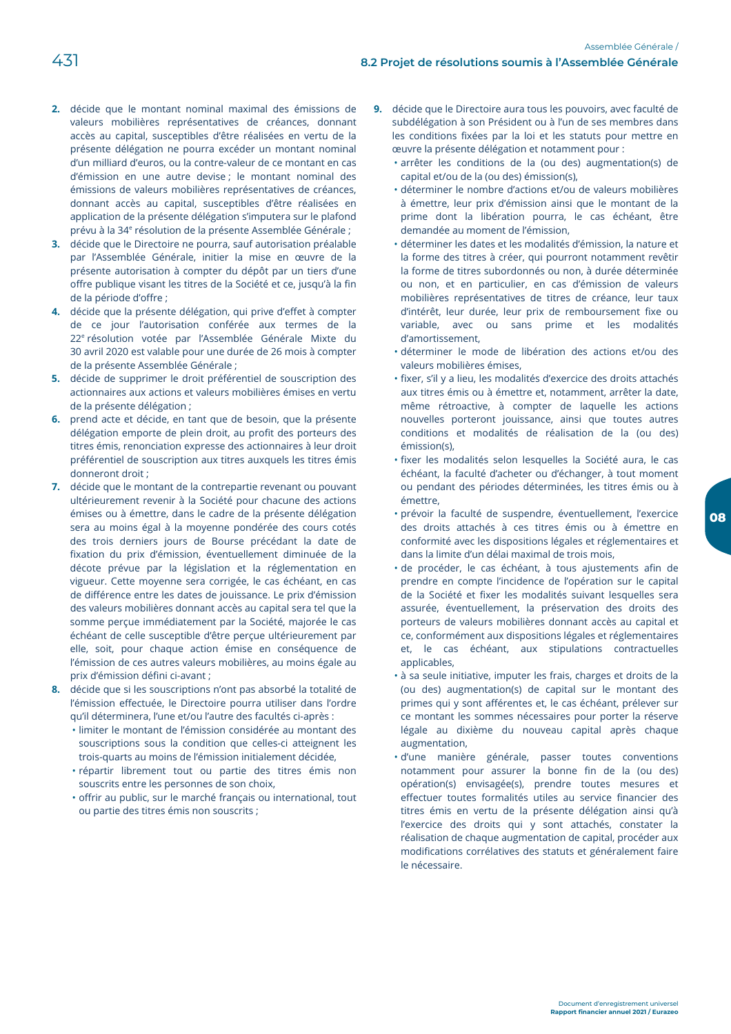2. décide que le montant nominal maximal des émissions de valeurs mobilières représentatives de créances, donnant accès au capital, susceptibles d'être réalisées en vertu de la présente délégation ne pourra excéder un montant nominal d'un milliard d'euros, ou la contre-valeur de ce montant en cas d'émission en une autre devise ; le montant nominal des émissions de valeurs mobilières représentatives de créances, donnant accès au capital, susceptibles d'être réalisées en application de la présente délégation s'imputera sur le plafond prévu à la 34e résolution de la présente Assemblée Générale ;
3. décide que le Directoire ne pourra, sauf autorisation préalable par l'Assemblée Générale, initier la mise en œuvre de la présente autorisation à compter du dépôt par un tiers d'une offre publique visant les titres de la Société et ce, jusqu'à la fin de la période d'offre ;
4. décide que la présente délégation, qui prive d'effet à compter de ce jour l'autorisation conférée aux termes de la 22e résolution votée par l'Assemblée Générale Mixte du 30 avril 2020 est valable pour une durée de 26 mois à compter de la présente Assemblée Générale ;
5. décide de supprimer le droit préférentiel de souscription des actionnaires aux actions et valeurs mobilières émises en vertu de la présente délégation ;
6. prend acte et décide, en tant que de besoin, que la présente délégation emporte de plein droit, au profit des porteurs des titres émis, renonciation expresse des actionnaires à leur droit préférentiel de souscription aux titres auxquels les titres émis donneront droit ;
7. décide que le montant de la contrepartie revenant ou pouvant ultérieurement revenir à la Société pour chacune des actions émises ou à émettre, dans le cadre de la présente délégation sera au moins égal à la moyenne pondérée des cours cotés des trois derniers jours de Bourse précédant la date de fixation du prix d'émission, éventuellement diminuée de la décote prévue par la législation et la réglementation en vigueur. Cette moyenne sera corrigée, le cas échéant, en cas de différence entre les dates de jouissance. Le prix d'émission des valeurs mobilières donnant accès au capital sera tel que la somme perçue immédiatement par la Société, majorée le cas échéant de celle susceptible d'être perçue ultérieurement par elle, soit, pour chaque action émise en conséquence de l'émission de ces autres valeurs mobilières, au moins égale au prix d'émission défini ci-avant ;
8. décide que si les souscriptions n'ont pas absorbé la totalité de l'émission effectuée, le Directoire pourra utiliser dans l'ordre qu'il déterminera, l'une et/ou l'autre des facultés ci-après :
   - limiter le montant de l'émission considérée au montant des souscriptions sous la condition que celles-ci atteignent les trois-quarts au moins de l'émission initialement décidée,
   - répartir librement tout ou partie des titres émis non souscrits entre les personnes de son choix,
   - offrir au public, sur le marché français ou international, tout ou partie des titres émis non souscrits ;
9. décide que le Directoire aura tous les pouvoirs, avec faculté de subdélégation à son Président ou à l'un de ses membres dans les conditions fixées par la loi et les statuts pour mettre en œuvre la présente délégation et notamment pour :
   - arrêter les conditions de la (ou des) augmentation(s) de capital et/ou de la (ou des) émission(s),
   - déterminer le nombre d'actions et/ou de valeurs mobilières à émettre, leur prix d'émission ainsi que le montant de la prime dont la libération pourra, le cas échéant, être demandée au moment de l'émission,
   - déterminer les dates et les modalités d'émission, la nature et la forme des titres à créer, qui pourront notamment revêtir la forme de titres subordonnés ou non, à durée déterminée ou non, et en particulier, en cas d'émission de valeurs mobilières représentatives de titres de créance, leur taux d'intérêt, leur durée, leur prix de remboursement fixe ou variable, avec ou sans prime et les modalités d'amortissement,
   - déterminer le mode de libération des actions et/ou des valeurs mobilières émises,
   - fixer, s'il y a lieu, les modalités d'exercice des droits attachés aux titres émis ou à émettre et, notamment, arrêter la date, même rétroactive, à compter de laquelle les actions nouvelles porteront jouissance, ainsi que toutes autres conditions et modalités de réalisation de la (ou des) émission(s),
   - fixer les modalités selon lesquelles la Société aura, le cas échéant, la faculté d'acheter ou d'échanger, à tout moment ou pendant des périodes déterminées, les titres émis ou à émettre,
   - prévoir la faculté de suspendre, éventuellement, l'exercice des droits attachés à ces titres émis ou à émettre en conformité avec les dispositions légales et réglementaires et dans la limite d'un délai maximal de trois mois,
   - de procéder, le cas échéant, à tous ajustements afin de prendre en compte l'incidence de l'opération sur le capital de la Société et fixer les modalités suivant lesquelles sera assurée, éventuellement, la préservation des droits des porteurs de valeurs mobilières donnant accès au capital et ce, conformément aux dispositions légales et réglementaires et, le cas échéant, aux stipulations contractuelles applicables,
   - à sa seule initiative, imputer les frais, charges et droits de la (ou des) augmentation(s) de capital sur le montant des primes qui y sont afférentes et, le cas échéant, prélever sur ce montant les sommes nécessaires pour porter la réserve légale au dixième du nouveau capital après chaque augmentation,
   - d'une manière générale, passer toutes conventions notamment pour assurer la bonne fin de la (ou des) opération(s) envisagée(s), prendre toutes mesures et effectuer toutes formalités utiles au service financier des titres émis en vertu de la présente délégation ainsi qu'à l'exercice des droits qui y sont attachés, constater la réalisation de chaque augmentation de capital, procéder aux modifications corrélatives des statuts et généralement faire le nécessaire.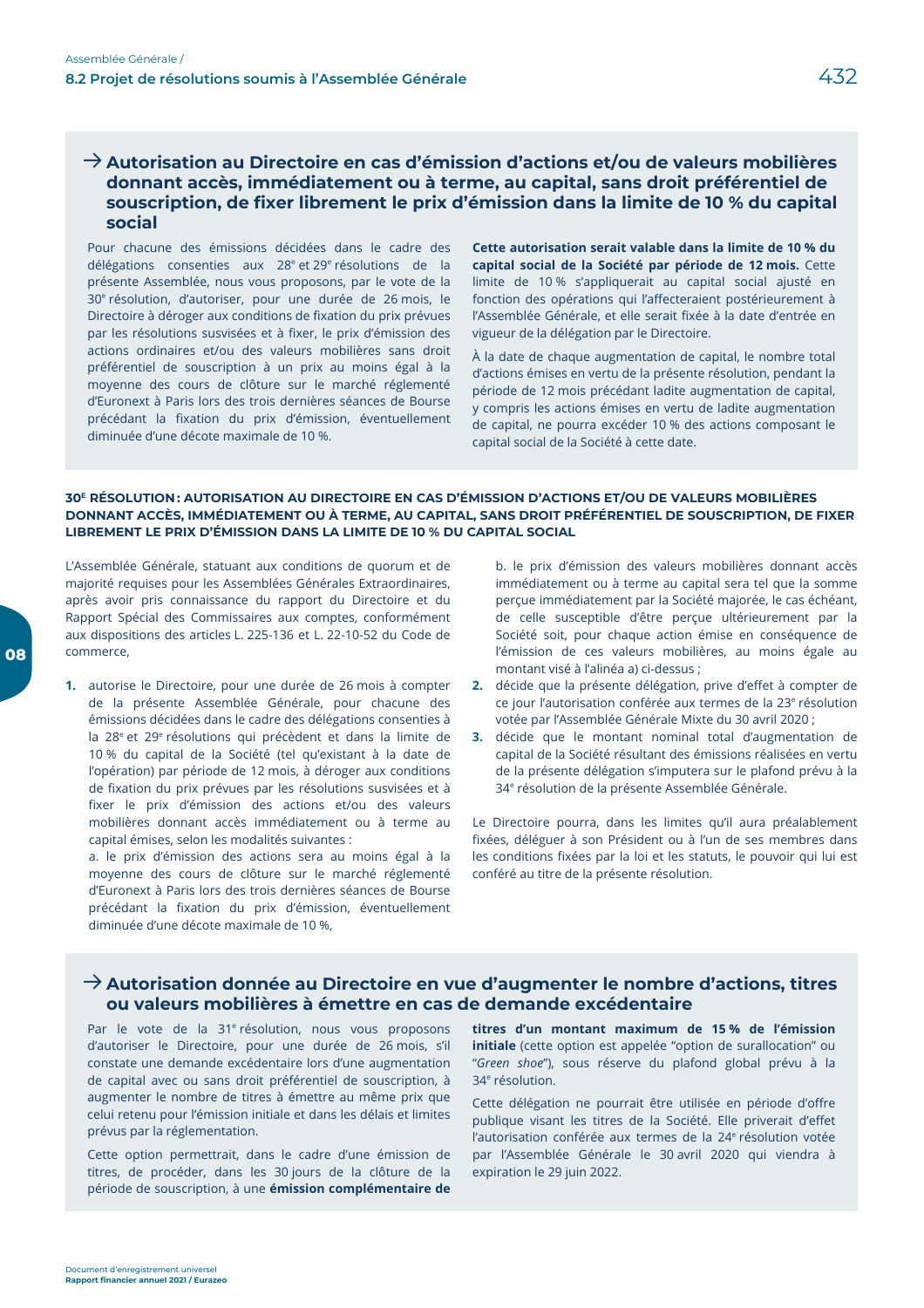## → Autorisation au Directoire en cas d'émission d'actions et/ou de valeurs mobilières donnant accès, immédiatement ou à terme, au capital, sans droit préférentiel de souscription, de fixer librement le prix d'émission dans la limite de 10 % du capital social

Pour chacune des émissions décidées dans le cadre des délégations consenties aux 28e et 29e résolutions de la présente Assemblée, nous vous proposons, par le vote de la 30e résolution, d'autoriser, pour une durée de 26 mois, le Directoire à déroger aux conditions de fixation du prix prévues par les résolutions susvisées et à fixer, le prix d'émission des actions ordinaires et/ou des valeurs mobilières sans droit préférentiel de souscription à un prix au moins égal à la moyenne des cours de clôture sur le marché réglementé d'Euronext à Paris lors des trois dernières séances de Bourse précédant la fixation du prix d'émission, éventuellement diminuée d'une décote maximale de 10 %.

**Cette autorisation serait valable dans la limite de 10 % du capital social de la Société par période de 12 mois.** Cette limite de 10 % s'appliquerait au capital social ajusté en fonction des opérations qui l'affecteraient postérieurement à l'Assemblée Générale, et elle serait fixée à la date d'entrée en vigueur de la délégation par le Directoire.

À la date de chaque augmentation de capital, le nombre total d'actions émises en vertu de la présente résolution, pendant la période de 12 mois précédant ladite augmentation de capital, y compris les actions émises en vertu de ladite augmentation de capital, ne pourra excéder 10 % des actions composant le capital social de la Société à cette date.

### 30e RÉSOLUTION : AUTORISATION AU DIRECTOIRE EN CAS D'ÉMISSION D'ACTIONS ET/OU DE VALEURS MOBILIÈRES DONNANT ACCÈS, IMMÉDIATEMENT OU À TERME, AU CAPITAL, SANS DROIT PRÉFÉRENTIEL DE SOUSCRIPTION, DE FIXER LIBREMENT LE PRIX D'ÉMISSION DANS LA LIMITE DE 10 % DU CAPITAL SOCIAL

L'Assemblée Générale, statuant aux conditions de quorum et de majorité requises pour les Assemblées Générales Extraordinaires, après avoir pris connaissance du rapport du Directoire et du Rapport Spécial des Commissaires aux comptes, conformément aux dispositions des articles L. 225-136 et L. 22-10-52 du Code de commerce,

1. autorise le Directoire, pour une durée de 26 mois à compter de la présente Assemblée Générale, pour chacune des émissions décidées dans le cadre des délégations consenties à la 28e et 29e résolutions qui précèdent et dans la limite de 10 % du capital de la Société (tel qu'existant à la date de l'opération) par période de 12 mois, à déroger aux conditions de fixation du prix prévues par les résolutions susvisées et à fixer le prix d'émission des actions et/ou des valeurs mobilières donnant accès immédiatement ou à terme au capital émises, selon les modalités suivantes :

   a. le prix d'émission des actions sera au moins égal à la moyenne des cours de clôture sur le marché réglementé d'Euronext à Paris lors des trois dernières séances de Bourse précédant la fixation du prix d'émission, éventuellement diminuée d'une décote maximale de 10 %,

   b. le prix d'émission des valeurs mobilières donnant accès immédiatement ou à terme au capital sera tel que la somme perçue immédiatement par la Société majorée, le cas échéant, de celle susceptible d'être perçue ultérieurement par la Société soit, pour chaque action émise en conséquence de l'émission de ces valeurs mobilières, au moins égale au montant visé à l'alinéa a) ci-dessus ;
2. décide que la présente délégation, prive d'effet à compter de ce jour l'autorisation conférée aux termes de la 23e résolution votée par l'Assemblée Générale Mixte du 30 avril 2020 ;
3. décide que le montant nominal total d'augmentation de capital de la Société résultant des émissions réalisées en vertu de la présente délégation s'imputera sur le plafond prévu à la 34e résolution de la présente Assemblée Générale.

Le Directoire pourra, dans les limites qu'il aura préalablement fixées, déléguer à son Président ou à l'un de ses membres dans les conditions fixées par la loi et les statuts, le pouvoir qui lui est conféré au titre de la présente résolution.

## → Autorisation donnée au Directoire en vue d'augmenter le nombre d'actions, titres ou valeurs mobilières à émettre en cas de demande excédentaire

Par le vote de la 31e résolution, nous vous proposons d'autoriser le Directoire, pour une durée de 26 mois, s'il constate une demande excédentaire lors d'une augmentation de capital avec ou sans droit préférentiel de souscription, à augmenter le nombre de titres à émettre au même prix que celui retenu pour l'émission initiale et dans les délais et limites prévus par la réglementation.

Cette option permettrait, dans le cadre d'une émission de titres, de procéder, dans les 30 jours de la clôture de la période de souscription, à une **émission complémentaire de titres d'un montant maximum de 15 % de l'émission initiale** (cette option est appelée "option de surallocation" ou "*Green shoe*"), sous réserve du plafond global prévu à la 34e résolution.

Cette délégation ne pourrait être utilisée en période d'offre publique visant les titres de la Société. Elle priverait d'effet l'autorisation conférée aux termes de la 24e résolution votée par l'Assemblée Générale le 30 avril 2020 qui viendra à expiration le 29 juin 2022.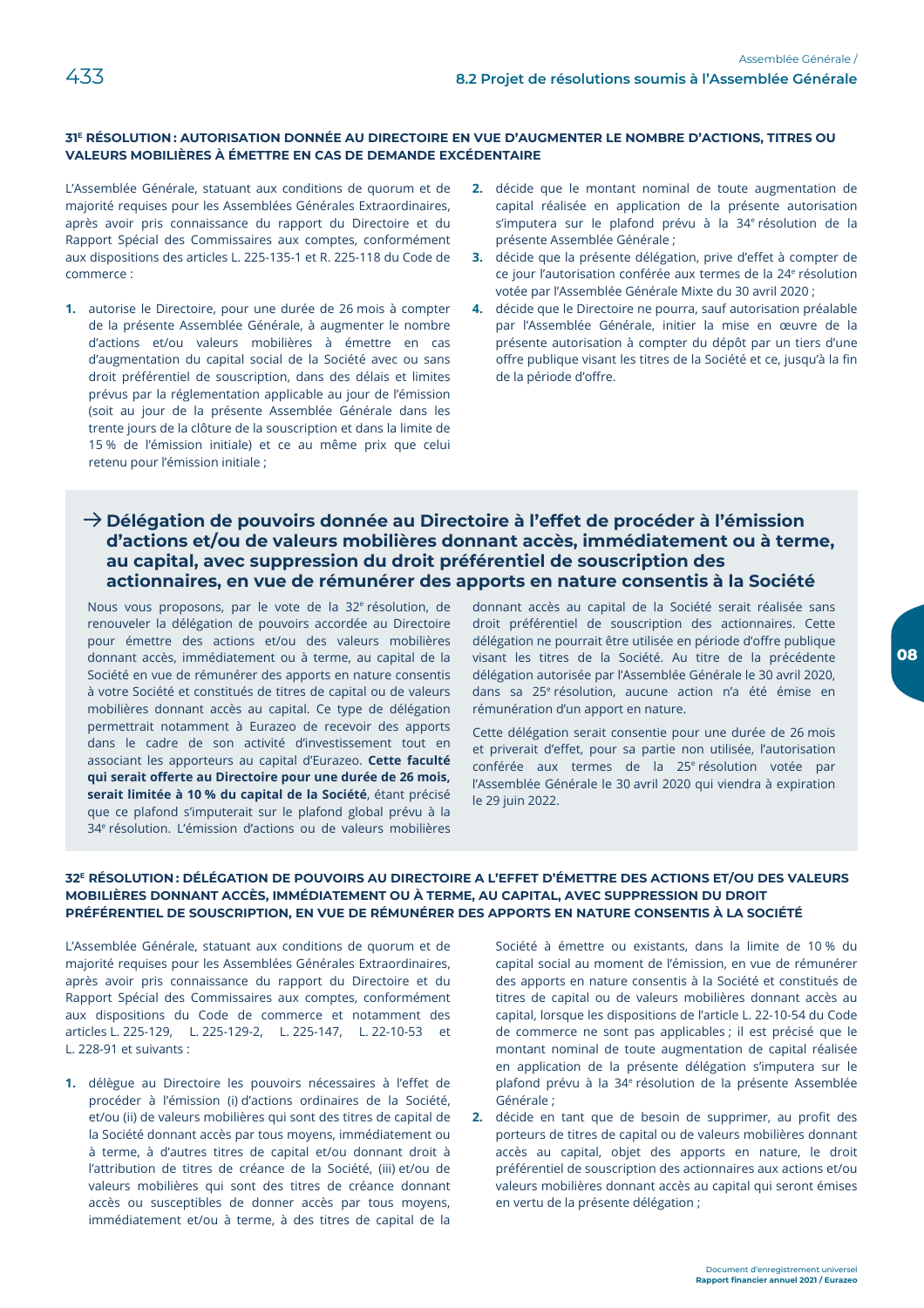### 31[e] RÉSOLUTION : AUTORISATION DONNÉE AU DIRECTOIRE EN VUE D'AUGMENTER LE NOMBRE D'ACTIONS, TITRES OU VALEURS MOBILIÈRES À ÉMETTRE EN CAS DE DEMANDE EXCÉDENTAIRE

L'Assemblée Générale, statuant aux conditions de quorum et de majorité requises pour les Assemblées Générales Extraordinaires, après avoir pris connaissance du rapport du Directoire et du Rapport Spécial des Commissaires aux comptes, conformément aux dispositions des articles L. 225-135-1 et R. 225-118 du Code de commerce :

1. autorise le Directoire, pour une durée de 26 mois à compter de la présente Assemblée Générale, à augmenter le nombre d'actions et/ou valeurs mobilières à émettre en cas d'augmentation du capital social de la Société avec ou sans droit préférentiel de souscription, dans des délais et limites prévus par la réglementation applicable au jour de l'émission (soit au jour de la présente Assemblée Générale dans les trente jours de la clôture de la souscription et dans la limite de 15 % de l'émission initiale) et ce au même prix que celui retenu pour l'émission initiale ;
2. décide que le montant nominal de toute augmentation de capital réalisée en application de la présente autorisation s'imputera sur le plafond prévu à la 34[e] résolution de la présente Assemblée Générale ;
3. décide que la présente délégation, prive d'effet à compter de ce jour l'autorisation conférée aux termes de la 24[e] résolution votée par l'Assemblée Générale Mixte du 30 avril 2020 ;
4. décide que le Directoire ne pourra, sauf autorisation préalable par l'Assemblée Générale, initier la mise en œuvre de la présente autorisation à compter du dépôt par un tiers d'une offre publique visant les titres de la Société et ce, jusqu'à la fin de la période d'offre.

## → Délégation de pouvoirs donnée au Directoire à l'effet de procéder à l'émission d'actions et/ou de valeurs mobilières donnant accès, immédiatement ou à terme, au capital, avec suppression du droit préférentiel de souscription des actionnaires, en vue de rémunérer des apports en nature consentis à la Société

Nous vous proposons, par le vote de la 32[e] résolution, de renouveler la délégation de pouvoirs accordée au Directoire pour émettre des actions et/ou des valeurs mobilières donnant accès, immédiatement ou à terme, au capital de la Société en vue de rémunérer des apports en nature consentis à votre Société et constitués de titres de capital ou de valeurs mobilières donnant accès au capital. Ce type de délégation permettrait notamment à Eurazeo de recevoir des apports dans le cadre de son activité d'investissement tout en associant les apporteurs au capital d'Eurazeo. **Cette faculté qui serait offerte au Directoire pour une durée de 26 mois, serait limitée à 10 % du capital de la Société**, étant précisé que ce plafond s'imputerait sur le plafond global prévu à la 34[e] résolution. L'émission d'actions ou de valeurs mobilières donnant accès au capital de la Société serait réalisée sans droit préférentiel de souscription des actionnaires. Cette délégation ne pourrait être utilisée en période d'offre publique visant les titres de la Société. Au titre de la précédente délégation autorisée par l'Assemblée Générale le 30 avril 2020, dans sa 25[e] résolution, aucune action n'a été émise en rémunération d'un apport en nature.

Cette délégation serait consentie pour une durée de 26 mois et priverait d'effet, pour sa partie non utilisée, l'autorisation conférée aux termes de la 25[e] résolution votée par l'Assemblée Générale le 30 avril 2020 qui viendra à expiration le 29 juin 2022.

### 32[e] RÉSOLUTION : DÉLÉGATION DE POUVOIRS AU DIRECTOIRE A L'EFFET D'ÉMETTRE DES ACTIONS ET/OU DES VALEURS MOBILIÈRES DONNANT ACCÈS, IMMÉDIATEMENT OU À TERME, AU CAPITAL, AVEC SUPPRESSION DU DROIT PRÉFÉRENTIEL DE SOUSCRIPTION, EN VUE DE RÉMUNÉRER DES APPORTS EN NATURE CONSENTIS À LA SOCIÉTÉ

L'Assemblée Générale, statuant aux conditions de quorum et de majorité requises pour les Assemblées Générales Extraordinaires, après avoir pris connaissance du rapport du Directoire et du Rapport Spécial des Commissaires aux comptes, conformément aux dispositions du Code de commerce et notamment des articles L. 225-129, L. 225-129-2, L. 225-147, L. 22-10-53 et L. 228-91 et suivants :

1. délègue au Directoire les pouvoirs nécessaires à l'effet de procéder à l'émission (i) d'actions ordinaires de la Société, et/ou (ii) de valeurs mobilières qui sont des titres de capital de la Société donnant accès par tous moyens, immédiatement ou à terme, à d'autres titres de capital et/ou donnant droit à l'attribution de titres de créance de la Société, (iii) et/ou de valeurs mobilières qui sont des titres de créance donnant accès ou susceptibles de donner accès par tous moyens, immédiatement et/ou à terme, à des titres de capital de la Société à émettre ou existants, dans la limite de 10 % du capital social au moment de l'émission, en vue de rémunérer des apports en nature consentis à la Société et constitués de titres de capital ou de valeurs mobilières donnant accès au capital, lorsque les dispositions de l'article L. 22-10-54 du Code de commerce ne sont pas applicables ; il est précisé que le montant nominal de toute augmentation de capital réalisée en application de la présente délégation s'imputera sur le plafond prévu à la 34[e] résolution de la présente Assemblée Générale ;
2. décide en tant que de besoin de supprimer, au profit des porteurs de titres de capital ou de valeurs mobilières donnant accès au capital, objet des apports en nature, le droit préférentiel de souscription des actionnaires aux actions et/ou valeurs mobilières donnant accès au capital qui seront émises en vertu de la présente délégation ;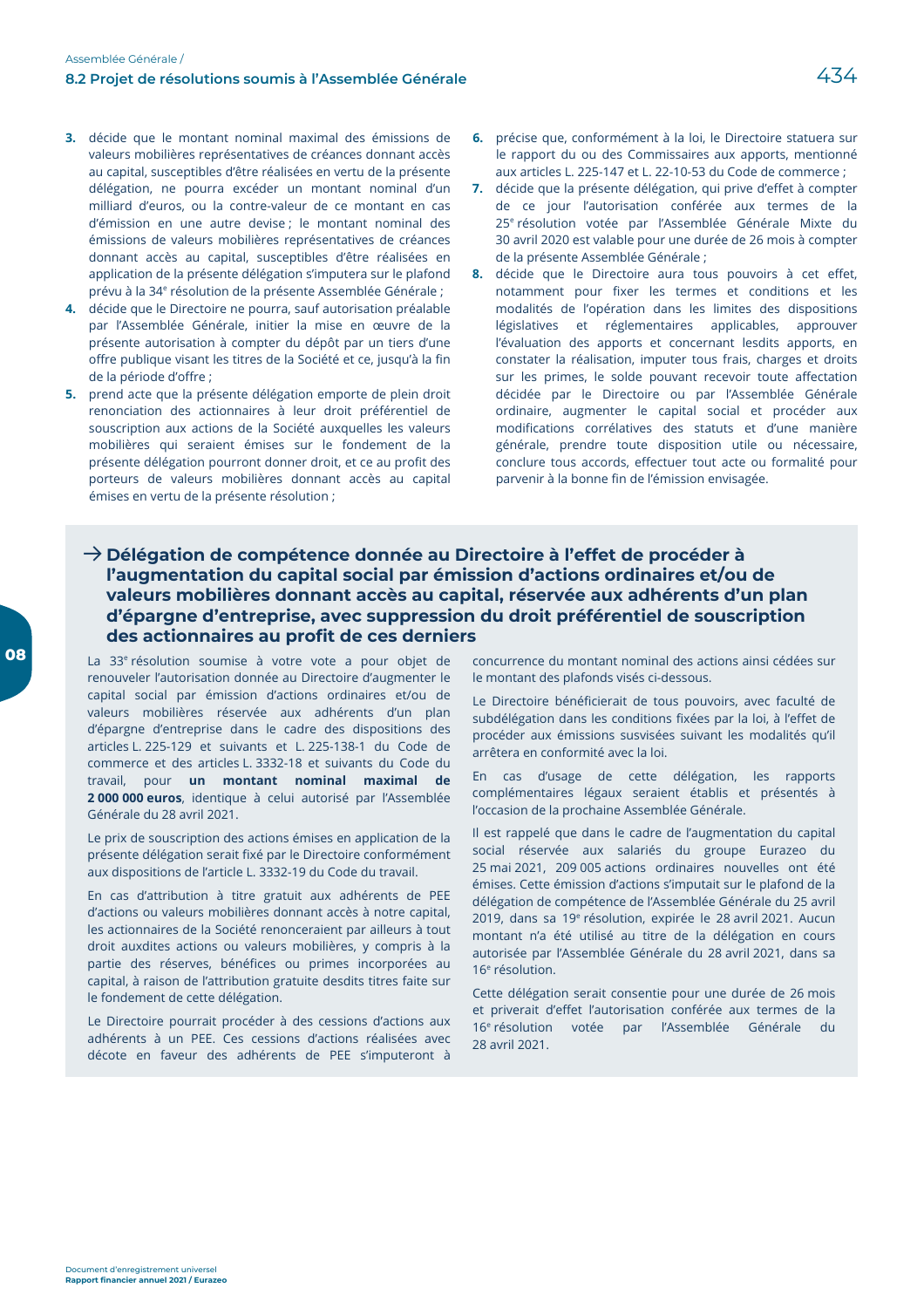3. décide que le montant nominal maximal des émissions de valeurs mobilières représentatives de créances donnant accès au capital, susceptibles d'être réalisées en vertu de la présente délégation, ne pourra excéder un montant nominal d'un milliard d'euros, ou la contre-valeur de ce montant en cas d'émission en une autre devise ; le montant nominal des émissions de valeurs mobilières représentatives de créances donnant accès au capital, susceptibles d'être réalisées en application de la présente délégation s'imputera sur le plafond prévu à la 34e résolution de la présente Assemblée Générale ;
4. décide que le Directoire ne pourra, sauf autorisation préalable par l'Assemblée Générale, initier la mise en œuvre de la présente autorisation à compter du dépôt par un tiers d'une offre publique visant les titres de la Société et ce, jusqu'à la fin de la période d'offre ;
5. prend acte que la présente délégation emporte de plein droit renonciation des actionnaires à leur droit préférentiel de souscription aux actions de la Société auxquelles les valeurs mobilières qui seraient émises sur le fondement de la présente délégation pourront donner droit, et ce au profit des porteurs de valeurs mobilières donnant accès au capital émises en vertu de la présente résolution ;
6. précise que, conformément à la loi, le Directoire statuera sur le rapport du ou des Commissaires aux apports, mentionné aux articles L. 225-147 et L. 22-10-53 du Code de commerce ;
7. décide que la présente délégation, qui prive d'effet à compter de ce jour l'autorisation conférée aux termes de la 25e résolution votée par l'Assemblée Générale Mixte du 30 avril 2020 est valable pour une durée de 26 mois à compter de la présente Assemblée Générale ;
8. décide que le Directoire aura tous pouvoirs à cet effet, notamment pour fixer les termes et conditions et les modalités de l'opération dans les limites des dispositions législatives et réglementaires applicables, approuver l'évaluation des apports et concernant lesdits apports, en constater la réalisation, imputer tous frais, charges et droits sur les primes, le solde pouvant recevoir toute affectation décidée par le Directoire ou par l'Assemblée Générale ordinaire, augmenter le capital social et procéder aux modifications corrélatives des statuts et d'une manière générale, prendre toute disposition utile ou nécessaire, conclure tous accords, effectuer tout acte ou formalité pour parvenir à la bonne fin de l'émission envisagée.

## → Délégation de compétence donnée au Directoire à l'effet de procéder à l'augmentation du capital social par émission d'actions ordinaires et/ou de valeurs mobilières donnant accès au capital, réservée aux adhérents d'un plan d'épargne d'entreprise, avec suppression du droit préférentiel de souscription des actionnaires au profit de ces derniers

La 33e résolution soumise à votre vote a pour objet de renouveler l'autorisation donnée au Directoire d'augmenter le capital social par émission d'actions ordinaires et/ou de valeurs mobilières réservée aux adhérents d'un plan d'épargne d'entreprise dans le cadre des dispositions des articles L. 225-129 et suivants et L. 225-138-1 du Code de commerce et des articles L. 3332-18 et suivants du Code du travail, pour **un montant nominal maximal de 2 000 000 euros**, identique à celui autorisé par l'Assemblée Générale du 28 avril 2021.

Le prix de souscription des actions émises en application de la présente délégation serait fixé par le Directoire conformément aux dispositions de l'article L. 3332-19 du Code du travail.

En cas d'attribution à titre gratuit aux adhérents de PEE d'actions ou valeurs mobilières donnant accès à notre capital, les actionnaires de la Société renonceraient par ailleurs à tout droit auxdites actions ou valeurs mobilières, y compris à la partie des réserves, bénéfices ou primes incorporées au capital, à raison de l'attribution gratuite desdits titres faite sur le fondement de cette délégation.

Le Directoire pourrait procéder à des cessions d'actions aux adhérents à un PEE. Ces cessions d'actions réalisées avec décote en faveur des adhérents de PEE s'imputeront à concurrence du montant nominal des actions ainsi cédées sur le montant des plafonds visés ci-dessous.

Le Directoire bénéficierait de tous pouvoirs, avec faculté de subdélégation dans les conditions fixées par la loi, à l'effet de procéder aux émissions susvisées suivant les modalités qu'il arrêtera en conformité avec la loi.

En cas d'usage de cette délégation, les rapports complémentaires légaux seraient établis et présentés à l'occasion de la prochaine Assemblée Générale.

Il est rappelé que dans le cadre de l'augmentation du capital social réservée aux salariés du groupe Eurazeo du 25 mai 2021, 209 005 actions ordinaires nouvelles ont été émises. Cette émission d'actions s'imputait sur le plafond de la délégation de compétence de l'Assemblée Générale du 25 avril 2019, dans sa 19e résolution, expirée le 28 avril 2021. Aucun montant n'a été utilisé au titre de la délégation en cours autorisée par l'Assemblée Générale du 28 avril 2021, dans sa 16e résolution.

Cette délégation serait consentie pour une durée de 26 mois et priverait d'effet l'autorisation conférée aux termes de la 16e résolution votée par l'Assemblée Générale du 28 avril 2021.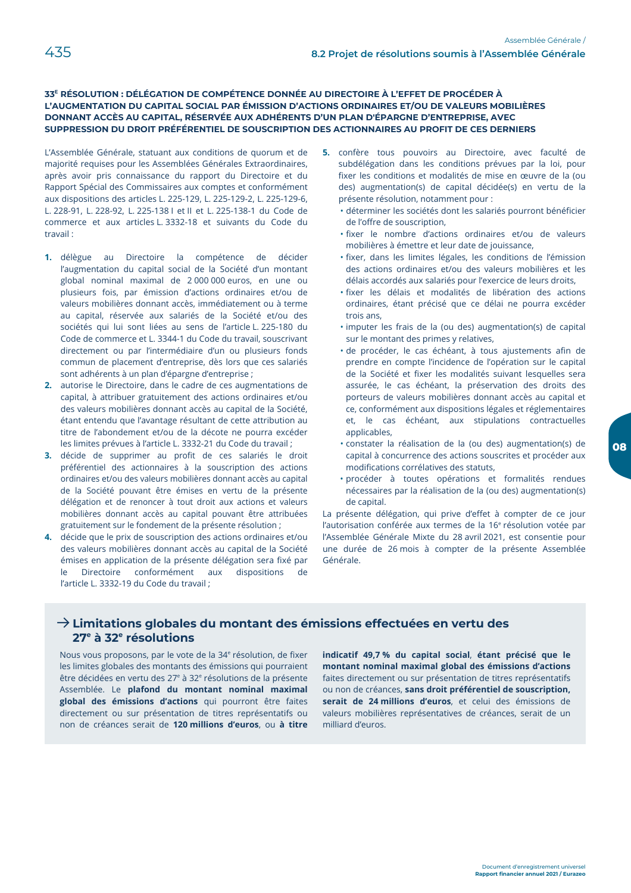### 33[e] RÉSOLUTION : DÉLÉGATION DE COMPÉTENCE DONNÉE AU DIRECTOIRE À L'EFFET DE PROCÉDER À L'AUGMENTATION DU CAPITAL SOCIAL PAR ÉMISSION D'ACTIONS ORDINAIRES ET/OU DE VALEURS MOBILIÈRES DONNANT ACCÈS AU CAPITAL, RÉSERVÉE AUX ADHÉRENTS D'UN PLAN D'ÉPARGNE D'ENTREPRISE, AVEC SUPPRESSION DU DROIT PRÉFÉRENTIEL DE SOUSCRIPTION DES ACTIONNAIRES AU PROFIT DE CES DERNIERS

L'Assemblée Générale, statuant aux conditions de quorum et de majorité requises pour les Assemblées Générales Extraordinaires, après avoir pris connaissance du rapport du Directoire et du Rapport Spécial des Commissaires aux comptes et conformément aux dispositions des articles L. 225-129, L. 225-129-2, L. 225-129-6, L. 228-91, L. 228-92, L. 225-138 I et II et L. 225-138-1 du Code de commerce et aux articles L. 3332-18 et suivants du Code du travail :

1. délègue au Directoire la compétence de décider l'augmentation du capital social de la Société d'un montant global nominal maximal de 2 000 000 euros, en une ou plusieurs fois, par émission d'actions ordinaires et/ou de valeurs mobilières donnant accès, immédiatement ou à terme au capital, réservée aux salariés de la Société et/ou des sociétés qui lui sont liées au sens de l'article L. 225-180 du Code de commerce et L. 3344-1 du Code du travail, souscrivant directement ou par l'intermédiaire d'un ou plusieurs fonds commun de placement d'entreprise, dès lors que ces salariés sont adhérents à un plan d'épargne d'entreprise ;
2. autorise le Directoire, dans le cadre de ces augmentations de capital, à attribuer gratuitement des actions ordinaires et/ou des valeurs mobilières donnant accès au capital de la Société, étant entendu que l'avantage résultant de cette attribution au titre de l'abondement et/ou de la décote ne pourra excéder les limites prévues à l'article L. 3332-21 du Code du travail ;
3. décide de supprimer au profit de ces salariés le droit préférentiel des actionnaires à la souscription des actions ordinaires et/ou des valeurs mobilières donnant accès au capital de la Société pouvant être émises en vertu de la présente délégation et de renoncer à tout droit aux actions et valeurs mobilières donnant accès au capital pouvant être attribuées gratuitement sur le fondement de la présente résolution ;
4. décide que le prix de souscription des actions ordinaires et/ou des valeurs mobilières donnant accès au capital de la Société émises en application de la présente délégation sera fixé par le Directoire conformément aux dispositions de l'article L. 3332-19 du Code du travail ;
5. confère tous pouvoirs au Directoire, avec faculté de subdélégation dans les conditions prévues par la loi, pour fixer les conditions et modalités de mise en œuvre de la (ou des) augmentation(s) de capital décidée(s) en vertu de la présente résolution, notamment pour :
   - déterminer les sociétés dont les salariés pourront bénéficier de l'offre de souscription,
   - fixer le nombre d'actions ordinaires et/ou de valeurs mobilières à émettre et leur date de jouissance,
   - fixer, dans les limites légales, les conditions de l'émission des actions ordinaires et/ou des valeurs mobilières et les délais accordés aux salariés pour l'exercice de leurs droits,
   - fixer les délais et modalités de libération des actions ordinaires, étant précisé que ce délai ne pourra excéder trois ans,
   - imputer les frais de la (ou des) augmentation(s) de capital sur le montant des primes y relatives,
   - de procéder, le cas échéant, à tous ajustements afin de prendre en compte l'incidence de l'opération sur le capital de la Société et fixer les modalités suivant lesquelles sera assurée, le cas échéant, la préservation des droits des porteurs de valeurs mobilières donnant accès au capital et ce, conformément aux dispositions légales et réglementaires et, le cas échéant, aux stipulations contractuelles applicables,
   - constater la réalisation de la (ou des) augmentation(s) de capital à concurrence des actions souscrites et procéder aux modifications corrélatives des statuts,
   - procéder à toutes opérations et formalités rendues nécessaires par la réalisation de la (ou des) augmentation(s) de capital.

La présente délégation, qui prive d'effet à compter de ce jour l'autorisation conférée aux termes de la 16[e] résolution votée par l'Assemblée Générale Mixte du 28 avril 2021, est consentie pour une durée de 26 mois à compter de la présente Assemblée Générale.

## → Limitations globales du montant des émissions effectuées en vertu des 27[e] à 32[e] résolutions

Nous vous proposons, par le vote de la 34[e] résolution, de fixer les limites globales des montants des émissions qui pourraient être décidées en vertu des 27[e] à 32[e] résolutions de la présente Assemblée. Le **plafond du montant nominal maximal global des émissions d'actions** qui pourront être faites directement ou sur présentation de titres représentatifs ou non de créances serait de **120 millions d'euros**, ou **à titre indicatif 49,7 % du capital social**, **étant précisé que le montant nominal maximal global des émissions d'actions** faites directement ou sur présentation de titres représentatifs ou non de créances, **sans droit préférentiel de souscription, serait de 24 millions d'euros**, et celui des émissions de valeurs mobilières représentatives de créances, serait de un milliard d'euros.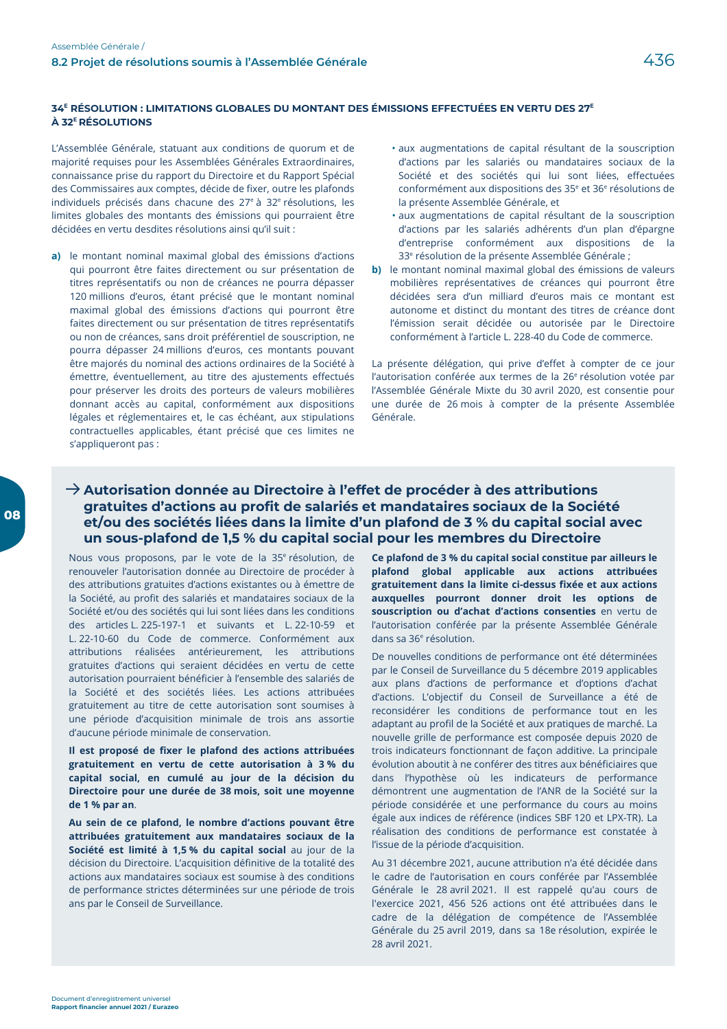### 34E RÉSOLUTION : LIMITATIONS GLOBALES DU MONTANT DES ÉMISSIONS EFFECTUÉES EN VERTU DES 27E À 32E RÉSOLUTIONS

L'Assemblée Générale, statuant aux conditions de quorum et de majorité requises pour les Assemblées Générales Extraordinaires, connaissance prise du rapport du Directoire et du Rapport Spécial des Commissaires aux comptes, décide de fixer, outre les plafonds individuels précisés dans chacune des 27e à 32e résolutions, les limites globales des montants des émissions qui pourraient être décidées en vertu desdites résolutions ainsi qu'il suit :

**a)** le montant nominal maximal global des émissions d'actions qui pourront être faites directement ou sur présentation de titres représentatifs ou non de créances ne pourra dépasser 120 millions d'euros, étant précisé que le montant nominal maximal global des émissions d'actions qui pourront être faites directement ou sur présentation de titres représentatifs ou non de créances, sans droit préférentiel de souscription, ne pourra dépasser 24 millions d'euros, ces montants pouvant être majorés du nominal des actions ordinaires de la Société à émettre, éventuellement, au titre des ajustements effectués pour préserver les droits des porteurs de valeurs mobilières donnant accès au capital, conformément aux dispositions légales et réglementaires et, le cas échéant, aux stipulations contractuelles applicables, étant précisé que ces limites ne s'appliqueront pas :

- aux augmentations de capital résultant de la souscription d'actions par les salariés ou mandataires sociaux de la Société et des sociétés qui lui sont liées, effectuées conformément aux dispositions des 35e et 36e résolutions de la présente Assemblée Générale, et
- aux augmentations de capital résultant de la souscription d'actions par les salariés adhérents d'un plan d'épargne d'entreprise conformément aux dispositions de la 33e résolution de la présente Assemblée Générale ;

**b)** le montant nominal maximal global des émissions de valeurs mobilières représentatives de créances qui pourront être décidées sera d'un milliard d'euros mais ce montant est autonome et distinct du montant des titres de créance dont l'émission serait décidée ou autorisée par le Directoire conformément à l'article L. 228-40 du Code de commerce.

La présente délégation, qui prive d'effet à compter de ce jour l'autorisation conférée aux termes de la 26e résolution votée par l'Assemblée Générale Mixte du 30 avril 2020, est consentie pour une durée de 26 mois à compter de la présente Assemblée Générale.

## → Autorisation donnée au Directoire à l'effet de procéder à des attributions gratuites d'actions au profit de salariés et mandataires sociaux de la Société et/ou des sociétés liées dans la limite d'un plafond de 3 % du capital social avec un sous-plafond de 1,5 % du capital social pour les membres du Directoire

Nous vous proposons, par le vote de la 35e résolution, de renouveler l'autorisation donnée au Directoire de procéder à des attributions gratuites d'actions existantes ou à émettre de la Société, au profit des salariés et mandataires sociaux de la Société et/ou des sociétés qui lui sont liées dans les conditions des articles L. 225-197-1 et suivants et L. 22-10-59 et L. 22-10-60 du Code de commerce. Conformément aux attributions réalisées antérieurement, les attributions gratuites d'actions qui seraient décidées en vertu de cette autorisation pourraient bénéficier à l'ensemble des salariés de la Société et des sociétés liées. Les actions attribuées gratuitement au titre de cette autorisation sont soumises à une période d'acquisition minimale de trois ans assortie d'aucune période minimale de conservation.

**Il est proposé de fixer le plafond des actions attribuées gratuitement en vertu de cette autorisation à 3 % du capital social, en cumulé au jour de la décision du Directoire pour une durée de 38 mois, soit une moyenne de 1 % par an**.

**Au sein de ce plafond, le nombre d'actions pouvant être attribuées gratuitement aux mandataires sociaux de la Société est limité à 1,5 % du capital social** au jour de la décision du Directoire. L'acquisition définitive de la totalité des actions aux mandataires sociaux est soumise à des conditions de performance strictes déterminées sur une période de trois ans par le Conseil de Surveillance.

**Ce plafond de 3 % du capital social constitue par ailleurs le plafond global applicable aux actions attribuées gratuitement dans la limite ci-dessus fixée et aux actions auxquelles pourront donner droit les options de souscription ou d'achat d'actions consenties** en vertu de l'autorisation conférée par la présente Assemblée Générale dans sa 36e résolution.

De nouvelles conditions de performance ont été déterminées par le Conseil de Surveillance du 5 décembre 2019 applicables aux plans d'actions de performance et d'options d'achat d'actions. L'objectif du Conseil de Surveillance a été de reconsidérer les conditions de performance tout en les adaptant au profil de la Société et aux pratiques de marché. La nouvelle grille de performance est composée depuis 2020 de trois indicateurs fonctionnant de façon additive. La principale évolution aboutit à ne conférer des titres aux bénéficiaires que dans l'hypothèse où les indicateurs de performance démontrent une augmentation de l'ANR de la Société sur la période considérée et une performance du cours au moins égale aux indices de référence (indices SBF 120 et LPX-TR). La réalisation des conditions de performance est constatée à l'issue de la période d'acquisition.

Au 31 décembre 2021, aucune attribution n'a été décidée dans le cadre de l'autorisation en cours conférée par l'Assemblée Générale le 28 avril 2021. Il est rappelé qu'au cours de l'exercice 2021, 456 526 actions ont été attribuées dans le cadre de la délégation de compétence de l'Assemblée Générale du 25 avril 2019, dans sa 18e résolution, expirée le 28 avril 2021.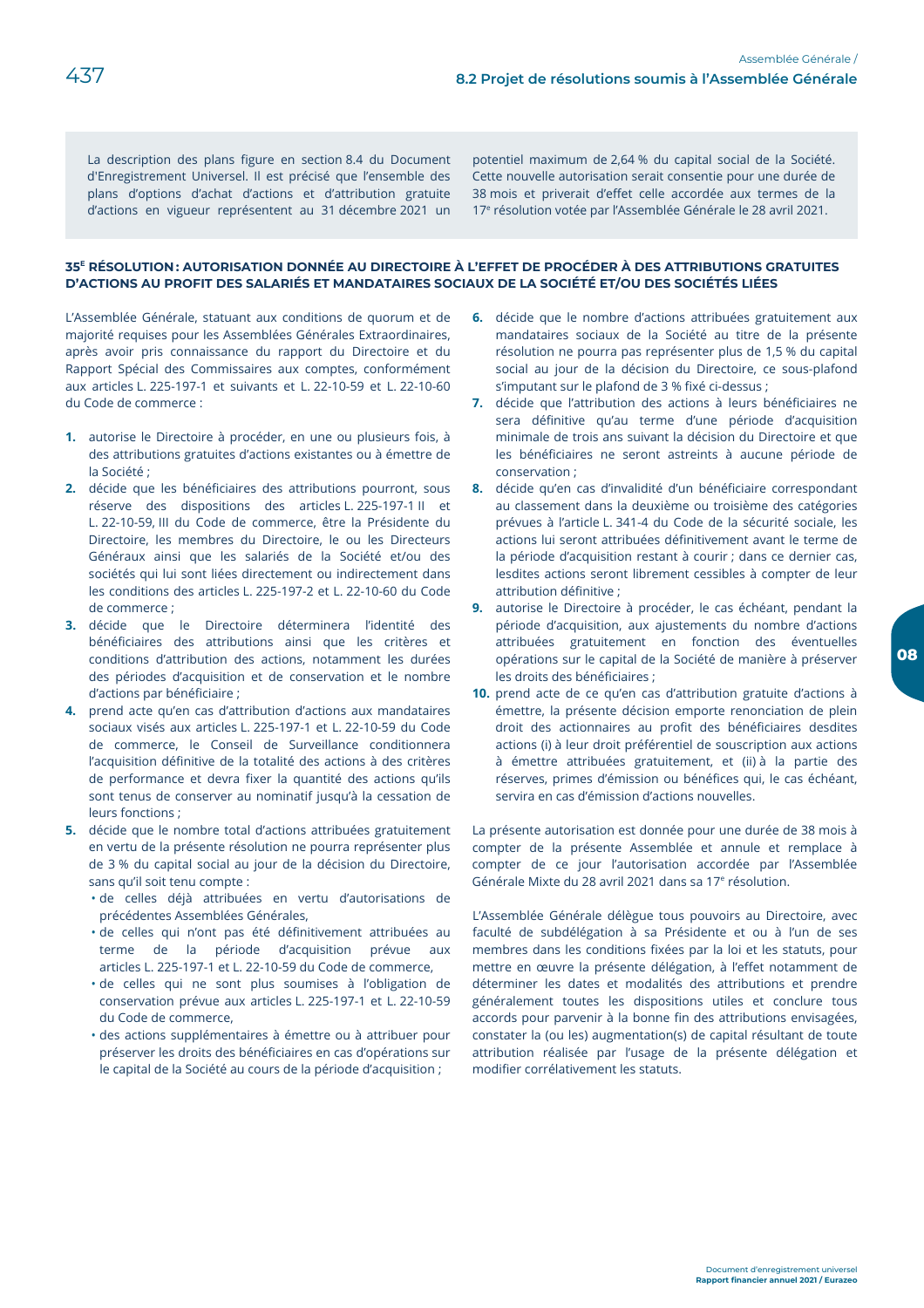La description des plans figure en section 8.4 du Document d'Enregistrement Universel. Il est précisé que l'ensemble des plans d'options d'achat d'actions et d'attribution gratuite d'actions en vigueur représentent au 31 décembre 2021 un potentiel maximum de 2,64 % du capital social de la Société. Cette nouvelle autorisation serait consentie pour une durée de 38 mois et priverait d'effet celle accordée aux termes de la 17e résolution votée par l'Assemblée Générale le 28 avril 2021.

### 35E RÉSOLUTION : AUTORISATION DONNÉE AU DIRECTOIRE À L'EFFET DE PROCÉDER À DES ATTRIBUTIONS GRATUITES D'ACTIONS AU PROFIT DES SALARIÉS ET MANDATAIRES SOCIAUX DE LA SOCIÉTÉ ET/OU DES SOCIÉTÉS LIÉES

L'Assemblée Générale, statuant aux conditions de quorum et de majorité requises pour les Assemblées Générales Extraordinaires, après avoir pris connaissance du rapport du Directoire et du Rapport Spécial des Commissaires aux comptes, conformément aux articles L. 225-197-1 et suivants et L. 22-10-59 et L. 22-10-60 du Code de commerce :

1. autorise le Directoire à procéder, en une ou plusieurs fois, à des attributions gratuites d'actions existantes ou à émettre de la Société ;
2. décide que les bénéficiaires des attributions pourront, sous réserve des dispositions des articles L. 225-197-1 II et L. 22-10-59, III du Code de commerce, être la Présidente du Directoire, les membres du Directoire, le ou les Directeurs Généraux ainsi que les salariés de la Société et/ou des sociétés qui lui sont liées directement ou indirectement dans les conditions des articles L. 225-197-2 et L. 22-10-60 du Code de commerce ;
3. décide que le Directoire déterminera l'identité des bénéficiaires des attributions ainsi que les critères et conditions d'attribution des actions, notamment les durées des périodes d'acquisition et de conservation et le nombre d'actions par bénéficiaire ;
4. prend acte qu'en cas d'attribution d'actions aux mandataires sociaux visés aux articles L. 225-197-1 et L. 22-10-59 du Code de commerce, le Conseil de Surveillance conditionnera l'acquisition définitive de la totalité des actions à des critères de performance et devra fixer la quantité des actions qu'ils sont tenus de conserver au nominatif jusqu'à la cessation de leurs fonctions ;
5. décide que le nombre total d'actions attribuées gratuitement en vertu de la présente résolution ne pourra représenter plus de 3 % du capital social au jour de la décision du Directoire, sans qu'il soit tenu compte :
   - de celles déjà attribuées en vertu d'autorisations de précédentes Assemblées Générales,
   - de celles qui n'ont pas été définitivement attribuées au terme de la période d'acquisition prévue aux articles L. 225-197-1 et L. 22-10-59 du Code de commerce,
   - de celles qui ne sont plus soumises à l'obligation de conservation prévue aux articles L. 225-197-1 et L. 22-10-59 du Code de commerce,
   - des actions supplémentaires à émettre ou à attribuer pour préserver les droits des bénéficiaires en cas d'opérations sur le capital de la Société au cours de la période d'acquisition ;
6. décide que le nombre d'actions attribuées gratuitement aux mandataires sociaux de la Société au titre de la présente résolution ne pourra pas représenter plus de 1,5 % du capital social au jour de la décision du Directoire, ce sous-plafond s'imputant sur le plafond de 3 % fixé ci-dessus ;
7. décide que l'attribution des actions à leurs bénéficiaires ne sera définitive qu'au terme d'une période d'acquisition minimale de trois ans suivant la décision du Directoire et que les bénéficiaires ne seront astreints à aucune période de conservation ;
8. décide qu'en cas d'invalidité d'un bénéficiaire correspondant au classement dans la deuxième ou troisième des catégories prévues à l'article L. 341-4 du Code de la sécurité sociale, les actions lui seront attribuées définitivement avant le terme de la période d'acquisition restant à courir ; dans ce dernier cas, lesdites actions seront librement cessibles à compter de leur attribution définitive ;
9. autorise le Directoire à procéder, le cas échéant, pendant la période d'acquisition, aux ajustements du nombre d'actions attribuées gratuitement en fonction des éventuelles opérations sur le capital de la Société de manière à préserver les droits des bénéficiaires ;
10. prend acte de ce qu'en cas d'attribution gratuite d'actions à émettre, la présente décision emporte renonciation de plein droit des actionnaires au profit des bénéficiaires desdites actions (i) à leur droit préférentiel de souscription aux actions à émettre attribuées gratuitement, et (ii) à la partie des réserves, primes d'émission ou bénéfices qui, le cas échéant, servira en cas d'émission d'actions nouvelles.

La présente autorisation est donnée pour une durée de 38 mois à compter de la présente Assemblée et annule et remplace à compter de ce jour l'autorisation accordée par l'Assemblée Générale Mixte du 28 avril 2021 dans sa 17e résolution.

L'Assemblée Générale délègue tous pouvoirs au Directoire, avec faculté de subdélégation à sa Présidente et ou à l'un de ses membres dans les conditions fixées par la loi et les statuts, pour mettre en œuvre la présente délégation, à l'effet notamment de déterminer les dates et modalités des attributions et prendre généralement toutes les dispositions utiles et conclure tous accords pour parvenir à la bonne fin des attributions envisagées, constater la (ou les) augmentation(s) de capital résultant de toute attribution réalisée par l'usage de la présente délégation et modifier corrélativement les statuts.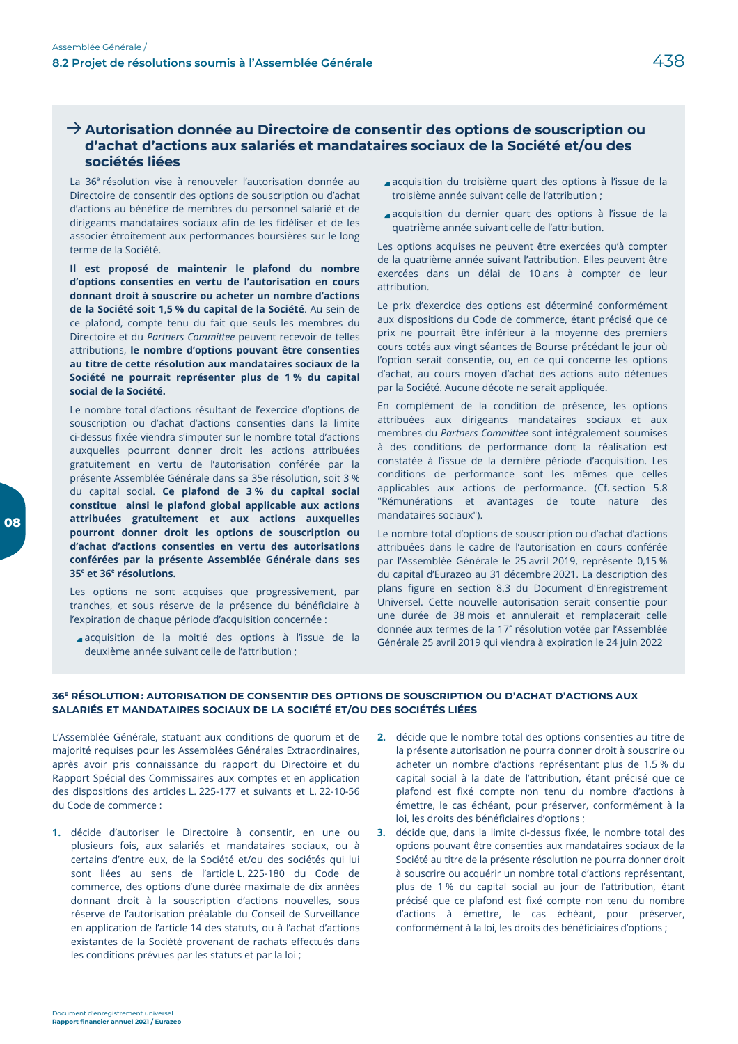## → Autorisation donnée au Directoire de consentir des options de souscription ou d'achat d'actions aux salariés et mandataires sociaux de la Société et/ou des sociétés liées

La 36e résolution vise à renouveler l'autorisation donnée au Directoire de consentir des options de souscription ou d'achat d'actions au bénéfice de membres du personnel salarié et de dirigeants mandataires sociaux afin de les fidéliser et de les associer étroitement aux performances boursières sur le long terme de la Société.

**Il est proposé de maintenir le plafond du nombre d'options consenties en vertu de l'autorisation en cours donnant droit à souscrire ou acheter un nombre d'actions de la Société soit 1,5 % du capital de la Société**. Au sein de ce plafond, compte tenu du fait que seuls les membres du Directoire et du *Partners Committee* peuvent recevoir de telles attributions, **le nombre d'options pouvant être consenties au titre de cette résolution aux mandataires sociaux de la Société ne pourrait représenter plus de 1 % du capital social de la Société.**

Le nombre total d'actions résultant de l'exercice d'options de souscription ou d'achat d'actions consenties dans la limite ci-dessus fixée viendra s'imputer sur le nombre total d'actions auxquelles pourront donner droit les actions attribuées gratuitement en vertu de l'autorisation conférée par la présente Assemblée Générale dans sa 35e résolution, soit 3 % du capital social. **Ce plafond de 3 % du capital social constitue ainsi le plafond global applicable aux actions attribuées gratuitement et aux actions auxquelles pourront donner droit les options de souscription ou d'achat d'actions consenties en vertu des autorisations conférées par la présente Assemblée Générale dans ses 35e et 36e résolutions.**

Les options ne sont acquises que progressivement, par tranches, et sous réserve de la présence du bénéficiaire à l'expiration de chaque période d'acquisition concernée :

- acquisition de la moitié des options à l'issue de la deuxième année suivant celle de l'attribution ;
- acquisition du troisième quart des options à l'issue de la troisième année suivant celle de l'attribution ;
- acquisition du dernier quart des options à l'issue de la quatrième année suivant celle de l'attribution.

Les options acquises ne peuvent être exercées qu'à compter de la quatrième année suivant l'attribution. Elles peuvent être exercées dans un délai de 10 ans à compter de leur attribution.

Le prix d'exercice des options est déterminé conformément aux dispositions du Code de commerce, étant précisé que ce prix ne pourrait être inférieur à la moyenne des premiers cours cotés aux vingt séances de Bourse précédant le jour où l'option serait consentie, ou, en ce qui concerne les options d'achat, au cours moyen d'achat des actions auto détenues par la Société. Aucune décote ne serait appliquée.

En complément de la condition de présence, les options attribuées aux dirigeants mandataires sociaux et aux membres du *Partners Committee* sont intégralement soumises à des conditions de performance dont la réalisation est constatée à l'issue de la dernière période d'acquisition. Les conditions de performance sont les mêmes que celles applicables aux actions de performance. (Cf. section 5.8 "Rémunérations et avantages de toute nature des mandataires sociaux").

Le nombre total d'options de souscription ou d'achat d'actions attribuées dans le cadre de l'autorisation en cours conférée par l'Assemblée Générale le 25 avril 2019, représente 0,15 % du capital d'Eurazeo au 31 décembre 2021. La description des plans figure en section 8.3 du Document d'Enregistrement Universel. Cette nouvelle autorisation serait consentie pour une durée de 38 mois et annulerait et remplacerait celle donnée aux termes de la 17e résolution votée par l'Assemblée Générale 25 avril 2019 qui viendra à expiration le 24 juin 2022

### 36E RÉSOLUTION : AUTORISATION DE CONSENTIR DES OPTIONS DE SOUSCRIPTION OU D'ACHAT D'ACTIONS AUX SALARIÉS ET MANDATAIRES SOCIAUX DE LA SOCIÉTÉ ET/OU DES SOCIÉTÉS LIÉES

L'Assemblée Générale, statuant aux conditions de quorum et de majorité requises pour les Assemblées Générales Extraordinaires, après avoir pris connaissance du rapport du Directoire et du Rapport Spécial des Commissaires aux comptes et en application des dispositions des articles L. 225-177 et suivants et L. 22-10-56 du Code de commerce :

1. décide d'autoriser le Directoire à consentir, en une ou plusieurs fois, aux salariés et mandataires sociaux, ou à certains d'entre eux, de la Société et/ou des sociétés qui lui sont liées au sens de l'article L. 225-180 du Code de commerce, des options d'une durée maximale de dix années donnant droit à la souscription d'actions nouvelles, sous réserve de l'autorisation préalable du Conseil de Surveillance en application de l'article 14 des statuts, ou à l'achat d'actions existantes de la Société provenant de rachats effectués dans les conditions prévues par les statuts et par la loi ;
2. décide que le nombre total des options consenties au titre de la présente autorisation ne pourra donner droit à souscrire ou acheter un nombre d'actions représentant plus de 1,5 % du capital social à la date de l'attribution, étant précisé que ce plafond est fixé compte non tenu du nombre d'actions à émettre, le cas échéant, pour préserver, conformément à la loi, les droits des bénéficiaires d'options ;
3. décide que, dans la limite ci-dessus fixée, le nombre total des options pouvant être consenties aux mandataires sociaux de la Société au titre de la présente résolution ne pourra donner droit à souscrire ou acquérir un nombre total d'actions représentant, plus de 1 % du capital social au jour de l'attribution, étant précisé que ce plafond est fixé compte non tenu du nombre d'actions à émettre, le cas échéant, pour préserver, conformément à la loi, les droits des bénéficiaires d'options ;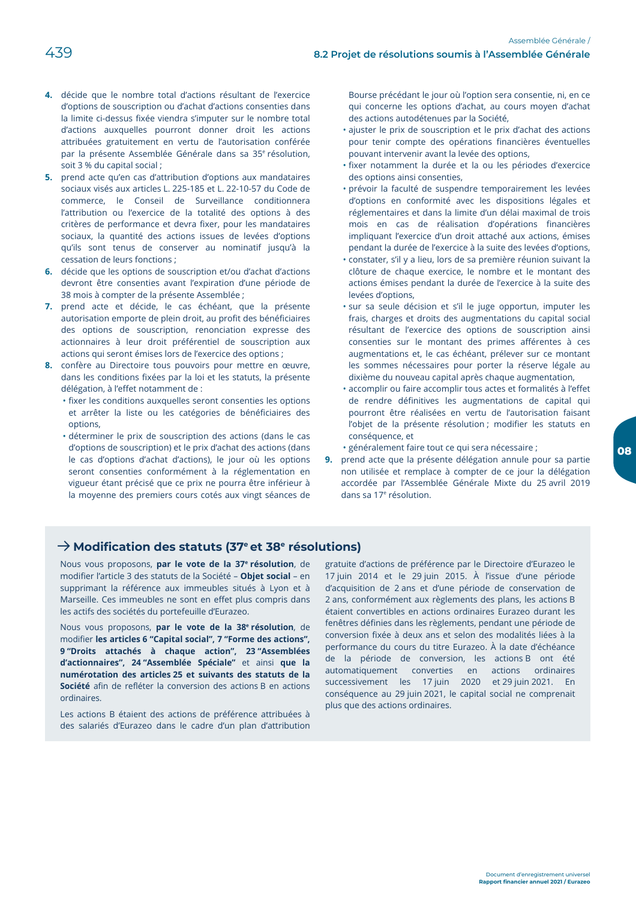4. décide que le nombre total d'actions résultant de l'exercice d'options de souscription ou d'achat d'actions consenties dans la limite ci-dessus fixée viendra s'imputer sur le nombre total d'actions auxquelles pourront donner droit les actions attribuées gratuitement en vertu de l'autorisation conférée par la présente Assemblée Générale dans sa 35e résolution, soit 3 % du capital social ;
5. prend acte qu'en cas d'attribution d'options aux mandataires sociaux visés aux articles L. 225-185 et L. 22-10-57 du Code de commerce, le Conseil de Surveillance conditionnera l'attribution ou l'exercice de la totalité des options à des critères de performance et devra fixer, pour les mandataires sociaux, la quantité des actions issues de levées d'options qu'ils sont tenus de conserver au nominatif jusqu'à la cessation de leurs fonctions ;
6. décide que les options de souscription et/ou d'achat d'actions devront être consenties avant l'expiration d'une période de 38 mois à compter de la présente Assemblée ;
7. prend acte et décide, le cas échéant, que la présente autorisation emporte de plein droit, au profit des bénéficiaires des options de souscription, renonciation expresse des actionnaires à leur droit préférentiel de souscription aux actions qui seront émises lors de l'exercice des options ;
8. confère au Directoire tous pouvoirs pour mettre en œuvre, dans les conditions fixées par la loi et les statuts, la présente délégation, à l'effet notamment de :
   - fixer les conditions auxquelles seront consenties les options et arrêter la liste ou les catégories de bénéficiaires des options,
   - déterminer le prix de souscription des actions (dans le cas d'options de souscription) et le prix d'achat des actions (dans le cas d'options d'achat d'actions), le jour où les options seront consenties conformément à la réglementation en vigueur étant précisé que ce prix ne pourra être inférieur à la moyenne des premiers cours cotés aux vingt séances de Bourse précédant le jour où l'option sera consentie, ni, en ce qui concerne les options d'achat, au cours moyen d'achat des actions autodétenues par la Société,
   - ajuster le prix de souscription et le prix d'achat des actions pour tenir compte des opérations financières éventuelles pouvant intervenir avant la levée des options,
   - fixer notamment la durée et la ou les périodes d'exercice des options ainsi consenties,
   - prévoir la faculté de suspendre temporairement les levées d'options en conformité avec les dispositions légales et réglementaires et dans la limite d'un délai maximal de trois mois en cas de réalisation d'opérations financières impliquant l'exercice d'un droit attaché aux actions, émises pendant la durée de l'exercice à la suite des levées d'options,
   - constater, s'il y a lieu, lors de sa première réunion suivant la clôture de chaque exercice, le nombre et le montant des actions émises pendant la durée de l'exercice à la suite des levées d'options,
   - sur sa seule décision et s'il le juge opportun, imputer les frais, charges et droits des augmentations du capital social résultant de l'exercice des options de souscription ainsi consenties sur le montant des primes afférentes à ces augmentations et, le cas échéant, prélever sur ce montant les sommes nécessaires pour porter la réserve légale au dixième du nouveau capital après chaque augmentation,
   - accomplir ou faire accomplir tous actes et formalités à l'effet de rendre définitives les augmentations de capital qui pourront être réalisées en vertu de l'autorisation faisant l'objet de la présente résolution ; modifier les statuts en conséquence, et
   - généralement faire tout ce qui sera nécessaire ;
9. prend acte que la présente délégation annule pour sa partie non utilisée et remplace à compter de ce jour la délégation accordée par l'Assemblée Générale Mixte du 25 avril 2019 dans sa 17e résolution.

## → Modification des statuts (37e et 38e résolutions)

Nous vous proposons, **par le vote de la 37e résolution**, de modifier l'article 3 des statuts de la Société – **Objet social** – en supprimant la référence aux immeubles situés à Lyon et à Marseille. Ces immeubles ne sont en effet plus compris dans les actifs des sociétés du portefeuille d'Eurazeo.

Nous vous proposons, **par le vote de la 38e résolution**, de modifier **les articles 6 "Capital social", 7 "Forme des actions", 9 "Droits attachés à chaque action", 23 "Assemblées d'actionnaires", 24 "Assemblée Spéciale"** et ainsi **que la numérotation des articles 25 et suivants des statuts de la Société** afin de refléter la conversion des actions B en actions ordinaires.

Les actions B étaient des actions de préférence attribuées à des salariés d'Eurazeo dans le cadre d'un plan d'attribution gratuite d'actions de préférence par le Directoire d'Eurazeo le 17 juin 2014 et le 29 juin 2015. À l'issue d'une période d'acquisition de 2 ans et d'une période de conservation de 2 ans, conformément aux règlements des plans, les actions B étaient convertibles en actions ordinaires Eurazeo durant les fenêtres définies dans les règlements, pendant une période de conversion fixée à deux ans et selon des modalités liées à la performance du cours du titre Eurazeo. À la date d'échéance de la période de conversion, les actions B ont été automatiquement converties en actions ordinaires successivement les 17 juin 2020 et 29 juin 2021. En conséquence au 29 juin 2021, le capital social ne comprenait plus que des actions ordinaires.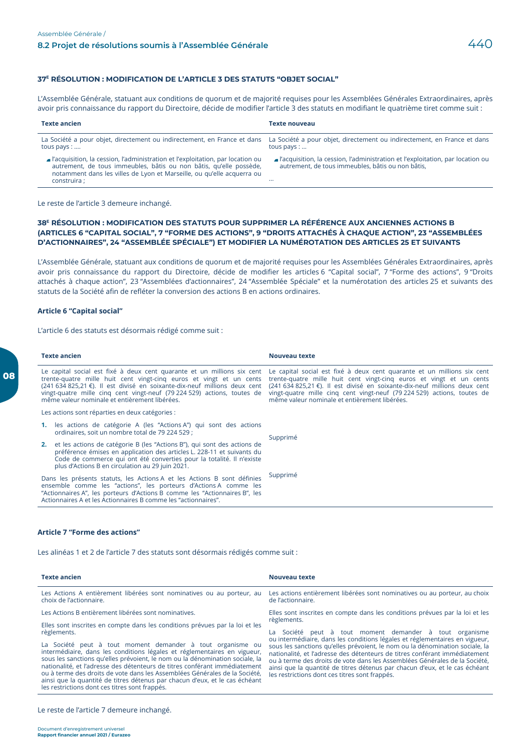### 37E RÉSOLUTION : MODIFICATION DE L'ARTICLE 3 DES STATUTS "OBJET SOCIAL"

L'Assemblée Générale, statuant aux conditions de quorum et de majorité requises pour les Assemblées Générales Extraordinaires, après avoir pris connaissance du rapport du Directoire, décide de modifier l'article 3 des statuts en modifiant le quatrième tiret comme suit :

| Texte ancien | Texte nouveau |
|---|---|
| La Société a pour objet, directement ou indirectement, en France et dans tous pays : .... | La Société a pour objet, directement ou indirectement, en France et dans tous pays : ... |
| - l'acquisition, la cession, l'administration et l'exploitation, par location ou autrement, de tous immeubles, bâtis ou non bâtis, qu'elle possède, notamment dans les villes de Lyon et Marseille, ou qu'elle acquerra ou construira ; | - l'acquisition, la cession, l'administration et l'exploitation, par location ou autrement, de tous immeubles, bâtis ou non bâtis,<br>... |

Le reste de l'article 3 demeure inchangé.

### 38E RÉSOLUTION : MODIFICATION DES STATUTS POUR SUPPRIMER LA RÉFÉRENCE AUX ANCIENNES ACTIONS B (ARTICLES 6 "CAPITAL SOCIAL", 7 "FORME DES ACTIONS", 9 "DROITS ATTACHÉS À CHAQUE ACTION", 23 "ASSEMBLÉES D'ACTIONNAIRES", 24 "ASSEMBLÉE SPÉCIALE") ET MODIFIER LA NUMÉROTATION DES ARTICLES 25 ET SUIVANTS

L'Assemblée Générale, statuant aux conditions de quorum et de majorité requises pour les Assemblées Générales Extraordinaires, après avoir pris connaissance du rapport du Directoire, décide de modifier les articles 6 "Capital social", 7 "Forme des actions", 9 "Droits attachés à chaque action", 23 "Assemblées d'actionnaires", 24 "Assemblée Spéciale" et la numérotation des articles 25 et suivants des statuts de la Société afin de refléter la conversion des actions B en actions ordinaires.

**Article 6 "Capital social"**

L'article 6 des statuts est désormais rédigé comme suit :

| Texte ancien | Nouveau texte |
|---|---|
| Le capital social est fixé à deux cent quarante et un millions six cent trente-quatre mille huit cent vingt-cinq euros et vingt et un cents (241 634 825,21 €). Il est divisé en soixante-dix-neuf millions deux cent vingt-quatre mille cinq cent vingt-neuf (79 224 529) actions, toutes de même valeur nominale et entièrement libérées. | Le capital social est fixé à deux cent quarante et un millions six cent trente-quatre mille huit cent vingt-cinq euros et vingt et un cents (241 634 825,21 €). Il est divisé en soixante-dix-neuf millions deux cent vingt-quatre mille cinq cent vingt-neuf (79 224 529) actions, toutes de même valeur nominale et entièrement libérées. |
| Les actions sont réparties en deux catégories :<br>1. les actions de catégorie A (les "Actions A") qui sont des actions ordinaires, soit un nombre total de 79 224 529 ;<br>2. et les actions de catégorie B (les "Actions B"), qui sont des actions de préférence émises en application des articles L. 228-11 et suivants du Code de commerce qui ont été converties pour la totalité. Il n'existe plus d'Actions B en circulation au 29 juin 2021. | Supprimé |
| Dans les présents statuts, les Actions A et les Actions B sont définies ensemble comme les "actions", les porteurs d'Actions A comme les "Actionnaires A", les porteurs d'Actions B comme les "Actionnaires B", les Actionnaires A et les Actionnaires B comme les "actionnaires". | Supprimé |

**Article 7 "Forme des actions"**

Les alinéas 1 et 2 de l'article 7 des statuts sont désormais rédigés comme suit :

| Texte ancien | Nouveau texte |
|---|---|
| Les Actions A entièrement libérées sont nominatives ou au porteur, au choix de l'actionnaire. | Les actions entièrement libérées sont nominatives ou au porteur, au choix de l'actionnaire. |
| Les Actions B entièrement libérées sont nominatives. | |
| Elles sont inscrites en compte dans les conditions prévues par la loi et les règlements. | Elles sont inscrites en compte dans les conditions prévues par la loi et les règlements. |
| La Société peut à tout moment demander à tout organisme ou intermédiaire, dans les conditions légales et réglementaires en vigueur, sous les sanctions qu'elles prévoient, le nom ou la dénomination sociale, la nationalité, et l'adresse des détenteurs de titres conférant immédiatement ou à terme des droits de vote dans les Assemblées Générales de la Société, ainsi que la quantité de titres détenus par chacun d'eux, et le cas échéant les restrictions dont ces titres sont frappés. | La Société peut à tout moment demander à tout organisme ou intermédiaire, dans les conditions légales et réglementaires en vigueur, sous les sanctions qu'elles prévoient, le nom ou la dénomination sociale, la nationalité, et l'adresse des détenteurs de titres conférant immédiatement ou à terme des droits de vote dans les Assemblées Générales de la Société, ainsi que la quantité de titres détenus par chacun d'eux, et le cas échéant les restrictions dont ces titres sont frappés. |

Le reste de l'article 7 demeure inchangé.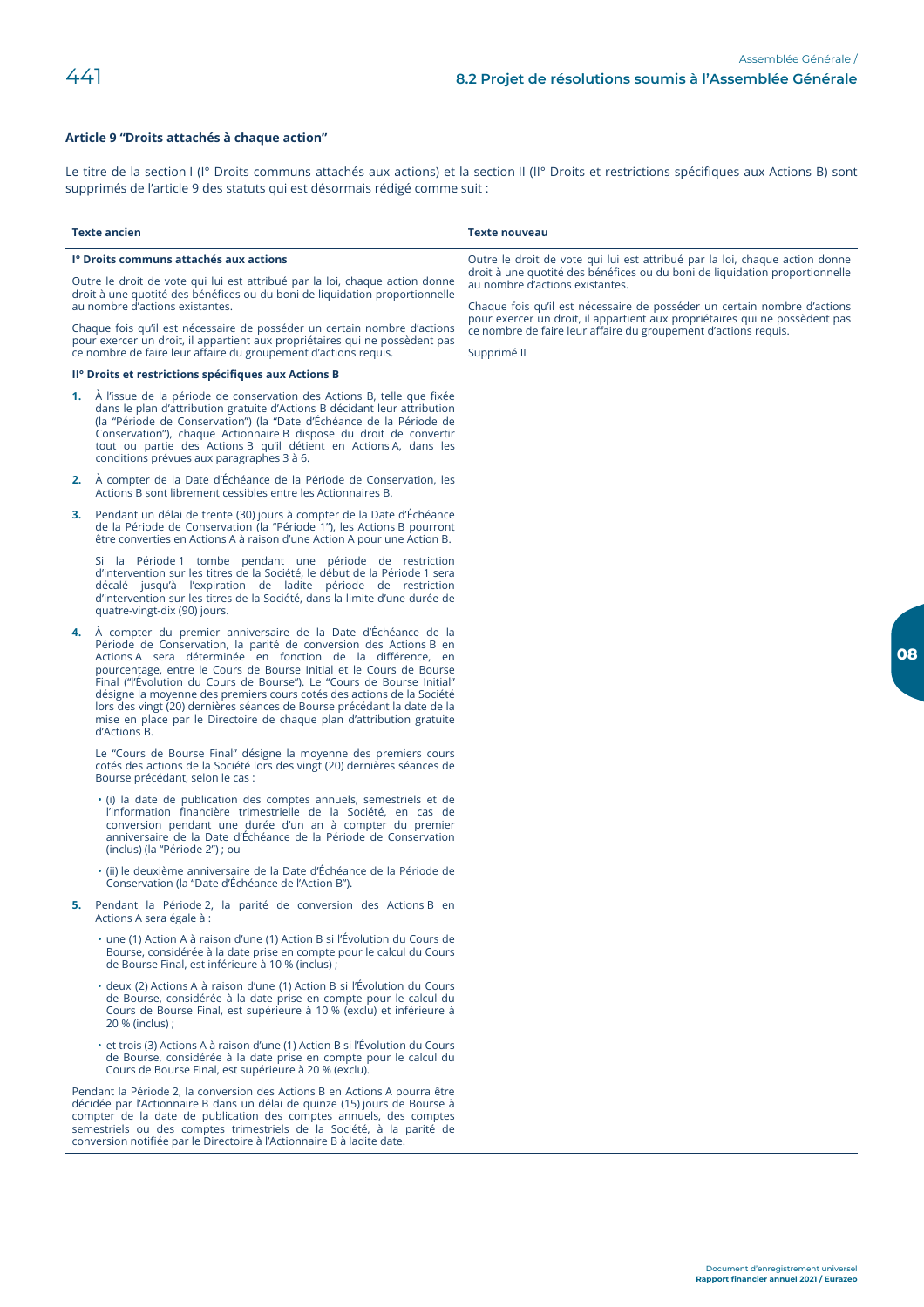### Article 9 "Droits attachés à chaque action"

Le titre de la section I (I° Droits communs attachés aux actions) et la section II (II° Droits et restrictions spécifiques aux Actions B) sont supprimés de l'article 9 des statuts qui est désormais rédigé comme suit :

| Texte ancien | Texte nouveau |
|---|---|
| **I° Droits communs attachés aux actions**<br><br>Outre le droit de vote qui lui est attribué par la loi, chaque action donne droit à une quotité des bénéfices ou du boni de liquidation proportionnelle au nombre d'actions existantes.<br><br>Chaque fois qu'il est nécessaire de posséder un certain nombre d'actions pour exercer un droit, il appartient aux propriétaires qui ne possèdent pas ce nombre de faire leur affaire du groupement d'actions requis.<br><br>**II° Droits et restrictions spécifiques aux Actions B**<br><br>**1.** À l'issue de la période de conservation des Actions B, telle que fixée dans le plan d'attribution gratuite d'Actions B décidant leur attribution (la "Période de Conservation") (la "Date d'Échéance de la Période de Conservation"), chaque Actionnaire B dispose du droit de convertir tout ou partie des Actions B qu'il détient en Actions A, dans les conditions prévues aux paragraphes 3 à 6.<br><br>**2.** À compter de la Date d'Échéance de la Période de Conservation, les Actions B sont librement cessibles entre les Actionnaires B.<br><br>**3.** Pendant un délai de trente (30) jours à compter de la Date d'Échéance de la Période de Conservation (la "Période 1"), les Actions B pourront être converties en Actions A à raison d'une Action A pour une Action B.<br><br>Si la Période 1 tombe pendant une période de restriction d'intervention sur les titres de la Société, le début de la Période 1 sera décalé jusqu'à l'expiration de ladite période de restriction d'intervention sur les titres de la Société, dans la limite d'une durée de quatre-vingt-dix (90) jours.<br><br>**4.** À compter du premier anniversaire de la Date d'Échéance de la Période de Conservation, la parité de conversion des Actions B en Actions A sera déterminée en fonction de la différence, en pourcentage, entre le Cours de Bourse Initial et le Cours de Bourse Final ("l'Évolution du Cours de Bourse"). Le "Cours de Bourse Initial" désigne la moyenne des premiers cours cotés des actions de la Société lors des vingt (20) dernières séances de Bourse précédant la date de la mise en place par le Directoire de chaque plan d'attribution gratuite d'Actions B.<br><br>Le "Cours de Bourse Final" désigne la moyenne des premiers cours cotés des actions de la Société lors des vingt (20) dernières séances de Bourse précédant, selon le cas :<br><br>• (i) la date de publication des comptes annuels, semestriels et de l'information financière trimestrielle de la Société, en cas de conversion pendant une durée d'un an à compter du premier anniversaire de la Date d'Échéance de la Période de Conservation (inclus) (la "Période 2") ; ou<br><br>• (ii) le deuxième anniversaire de la Date d'Échéance de la Période de Conservation (la "Date d'Échéance de l'Action B").<br><br>**5.** Pendant la Période 2, la parité de conversion des Actions B en Actions A sera égale à :<br><br>• une (1) Action A à raison d'une (1) Action B si l'Évolution du Cours de Bourse, considérée à la date prise en compte pour le calcul du Cours de Bourse Final, est inférieure à 10 % (inclus) ;<br><br>• deux (2) Actions A à raison d'une (1) Action B si l'Évolution du Cours de Bourse, considérée à la date prise en compte pour le calcul du Cours de Bourse Final, est supérieure à 10 % (exclu) et inférieure à 20 % (inclus) ;<br><br>• et trois (3) Actions A à raison d'une (1) Action B si l'Évolution du Cours de Bourse, considérée à la date prise en compte pour le calcul du Cours de Bourse Final, est supérieure à 20 % (exclu).<br><br>Pendant la Période 2, la conversion des Actions B en Actions A pourra être décidée par l'Actionnaire B dans un délai de quinze (15) jours de Bourse à compter de la date de publication des comptes annuels, des comptes semestriels ou des comptes trimestriels de la Société, à la parité de conversion notifiée par le Directoire à l'Actionnaire B à ladite date. | Outre le droit de vote qui lui est attribué par la loi, chaque action donne droit à une quotité des bénéfices ou du boni de liquidation proportionnelle au nombre d'actions existantes.<br><br>Chaque fois qu'il est nécessaire de posséder un certain nombre d'actions pour exercer un droit, il appartient aux propriétaires qui ne possèdent pas ce nombre de faire leur affaire du groupement d'actions requis.<br><br>Supprimé II |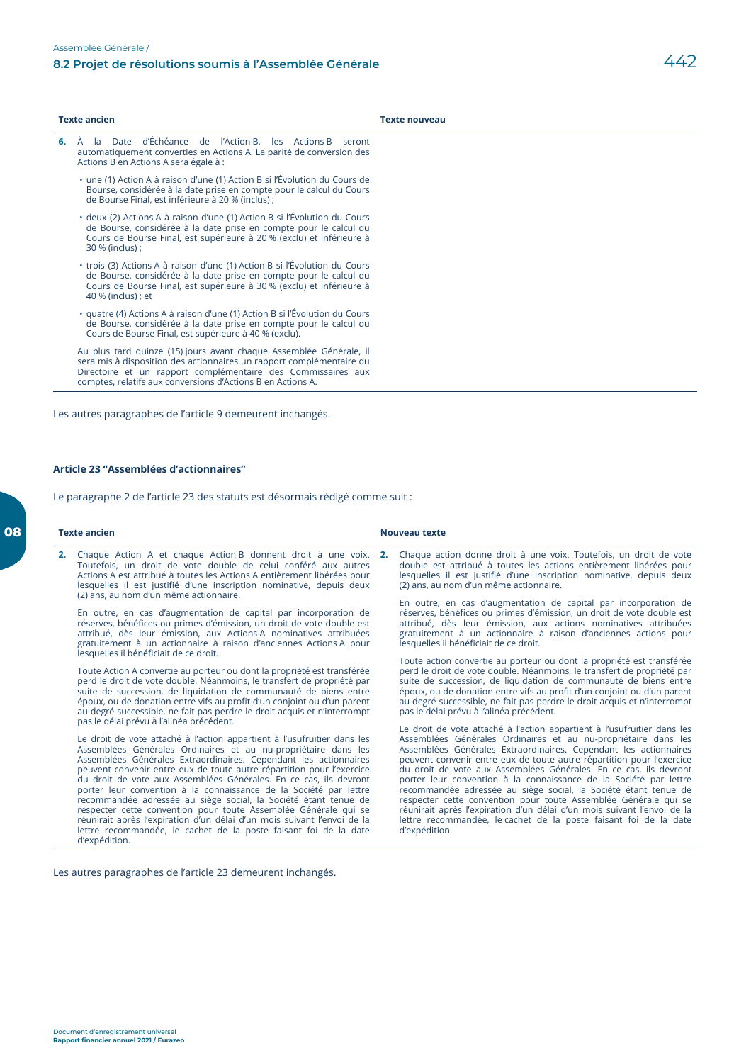| Texte ancien | Texte nouveau |
|---|---|
| **6.** À la Date d'Échéance de l'Action B, les Actions B seront automatiquement converties en Actions A. La parité de conversion des Actions B en Actions A sera égale à :<br>• une (1) Action A à raison d'une (1) Action B si l'Évolution du Cours de Bourse, considérée à la date prise en compte pour le calcul du Cours de Bourse Final, est inférieure à 20 % (inclus) ;<br>• deux (2) Actions A à raison d'une (1) Action B si l'Évolution du Cours de Bourse, considérée à la date prise en compte pour le calcul du Cours de Bourse Final, est supérieure à 20 % (exclu) et inférieure à 30 % (inclus) ;<br>• trois (3) Actions A à raison d'une (1) Action B si l'Évolution du Cours de Bourse, considérée à la date prise en compte pour le calcul du Cours de Bourse Final, est supérieure à 30 % (exclu) et inférieure à 40 % (inclus) ; et<br>• quatre (4) Actions A à raison d'une (1) Action B si l'Évolution du Cours de Bourse, considérée à la date prise en compte pour le calcul du Cours de Bourse Final, est supérieure à 40 % (exclu).<br>Au plus tard quinze (15) jours avant chaque Assemblée Générale, il sera mis à disposition des actionnaires un rapport complémentaire du Directoire et un rapport complémentaire des Commissaires aux comptes, relatifs aux conversions d'Actions B en Actions A. | |

Les autres paragraphes de l'article 9 demeurent inchangés.

### Article 23 "Assemblées d'actionnaires"

Le paragraphe 2 de l'article 23 des statuts est désormais rédigé comme suit :

| Texte ancien | Nouveau texte |
|---|---|
| **2.** Chaque Action A et chaque Action B donnent droit à une voix. Toutefois, un droit de vote double de celui conféré aux autres Actions A est attribué à toutes les Actions A entièrement libérées pour lesquelles il est justifié d'une inscription nominative, depuis deux (2) ans, au nom d'un même actionnaire.<br>En outre, en cas d'augmentation de capital par incorporation de réserves, bénéfices ou primes d'émission, un droit de vote double est attribué, dès leur émission, aux Actions A nominatives attribuées gratuitement à un actionnaire à raison d'anciennes Actions A pour lesquelles il bénéficiait de ce droit.<br>Toute Action A convertie au porteur ou dont la propriété est transférée perd le droit de vote double. Néanmoins, le transfert de propriété par suite de succession, de liquidation de communauté de biens entre époux, ou de donation entre vifs au profit d'un conjoint ou d'un parent au degré successible, ne fait pas perdre le droit acquis et n'interrompt pas le délai prévu à l'alinéa précédent.<br>Le droit de vote attaché à l'action appartient à l'usufruitier dans les Assemblées Générales Ordinaires et au nu-propriétaire dans les Assemblées Générales Extraordinaires. Cependant les actionnaires peuvent convenir entre eux de toute autre répartition pour l'exercice du droit de vote aux Assemblées Générales. En ce cas, ils devront porter leur convention à la connaissance de la Société par lettre recommandée adressée au siège social, la Société étant tenue de respecter cette convention pour toute Assemblée Générale qui se réunirait après l'expiration d'un délai d'un mois suivant l'envoi de la lettre recommandée, le cachet de la poste faisant foi de la date d'expédition. | **2.** Chaque action donne droit à une voix. Toutefois, un droit de vote double est attribué à toutes les actions entièrement libérées pour lesquelles il est justifié d'une inscription nominative, depuis deux (2) ans, au nom d'un même actionnaire.<br>En outre, en cas d'augmentation de capital par incorporation de réserves, bénéfices ou primes d'émission, un droit de vote double est attribué, dès leur émission, aux actions nominatives attribuées gratuitement à un actionnaire à raison d'anciennes actions pour lesquelles il bénéficiait de ce droit.<br>Toute action convertie au porteur ou dont la propriété est transférée perd le droit de vote double. Néanmoins, le transfert de propriété par suite de succession, de liquidation de communauté de biens entre époux, ou de donation entre vifs au profit d'un conjoint ou d'un parent au degré successible, ne fait pas perdre le droit acquis et n'interrompt pas le délai prévu à l'alinéa précédent.<br>Le droit de vote attaché à l'action appartient à l'usufruitier dans les Assemblées Générales Ordinaires et au nu-propriétaire dans les Assemblées Générales Extraordinaires. Cependant les actionnaires peuvent convenir entre eux de toute autre répartition pour l'exercice du droit de vote aux Assemblées Générales. En ce cas, ils devront porter leur convention à la connaissance de la Société par lettre recommandée adressée au siège social, la Société étant tenue de respecter cette convention pour toute Assemblée Générale qui se réunirait après l'expiration d'un délai d'un mois suivant l'envoi de la lettre recommandée, le cachet de la poste faisant foi de la date d'expédition. |

Les autres paragraphes de l'article 23 demeurent inchangés.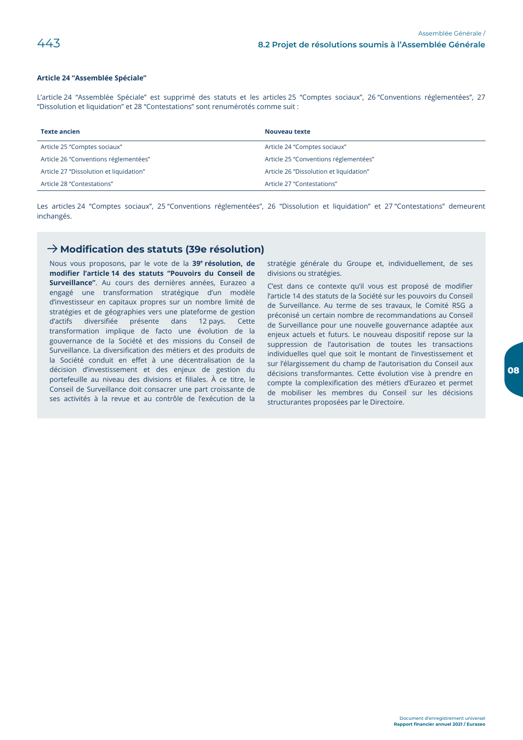#### Article 24 “Assemblée Spéciale”

L’article 24 “Assemblée Spéciale” est supprimé des statuts et les articles 25 “Comptes sociaux”, 26 “Conventions réglementées”, 27 “Dissolution et liquidation” et 28 “Contestations” sont renumérotés comme suit :

| Texte ancien | Nouveau texte |
|---|---|
| Article 25 “Comptes sociaux” | Article 24 “Comptes sociaux” |
| Article 26 “Conventions réglementées” | Article 25 “Conventions réglementées” |
| Article 27 “Dissolution et liquidation” | Article 26 “Dissolution et liquidation” |
| Article 28 “Contestations” | Article 27 “Contestations” |

Les articles 24 “Comptes sociaux”, 25 “Conventions réglementées”, 26 “Dissolution et liquidation” et 27 “Contestations” demeurent inchangés.

## → Modification des statuts (39e résolution)

Nous vous proposons, par le vote de la **39e résolution, de modifier l’article 14 des statuts “Pouvoirs du Conseil de Surveillance”**. Au cours des dernières années, Eurazeo a engagé une transformation stratégique d’un modèle d’investisseur en capitaux propres sur un nombre limité de stratégies et de géographies vers une plateforme de gestion d’actifs diversifiée présente dans 12 pays. Cette transformation implique de facto une évolution de la gouvernance de la Société et des missions du Conseil de Surveillance. La diversification des métiers et des produits de la Société conduit en effet à une décentralisation de la décision d’investissement et des enjeux de gestion du portefeuille au niveau des divisions et filiales. À ce titre, le Conseil de Surveillance doit consacrer une part croissante de ses activités à la revue et au contrôle de l’exécution de la stratégie générale du Groupe et, individuellement, de ses divisions ou stratégies.

C’est dans ce contexte qu’il vous est proposé de modifier l’article 14 des statuts de la Société sur les pouvoirs du Conseil de Surveillance. Au terme de ses travaux, le Comité RSG a préconisé un certain nombre de recommandations au Conseil de Surveillance pour une nouvelle gouvernance adaptée aux enjeux actuels et futurs. Le nouveau dispositif repose sur la suppression de l’autorisation de toutes les transactions individuelles quel que soit le montant de l’investissement et sur l’élargissement du champ de l’autorisation du Conseil aux décisions transformantes. Cette évolution vise à prendre en compte la complexification des métiers d’Eurazeo et permet de mobiliser les membres du Conseil sur les décisions structurantes proposées par le Directoire.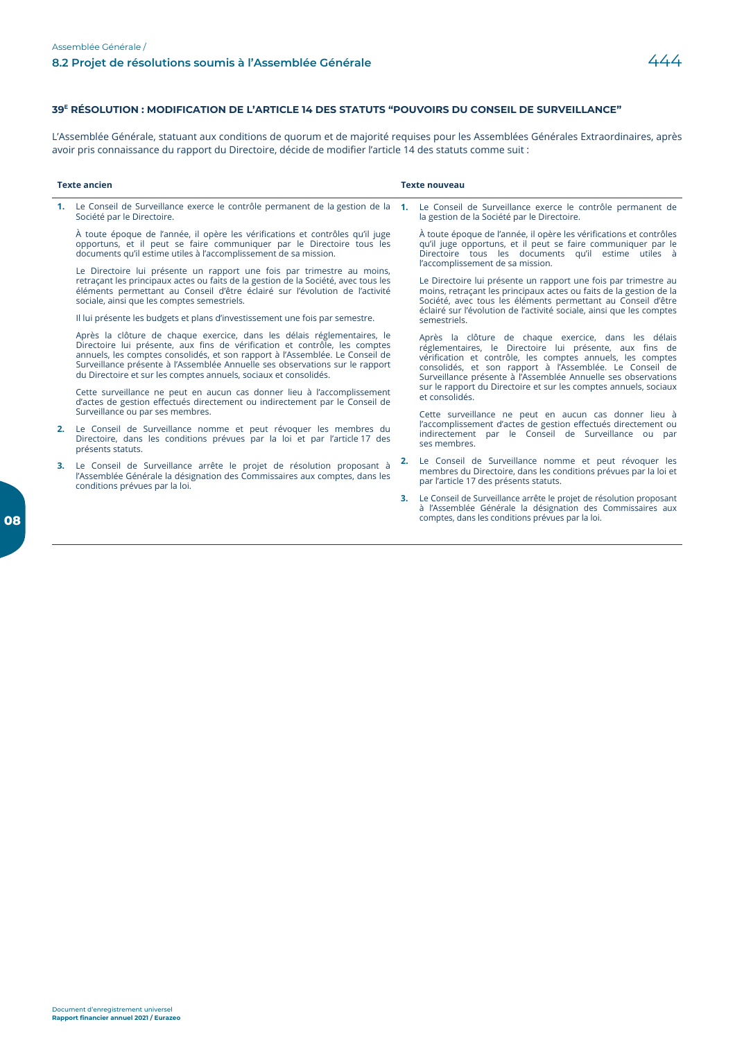### 39E RÉSOLUTION : MODIFICATION DE L'ARTICLE 14 DES STATUTS "POUVOIRS DU CONSEIL DE SURVEILLANCE"

L'Assemblée Générale, statuant aux conditions de quorum et de majorité requises pour les Assemblées Générales Extraordinaires, après avoir pris connaissance du rapport du Directoire, décide de modifier l'article 14 des statuts comme suit :

| Texte ancien | Texte nouveau |
|---|---|
| **1.** Le Conseil de Surveillance exerce le contrôle permanent de la gestion de la Société par le Directoire.<br><br>À toute époque de l'année, il opère les vérifications et contrôles qu'il juge opportuns, et il peut se faire communiquer par le Directoire tous les documents qu'il estime utiles à l'accomplissement de sa mission.<br><br>Le Directoire lui présente un rapport une fois par trimestre au moins, retraçant les principaux actes ou faits de la gestion de la Société, avec tous les éléments permettant au Conseil d'être éclairé sur l'évolution de l'activité sociale, ainsi que les comptes semestriels.<br><br>Il lui présente les budgets et plans d'investissement une fois par semestre.<br><br>Après la clôture de chaque exercice, dans les délais réglementaires, le Directoire lui présente, aux fins de vérification et contrôle, les comptes annuels, les comptes consolidés, et son rapport à l'Assemblée. Le Conseil de Surveillance présente à l'Assemblée Annuelle ses observations sur le rapport du Directoire et sur les comptes annuels, sociaux et consolidés.<br><br>Cette surveillance ne peut en aucun cas donner lieu à l'accomplissement d'actes de gestion effectués directement ou indirectement par le Conseil de Surveillance ou par ses membres. | **1.** Le Conseil de Surveillance exerce le contrôle permanent de la gestion de la Société par le Directoire.<br><br>À toute époque de l'année, il opère les vérifications et contrôles qu'il juge opportuns, et il peut se faire communiquer par le Directoire tous les documents qu'il estime utiles à l'accomplissement de sa mission.<br><br>Le Directoire lui présente un rapport une fois par trimestre au moins, retraçant les principaux actes ou faits de la gestion de la Société, avec tous les éléments permettant au Conseil d'être éclairé sur l'évolution de l'activité sociale, ainsi que les comptes semestriels.<br><br>Après la clôture de chaque exercice, dans les délais réglementaires, le Directoire lui présente, aux fins de vérification et contrôle, les comptes annuels, les comptes consolidés, et son rapport à l'Assemblée. Le Conseil de Surveillance présente à l'Assemblée Annuelle ses observations sur le rapport du Directoire et sur les comptes annuels, sociaux et consolidés.<br><br>Cette surveillance ne peut en aucun cas donner lieu à l'accomplissement d'actes de gestion effectués directement ou indirectement par le Conseil de Surveillance ou par ses membres. |
| **2.** Le Conseil de Surveillance nomme et peut révoquer les membres du Directoire, dans les conditions prévues par la loi et par l'article 17 des présents statuts. | **2.** Le Conseil de Surveillance nomme et peut révoquer les membres du Directoire, dans les conditions prévues par la loi et par l'article 17 des présents statuts. |
| **3.** Le Conseil de Surveillance arrête le projet de résolution proposant à l'Assemblée Générale la désignation des Commissaires aux comptes, dans les conditions prévues par la loi. | **3.** Le Conseil de Surveillance arrête le projet de résolution proposant à l'Assemblée Générale la désignation des Commissaires aux comptes, dans les conditions prévues par la loi. |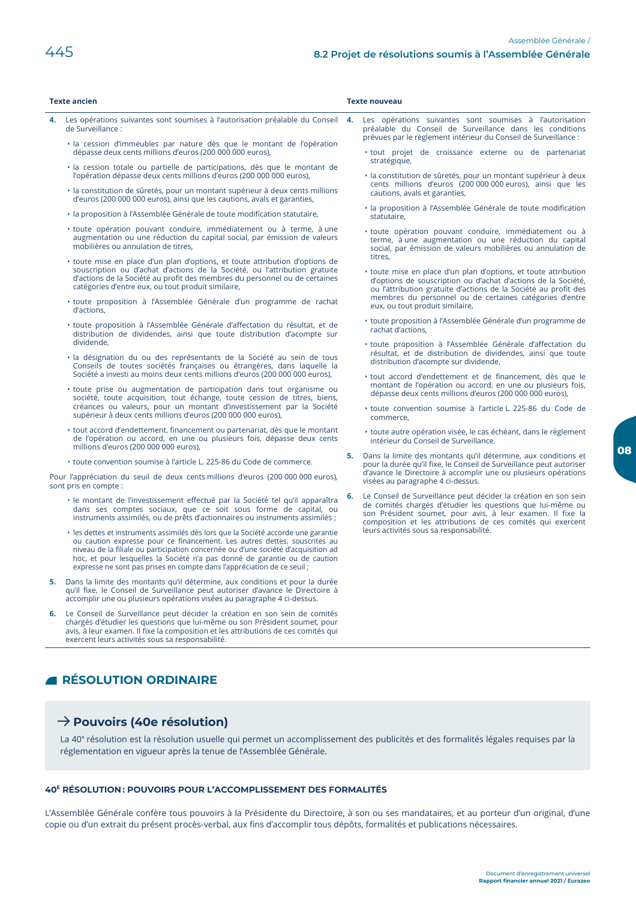| Texte ancien | Texte nouveau |
|---|---|
| **4.** Les opérations suivantes sont soumises à l'autorisation préalable du Conseil de Surveillance :<br>• la cession d'immeubles par nature dès que le montant de l'opération dépasse deux cents millions d'euros (200 000 000 euros),<br>• la cession totale ou partielle de participations, dès que le montant de l'opération dépasse deux cents millions d'euros (200 000 000 euros),<br>• la constitution de sûretés, pour un montant supérieur à deux cents millions d'euros (200 000 000 euros), ainsi que les cautions, avals et garanties,<br>• la proposition à l'Assemblée Générale de toute modification statutaire,<br>• toute opération pouvant conduire, immédiatement ou à terme, à une augmentation ou une réduction du capital social, par émission de valeurs mobilières ou annulation de titres,<br>• toute mise en place d'un plan d'options, et toute attribution d'options de souscription ou d'achat d'actions de la Société, ou l'attribution gratuite d'actions de la Société au profit des membres du personnel ou de certaines catégories d'entre eux, ou tout produit similaire,<br>• toute proposition à l'Assemblée Générale d'un programme de rachat d'actions,<br>• toute proposition à l'Assemblée Générale d'affectation du résultat, et de distribution de dividendes, ainsi que toute distribution d'acompte sur dividende,<br>• la désignation du ou des représentants de la Société au sein de tous Conseils de toutes sociétés françaises ou étrangères, dans laquelle la Société a investi au moins deux cents millions d'euros (200 000 000 euros),<br>• toute prise ou augmentation de participation dans tout organisme ou société, toute acquisition, tout échange, toute cession de titres, biens, créances ou valeurs, pour un montant d'investissement par la Société supérieur à deux cents millions d'euros (200 000 000 euros),<br>• tout accord d'endettement, financement ou partenariat, dès que le montant de l'opération ou accord, en une ou plusieurs fois, dépasse deux cents millions d'euros (200 000 000 euros),<br>• toute convention soumise à l'article L. 225-86 du Code de commerce.<br>Pour l'appréciation du seuil de deux cents millions d'euros (200 000 000 euros), sont pris en compte :<br>• le montant de l'investissement effectué par la Société tel qu'il apparaîtra dans ses comptes sociaux, que ce soit sous forme de capital, ou instruments assimilés, ou de prêts d'actionnaires ou instruments assimilés ;<br>• les dettes et instruments assimilés dès lors que la Société accorde une garantie ou caution expresse pour ce financement. Les autres dettes, souscrites au niveau de la filiale ou participation concernée ou d'une société d'acquisition ad hoc, et pour lesquelles la Société n'a pas donné de garantie ou de caution expresse ne sont pas prises en compte dans l'appréciation de ce seuil ; | **4.** Les opérations suivantes sont soumises à l'autorisation préalable du Conseil de Surveillance dans les conditions prévues par le règlement intérieur du Conseil de Surveillance :<br>• tout projet de croissance externe ou de partenariat stratégique,<br>• la constitution de sûretés, pour un montant supérieur à deux cents millions d'euros (200 000 000 euros), ainsi que les cautions, avals et garanties,<br>• la proposition à l'Assemblée Générale de toute modification statutaire,<br>• toute opération pouvant conduire, immédiatement ou à terme, à une augmentation ou une réduction du capital social, par émission de valeurs mobilières ou annulation de titres,<br>• toute mise en place d'un plan d'options, et toute attribution d'options de souscription ou d'achat d'actions de la Société, ou l'attribution gratuite d'actions de la Société au profit des membres du personnel ou de certaines catégories d'entre eux, ou tout produit similaire,<br>• toute proposition à l'Assemblée Générale d'un programme de rachat d'actions,<br>• toute proposition à l'Assemblée Générale d'affectation du résultat, et de distribution de dividendes, ainsi que toute distribution d'acompte sur dividende,<br>• tout accord d'endettement et de financement, dès que le montant de l'opération ou accord, en une ou plusieurs fois, dépasse deux cents millions d'euros (200 000 000 euros),<br>• toute convention soumise à l'article L. 225-86 du Code de commerce,<br>• toute autre opération visée, le cas échéant, dans le règlement intérieur du Conseil de Surveillance. |
| **5.** Dans la limite des montants qu'il détermine, aux conditions et pour la durée qu'il fixe, le Conseil de Surveillance peut autoriser d'avance le Directoire à accomplir une ou plusieurs opérations visées au paragraphe 4 ci-dessus. | **5.** Dans la limite des montants qu'il détermine, aux conditions et pour la durée qu'il fixe, le Conseil de Surveillance peut autoriser d'avance le Directoire à accomplir une ou plusieurs opérations visées au paragraphe 4 ci-dessus. |
| **6.** Le Conseil de Surveillance peut décider la création en son sein de comités chargés d'étudier les questions que lui-même ou son Président soumet, pour avis, à leur examen. Il fixe la composition et les attributions de ces comités qui exercent leurs activités sous sa responsabilité. | **6.** Le Conseil de Surveillance peut décider la création en son sein de comités chargés d'étudier les questions que lui-même ou son Président soumet, pour avis, à leur examen. Il fixe la composition et les attributions de ces comités qui exercent leurs activités sous sa responsabilité. |

## RÉSOLUTION ORDINAIRE

### → Pouvoirs (40e résolution)

La 40e résolution est la résolution usuelle qui permet un accomplissement des publicités et des formalités légales requises par la réglementation en vigueur après la tenue de l'Assemblée Générale.

#### 40E RÉSOLUTION : POUVOIRS POUR L'ACCOMPLISSEMENT DES FORMALITÉS

L'Assemblée Générale confère tous pouvoirs à la Présidente du Directoire, à son ou ses mandataires, et au porteur d'un original, d'une copie ou d'un extrait du présent procès-verbal, aux fins d'accomplir tous dépôts, formalités et publications nécessaires.